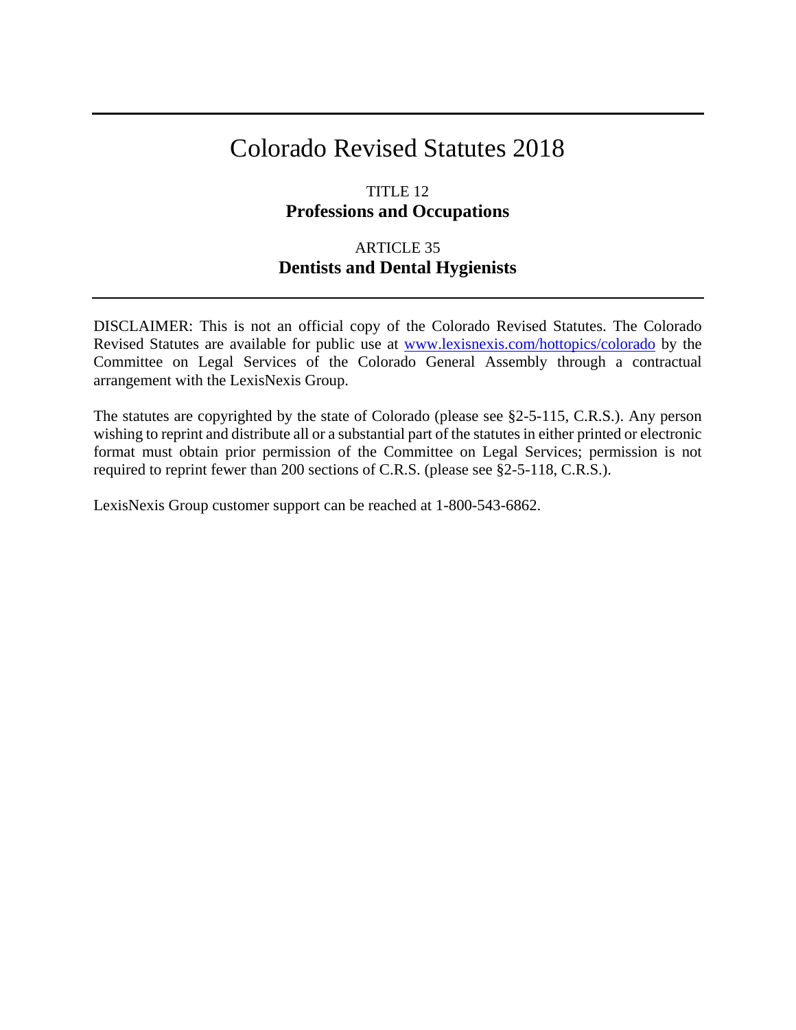# Colorado Revised Statutes 2018

## TITLE 12
## **Professions and Occupations**

## ARTICLE 35
## **Dentists and Dental Hygienists**

---

DISCLAIMER: This is not an official copy of the Colorado Revised Statutes. The Colorado Revised Statutes are available for public use at www.lexisnexis.com/hottopics/colorado by the Committee on Legal Services of the Colorado General Assembly through a contractual arrangement with the LexisNexis Group.

The statutes are copyrighted by the state of Colorado (please see §2-5-115, C.R.S.). Any person wishing to reprint and distribute all or a substantial part of the statutes in either printed or electronic format must obtain prior permission of the Committee on Legal Services; permission is not required to reprint fewer than 200 sections of C.R.S. (please see §2-5-118, C.R.S.).

LexisNexis Group customer support can be reached at 1-800-543-6862.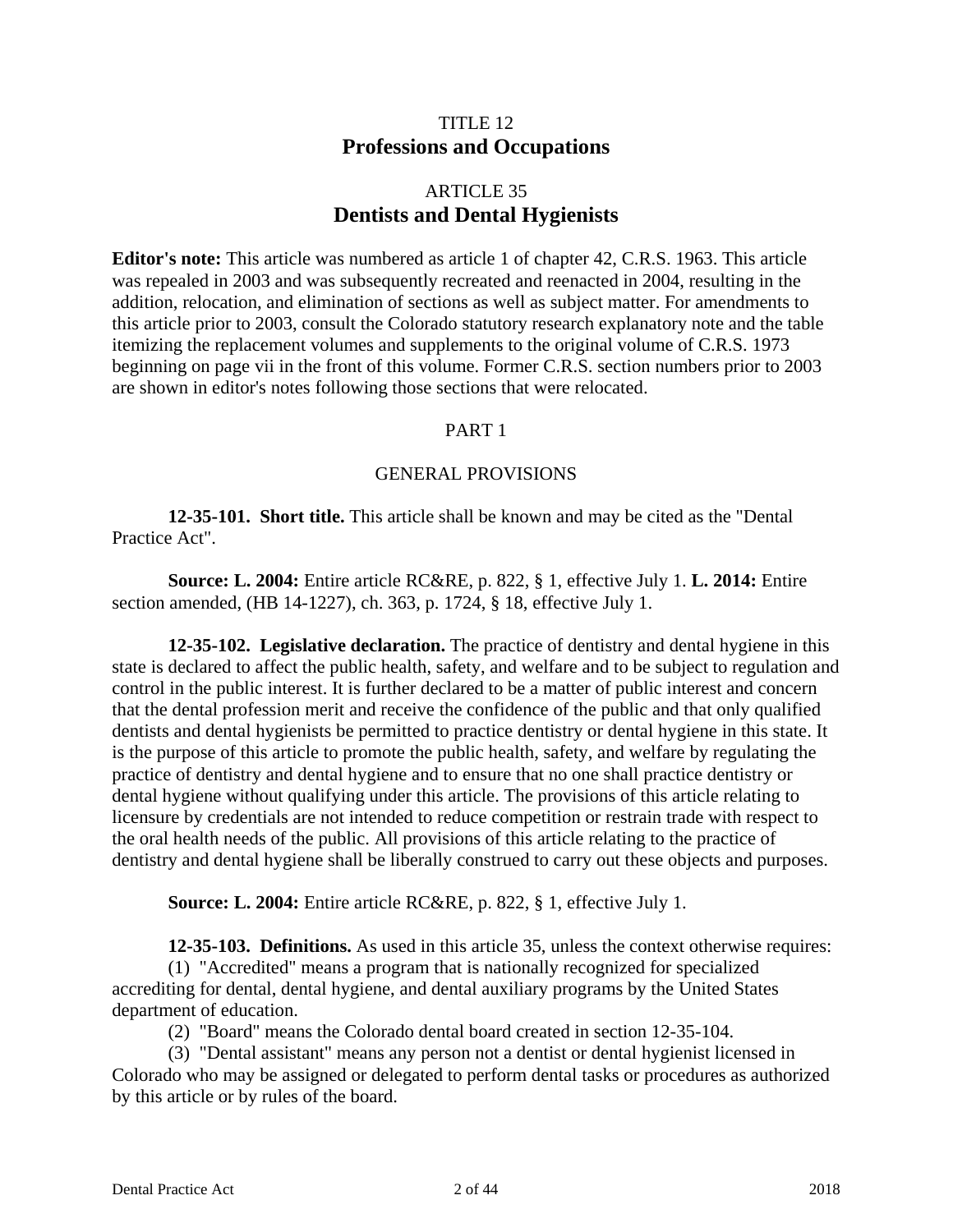# TITLE 12
# Professions and Occupations

## ARTICLE 35
## Dentists and Dental Hygienists

**Editor's note:** This article was numbered as article 1 of chapter 42, C.R.S. 1963. This article was repealed in 2003 and was subsequently recreated and reenacted in 2004, resulting in the addition, relocation, and elimination of sections as well as subject matter. For amendments to this article prior to 2003, consult the Colorado statutory research explanatory note and the table itemizing the replacement volumes and supplements to the original volume of C.R.S. 1973 beginning on page vii in the front of this volume. Former C.R.S. section numbers prior to 2003 are shown in editor's notes following those sections that were relocated.

### PART 1

### GENERAL PROVISIONS

**12-35-101. Short title.** This article shall be known and may be cited as the "Dental Practice Act".

**Source: L. 2004:** Entire article RC&RE, p. 822, § 1, effective July 1. **L. 2014:** Entire section amended, (HB 14-1227), ch. 363, p. 1724, § 18, effective July 1.

**12-35-102. Legislative declaration.** The practice of dentistry and dental hygiene in this state is declared to affect the public health, safety, and welfare and to be subject to regulation and control in the public interest. It is further declared to be a matter of public interest and concern that the dental profession merit and receive the confidence of the public and that only qualified dentists and dental hygienists be permitted to practice dentistry or dental hygiene in this state. It is the purpose of this article to promote the public health, safety, and welfare by regulating the practice of dentistry and dental hygiene and to ensure that no one shall practice dentistry or dental hygiene without qualifying under this article. The provisions of this article relating to licensure by credentials are not intended to reduce competition or restrain trade with respect to the oral health needs of the public. All provisions of this article relating to the practice of dentistry and dental hygiene shall be liberally construed to carry out these objects and purposes.

**Source: L. 2004:** Entire article RC&RE, p. 822, § 1, effective July 1.

**12-35-103. Definitions.** As used in this article 35, unless the context otherwise requires:

(1) "Accredited" means a program that is nationally recognized for specialized accrediting for dental, dental hygiene, and dental auxiliary programs by the United States department of education.

(2) "Board" means the Colorado dental board created in section 12-35-104.

(3) "Dental assistant" means any person not a dentist or dental hygienist licensed in Colorado who may be assigned or delegated to perform dental tasks or procedures as authorized by this article or by rules of the board.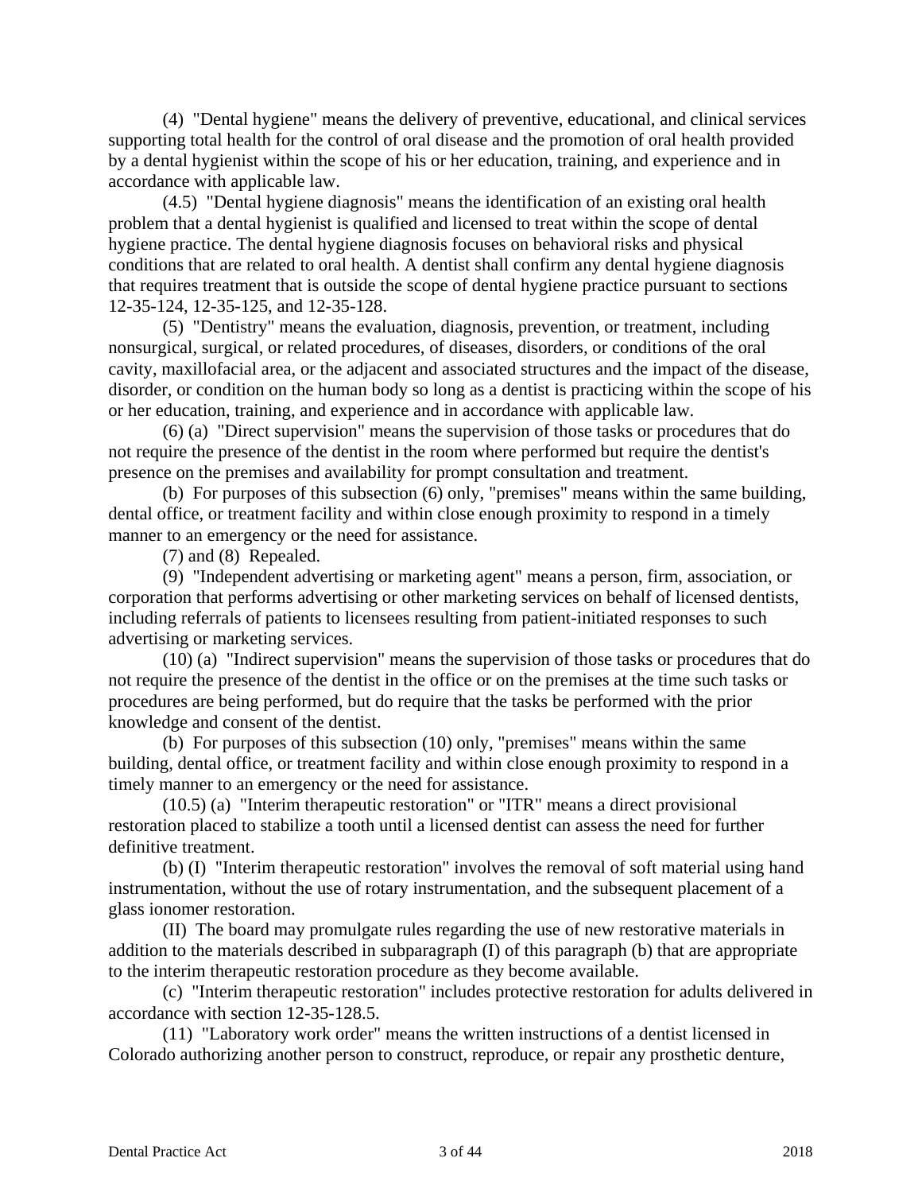(4) "Dental hygiene" means the delivery of preventive, educational, and clinical services supporting total health for the control of oral disease and the promotion of oral health provided by a dental hygienist within the scope of his or her education, training, and experience and in accordance with applicable law.

(4.5) "Dental hygiene diagnosis" means the identification of an existing oral health problem that a dental hygienist is qualified and licensed to treat within the scope of dental hygiene practice. The dental hygiene diagnosis focuses on behavioral risks and physical conditions that are related to oral health. A dentist shall confirm any dental hygiene diagnosis that requires treatment that is outside the scope of dental hygiene practice pursuant to sections 12-35-124, 12-35-125, and 12-35-128.

(5) "Dentistry" means the evaluation, diagnosis, prevention, or treatment, including nonsurgical, surgical, or related procedures, of diseases, disorders, or conditions of the oral cavity, maxillofacial area, or the adjacent and associated structures and the impact of the disease, disorder, or condition on the human body so long as a dentist is practicing within the scope of his or her education, training, and experience and in accordance with applicable law.

(6) (a) "Direct supervision" means the supervision of those tasks or procedures that do not require the presence of the dentist in the room where performed but require the dentist's presence on the premises and availability for prompt consultation and treatment.

(b) For purposes of this subsection (6) only, "premises" means within the same building, dental office, or treatment facility and within close enough proximity to respond in a timely manner to an emergency or the need for assistance.

(7) and (8) Repealed.

(9) "Independent advertising or marketing agent" means a person, firm, association, or corporation that performs advertising or other marketing services on behalf of licensed dentists, including referrals of patients to licensees resulting from patient-initiated responses to such advertising or marketing services.

(10) (a) "Indirect supervision" means the supervision of those tasks or procedures that do not require the presence of the dentist in the office or on the premises at the time such tasks or procedures are being performed, but do require that the tasks be performed with the prior knowledge and consent of the dentist.

(b) For purposes of this subsection (10) only, "premises" means within the same building, dental office, or treatment facility and within close enough proximity to respond in a timely manner to an emergency or the need for assistance.

(10.5) (a) "Interim therapeutic restoration" or "ITR" means a direct provisional restoration placed to stabilize a tooth until a licensed dentist can assess the need for further definitive treatment.

(b) (I) "Interim therapeutic restoration" involves the removal of soft material using hand instrumentation, without the use of rotary instrumentation, and the subsequent placement of a glass ionomer restoration.

(II) The board may promulgate rules regarding the use of new restorative materials in addition to the materials described in subparagraph (I) of this paragraph (b) that are appropriate to the interim therapeutic restoration procedure as they become available.

(c) "Interim therapeutic restoration" includes protective restoration for adults delivered in accordance with section 12-35-128.5.

(11) "Laboratory work order" means the written instructions of a dentist licensed in Colorado authorizing another person to construct, reproduce, or repair any prosthetic denture,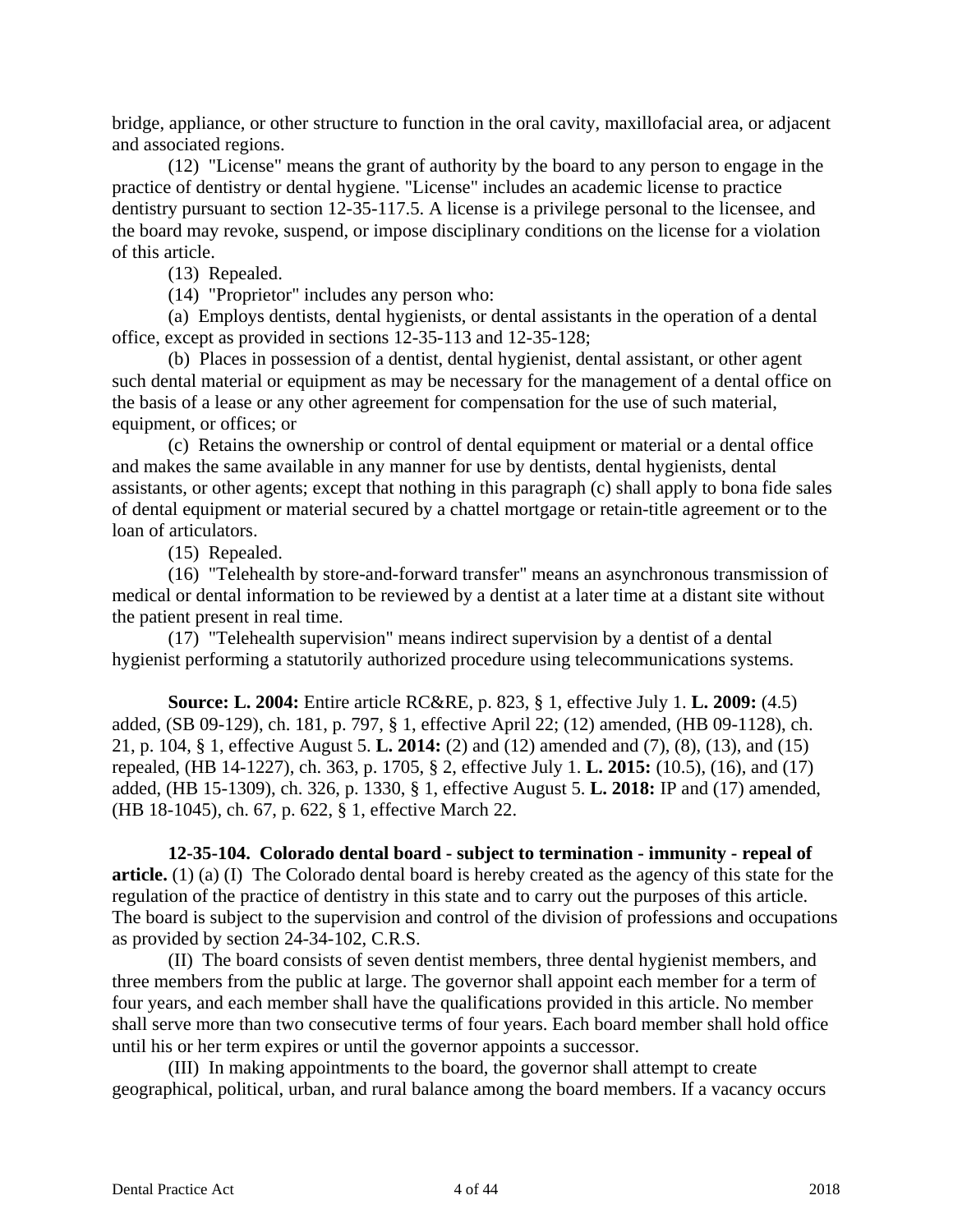bridge, appliance, or other structure to function in the oral cavity, maxillofacial area, or adjacent and associated regions.

(12) "License" means the grant of authority by the board to any person to engage in the practice of dentistry or dental hygiene. "License" includes an academic license to practice dentistry pursuant to section 12-35-117.5. A license is a privilege personal to the licensee, and the board may revoke, suspend, or impose disciplinary conditions on the license for a violation of this article.

(13) Repealed.

(14) "Proprietor" includes any person who:

(a) Employs dentists, dental hygienists, or dental assistants in the operation of a dental office, except as provided in sections 12-35-113 and 12-35-128;

(b) Places in possession of a dentist, dental hygienist, dental assistant, or other agent such dental material or equipment as may be necessary for the management of a dental office on the basis of a lease or any other agreement for compensation for the use of such material, equipment, or offices; or

(c) Retains the ownership or control of dental equipment or material or a dental office and makes the same available in any manner for use by dentists, dental hygienists, dental assistants, or other agents; except that nothing in this paragraph (c) shall apply to bona fide sales of dental equipment or material secured by a chattel mortgage or retain-title agreement or to the loan of articulators.

(15) Repealed.

(16) "Telehealth by store-and-forward transfer" means an asynchronous transmission of medical or dental information to be reviewed by a dentist at a later time at a distant site without the patient present in real time.

(17) "Telehealth supervision" means indirect supervision by a dentist of a dental hygienist performing a statutorily authorized procedure using telecommunications systems.

**Source: L. 2004:** Entire article RC&RE, p. 823, § 1, effective July 1. **L. 2009:** (4.5) added, (SB 09-129), ch. 181, p. 797, § 1, effective April 22; (12) amended, (HB 09-1128), ch. 21, p. 104, § 1, effective August 5. **L. 2014:** (2) and (12) amended and (7), (8), (13), and (15) repealed, (HB 14-1227), ch. 363, p. 1705, § 2, effective July 1. **L. 2015:** (10.5), (16), and (17) added, (HB 15-1309), ch. 326, p. 1330, § 1, effective August 5. **L. 2018:** IP and (17) amended, (HB 18-1045), ch. 67, p. 622, § 1, effective March 22.

**12-35-104. Colorado dental board - subject to termination - immunity - repeal of article.** (1) (a) (I) The Colorado dental board is hereby created as the agency of this state for the regulation of the practice of dentistry in this state and to carry out the purposes of this article. The board is subject to the supervision and control of the division of professions and occupations as provided by section 24-34-102, C.R.S.

(II) The board consists of seven dentist members, three dental hygienist members, and three members from the public at large. The governor shall appoint each member for a term of four years, and each member shall have the qualifications provided in this article. No member shall serve more than two consecutive terms of four years. Each board member shall hold office until his or her term expires or until the governor appoints a successor.

(III) In making appointments to the board, the governor shall attempt to create geographical, political, urban, and rural balance among the board members. If a vacancy occurs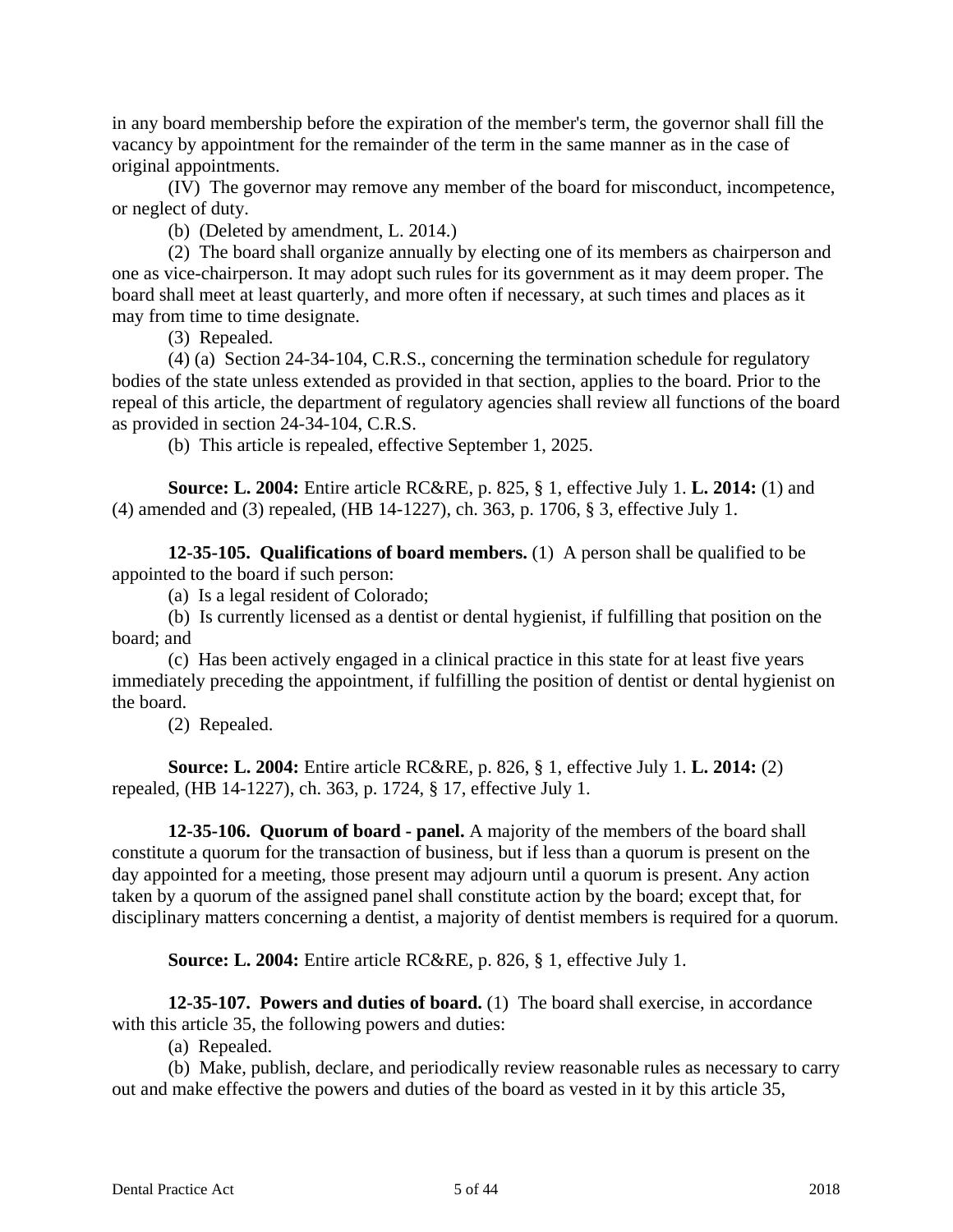in any board membership before the expiration of the member's term, the governor shall fill the vacancy by appointment for the remainder of the term in the same manner as in the case of original appointments.

(IV) The governor may remove any member of the board for misconduct, incompetence, or neglect of duty.

(b) (Deleted by amendment, L. 2014.)

(2) The board shall organize annually by electing one of its members as chairperson and one as vice-chairperson. It may adopt such rules for its government as it may deem proper. The board shall meet at least quarterly, and more often if necessary, at such times and places as it may from time to time designate.

(3) Repealed.

(4) (a) Section 24-34-104, C.R.S., concerning the termination schedule for regulatory bodies of the state unless extended as provided in that section, applies to the board. Prior to the repeal of this article, the department of regulatory agencies shall review all functions of the board as provided in section 24-34-104, C.R.S.

(b) This article is repealed, effective September 1, 2025.

**Source: L. 2004:** Entire article RC&RE, p. 825, § 1, effective July 1. **L. 2014:** (1) and (4) amended and (3) repealed, (HB 14-1227), ch. 363, p. 1706, § 3, effective July 1.

**12-35-105. Qualifications of board members.** (1) A person shall be qualified to be appointed to the board if such person:

(a) Is a legal resident of Colorado;

(b) Is currently licensed as a dentist or dental hygienist, if fulfilling that position on the board; and

(c) Has been actively engaged in a clinical practice in this state for at least five years immediately preceding the appointment, if fulfilling the position of dentist or dental hygienist on the board.

(2) Repealed.

**Source: L. 2004:** Entire article RC&RE, p. 826, § 1, effective July 1. **L. 2014:** (2) repealed, (HB 14-1227), ch. 363, p. 1724, § 17, effective July 1.

**12-35-106. Quorum of board - panel.** A majority of the members of the board shall constitute a quorum for the transaction of business, but if less than a quorum is present on the day appointed for a meeting, those present may adjourn until a quorum is present. Any action taken by a quorum of the assigned panel shall constitute action by the board; except that, for disciplinary matters concerning a dentist, a majority of dentist members is required for a quorum.

**Source: L. 2004:** Entire article RC&RE, p. 826, § 1, effective July 1.

**12-35-107. Powers and duties of board.** (1) The board shall exercise, in accordance with this article 35, the following powers and duties:

(a) Repealed.

(b) Make, publish, declare, and periodically review reasonable rules as necessary to carry out and make effective the powers and duties of the board as vested in it by this article 35,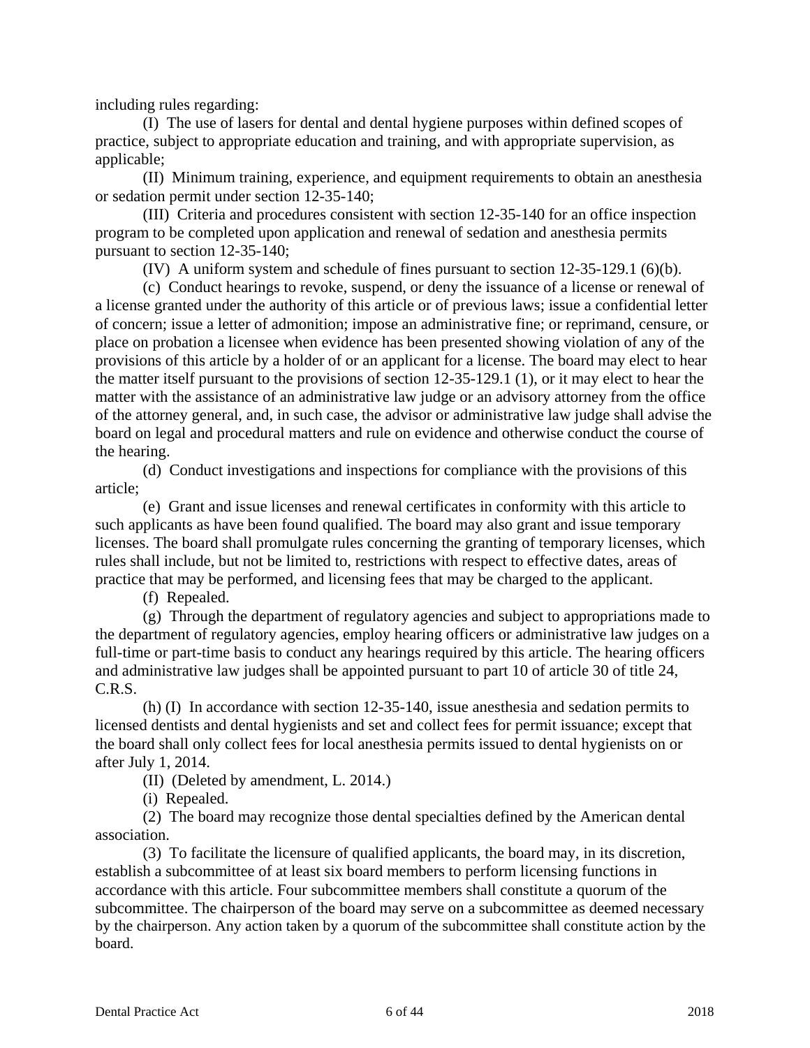including rules regarding:

(I) The use of lasers for dental and dental hygiene purposes within defined scopes of practice, subject to appropriate education and training, and with appropriate supervision, as applicable;

(II) Minimum training, experience, and equipment requirements to obtain an anesthesia or sedation permit under section 12-35-140;

(III) Criteria and procedures consistent with section 12-35-140 for an office inspection program to be completed upon application and renewal of sedation and anesthesia permits pursuant to section 12-35-140;

(IV) A uniform system and schedule of fines pursuant to section 12-35-129.1 (6)(b).

(c) Conduct hearings to revoke, suspend, or deny the issuance of a license or renewal of a license granted under the authority of this article or of previous laws; issue a confidential letter of concern; issue a letter of admonition; impose an administrative fine; or reprimand, censure, or place on probation a licensee when evidence has been presented showing violation of any of the provisions of this article by a holder of or an applicant for a license. The board may elect to hear the matter itself pursuant to the provisions of section 12-35-129.1 (1), or it may elect to hear the matter with the assistance of an administrative law judge or an advisory attorney from the office of the attorney general, and, in such case, the advisor or administrative law judge shall advise the board on legal and procedural matters and rule on evidence and otherwise conduct the course of the hearing.

(d) Conduct investigations and inspections for compliance with the provisions of this article;

(e) Grant and issue licenses and renewal certificates in conformity with this article to such applicants as have been found qualified. The board may also grant and issue temporary licenses. The board shall promulgate rules concerning the granting of temporary licenses, which rules shall include, but not be limited to, restrictions with respect to effective dates, areas of practice that may be performed, and licensing fees that may be charged to the applicant.

(f) Repealed.

(g) Through the department of regulatory agencies and subject to appropriations made to the department of regulatory agencies, employ hearing officers or administrative law judges on a full-time or part-time basis to conduct any hearings required by this article. The hearing officers and administrative law judges shall be appointed pursuant to part 10 of article 30 of title 24, C.R.S.

(h) (I) In accordance with section 12-35-140, issue anesthesia and sedation permits to licensed dentists and dental hygienists and set and collect fees for permit issuance; except that the board shall only collect fees for local anesthesia permits issued to dental hygienists on or after July 1, 2014.

(II) (Deleted by amendment, L. 2014.)

(i) Repealed.

(2) The board may recognize those dental specialties defined by the American dental association.

(3) To facilitate the licensure of qualified applicants, the board may, in its discretion, establish a subcommittee of at least six board members to perform licensing functions in accordance with this article. Four subcommittee members shall constitute a quorum of the subcommittee. The chairperson of the board may serve on a subcommittee as deemed necessary by the chairperson. Any action taken by a quorum of the subcommittee shall constitute action by the board.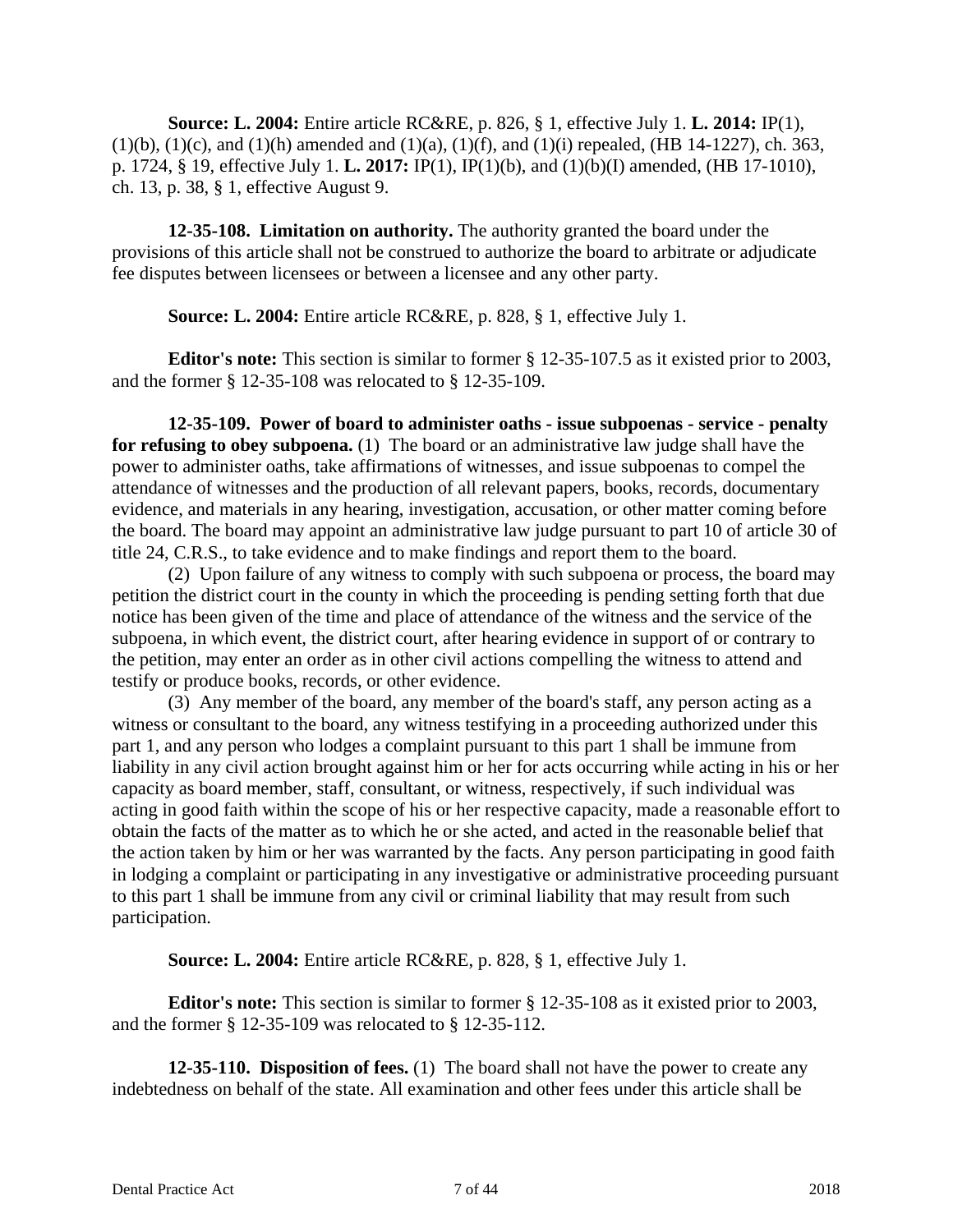**Source: L. 2004:** Entire article RC&RE, p. 826, § 1, effective July 1. **L. 2014:** IP(1), (1)(b), (1)(c), and (1)(h) amended and (1)(a), (1)(f), and (1)(i) repealed, (HB 14-1227), ch. 363, p. 1724, § 19, effective July 1. **L. 2017:** IP(1), IP(1)(b), and (1)(b)(I) amended, (HB 17-1010), ch. 13, p. 38, § 1, effective August 9.

**12-35-108. Limitation on authority.** The authority granted the board under the provisions of this article shall not be construed to authorize the board to arbitrate or adjudicate fee disputes between licensees or between a licensee and any other party.

**Source: L. 2004:** Entire article RC&RE, p. 828, § 1, effective July 1.

**Editor's note:** This section is similar to former § 12-35-107.5 as it existed prior to 2003, and the former § 12-35-108 was relocated to § 12-35-109.

**12-35-109. Power of board to administer oaths - issue subpoenas - service - penalty for refusing to obey subpoena.** (1) The board or an administrative law judge shall have the power to administer oaths, take affirmations of witnesses, and issue subpoenas to compel the attendance of witnesses and the production of all relevant papers, books, records, documentary evidence, and materials in any hearing, investigation, accusation, or other matter coming before the board. The board may appoint an administrative law judge pursuant to part 10 of article 30 of title 24, C.R.S., to take evidence and to make findings and report them to the board.

(2) Upon failure of any witness to comply with such subpoena or process, the board may petition the district court in the county in which the proceeding is pending setting forth that due notice has been given of the time and place of attendance of the witness and the service of the subpoena, in which event, the district court, after hearing evidence in support of or contrary to the petition, may enter an order as in other civil actions compelling the witness to attend and testify or produce books, records, or other evidence.

(3) Any member of the board, any member of the board's staff, any person acting as a witness or consultant to the board, any witness testifying in a proceeding authorized under this part 1, and any person who lodges a complaint pursuant to this part 1 shall be immune from liability in any civil action brought against him or her for acts occurring while acting in his or her capacity as board member, staff, consultant, or witness, respectively, if such individual was acting in good faith within the scope of his or her respective capacity, made a reasonable effort to obtain the facts of the matter as to which he or she acted, and acted in the reasonable belief that the action taken by him or her was warranted by the facts. Any person participating in good faith in lodging a complaint or participating in any investigative or administrative proceeding pursuant to this part 1 shall be immune from any civil or criminal liability that may result from such participation.

**Source: L. 2004:** Entire article RC&RE, p. 828, § 1, effective July 1.

**Editor's note:** This section is similar to former § 12-35-108 as it existed prior to 2003, and the former § 12-35-109 was relocated to § 12-35-112.

**12-35-110. Disposition of fees.** (1) The board shall not have the power to create any indebtedness on behalf of the state. All examination and other fees under this article shall be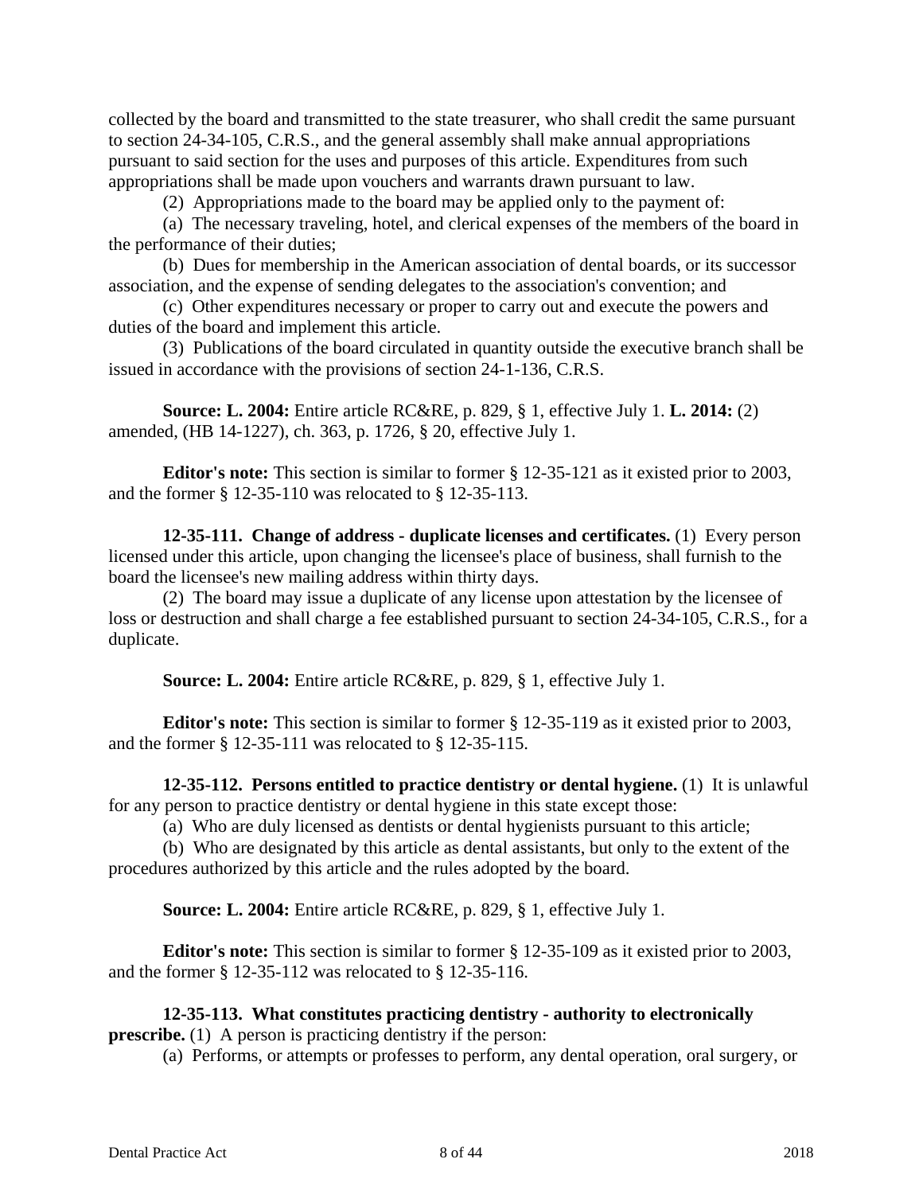collected by the board and transmitted to the state treasurer, who shall credit the same pursuant to section 24-34-105, C.R.S., and the general assembly shall make annual appropriations pursuant to said section for the uses and purposes of this article. Expenditures from such appropriations shall be made upon vouchers and warrants drawn pursuant to law.

(2) Appropriations made to the board may be applied only to the payment of:

(a) The necessary traveling, hotel, and clerical expenses of the members of the board in the performance of their duties;

(b) Dues for membership in the American association of dental boards, or its successor association, and the expense of sending delegates to the association's convention; and

(c) Other expenditures necessary or proper to carry out and execute the powers and duties of the board and implement this article.

(3) Publications of the board circulated in quantity outside the executive branch shall be issued in accordance with the provisions of section 24-1-136, C.R.S.

**Source: L. 2004:** Entire article RC&RE, p. 829, § 1, effective July 1. **L. 2014:** (2) amended, (HB 14-1227), ch. 363, p. 1726, § 20, effective July 1.

**Editor's note:** This section is similar to former § 12-35-121 as it existed prior to 2003, and the former § 12-35-110 was relocated to § 12-35-113.

**12-35-111. Change of address - duplicate licenses and certificates.** (1) Every person licensed under this article, upon changing the licensee's place of business, shall furnish to the board the licensee's new mailing address within thirty days.

(2) The board may issue a duplicate of any license upon attestation by the licensee of loss or destruction and shall charge a fee established pursuant to section 24-34-105, C.R.S., for a duplicate.

**Source: L. 2004:** Entire article RC&RE, p. 829, § 1, effective July 1.

**Editor's note:** This section is similar to former § 12-35-119 as it existed prior to 2003, and the former § 12-35-111 was relocated to § 12-35-115.

**12-35-112. Persons entitled to practice dentistry or dental hygiene.** (1) It is unlawful for any person to practice dentistry or dental hygiene in this state except those:

(a) Who are duly licensed as dentists or dental hygienists pursuant to this article;

(b) Who are designated by this article as dental assistants, but only to the extent of the procedures authorized by this article and the rules adopted by the board.

**Source: L. 2004:** Entire article RC&RE, p. 829, § 1, effective July 1.

**Editor's note:** This section is similar to former § 12-35-109 as it existed prior to 2003, and the former § 12-35-112 was relocated to § 12-35-116.

**12-35-113. What constitutes practicing dentistry - authority to electronically prescribe.** (1) A person is practicing dentistry if the person:

(a) Performs, or attempts or professes to perform, any dental operation, oral surgery, or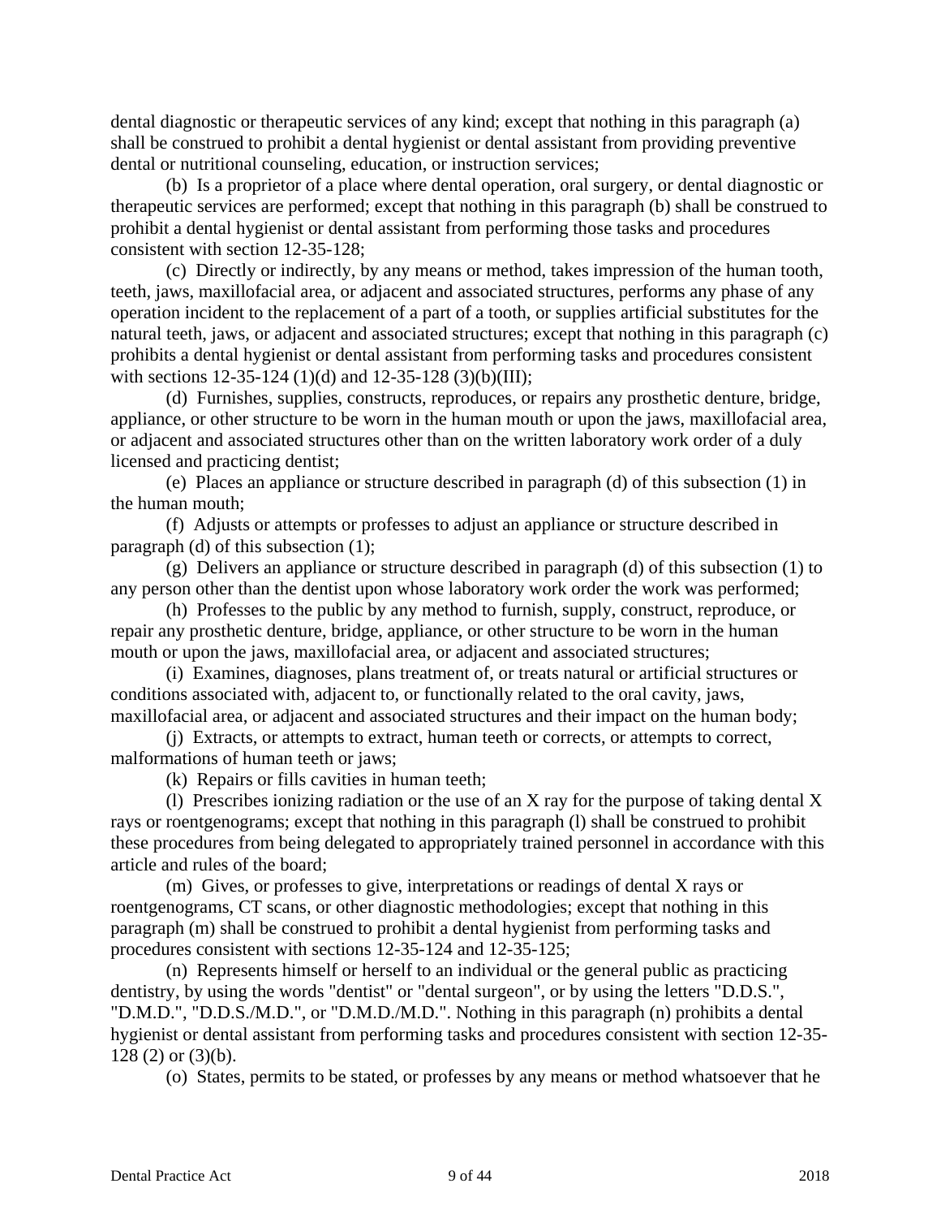dental diagnostic or therapeutic services of any kind; except that nothing in this paragraph (a) shall be construed to prohibit a dental hygienist or dental assistant from providing preventive dental or nutritional counseling, education, or instruction services;

(b) Is a proprietor of a place where dental operation, oral surgery, or dental diagnostic or therapeutic services are performed; except that nothing in this paragraph (b) shall be construed to prohibit a dental hygienist or dental assistant from performing those tasks and procedures consistent with section 12-35-128;

(c) Directly or indirectly, by any means or method, takes impression of the human tooth, teeth, jaws, maxillofacial area, or adjacent and associated structures, performs any phase of any operation incident to the replacement of a part of a tooth, or supplies artificial substitutes for the natural teeth, jaws, or adjacent and associated structures; except that nothing in this paragraph (c) prohibits a dental hygienist or dental assistant from performing tasks and procedures consistent with sections 12-35-124 (1)(d) and 12-35-128 (3)(b)(III);

(d) Furnishes, supplies, constructs, reproduces, or repairs any prosthetic denture, bridge, appliance, or other structure to be worn in the human mouth or upon the jaws, maxillofacial area, or adjacent and associated structures other than on the written laboratory work order of a duly licensed and practicing dentist;

(e) Places an appliance or structure described in paragraph (d) of this subsection (1) in the human mouth;

(f) Adjusts or attempts or professes to adjust an appliance or structure described in paragraph (d) of this subsection (1);

(g) Delivers an appliance or structure described in paragraph (d) of this subsection (1) to any person other than the dentist upon whose laboratory work order the work was performed;

(h) Professes to the public by any method to furnish, supply, construct, reproduce, or repair any prosthetic denture, bridge, appliance, or other structure to be worn in the human mouth or upon the jaws, maxillofacial area, or adjacent and associated structures;

(i) Examines, diagnoses, plans treatment of, or treats natural or artificial structures or conditions associated with, adjacent to, or functionally related to the oral cavity, jaws, maxillofacial area, or adjacent and associated structures and their impact on the human body;

(j) Extracts, or attempts to extract, human teeth or corrects, or attempts to correct, malformations of human teeth or jaws;

(k) Repairs or fills cavities in human teeth;

(l) Prescribes ionizing radiation or the use of an X ray for the purpose of taking dental X rays or roentgenograms; except that nothing in this paragraph (l) shall be construed to prohibit these procedures from being delegated to appropriately trained personnel in accordance with this article and rules of the board;

(m) Gives, or professes to give, interpretations or readings of dental X rays or roentgenograms, CT scans, or other diagnostic methodologies; except that nothing in this paragraph (m) shall be construed to prohibit a dental hygienist from performing tasks and procedures consistent with sections 12-35-124 and 12-35-125;

(n) Represents himself or herself to an individual or the general public as practicing dentistry, by using the words "dentist" or "dental surgeon", or by using the letters "D.D.S.", "D.M.D.", "D.D.S./M.D.", or "D.M.D./M.D.". Nothing in this paragraph (n) prohibits a dental hygienist or dental assistant from performing tasks and procedures consistent with section 12-35-128 (2) or (3)(b).

(o) States, permits to be stated, or professes by any means or method whatsoever that he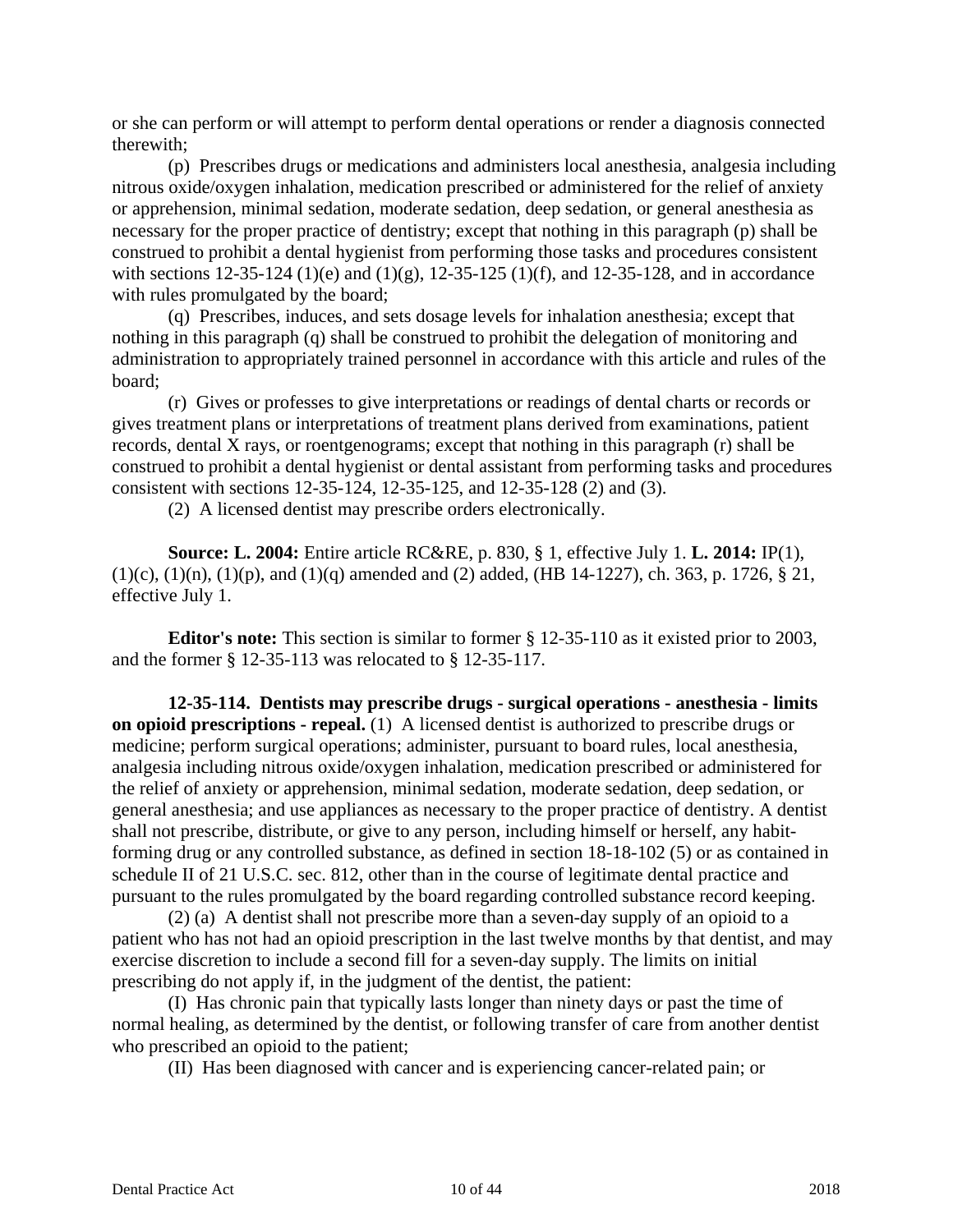or she can perform or will attempt to perform dental operations or render a diagnosis connected therewith;

(p) Prescribes drugs or medications and administers local anesthesia, analgesia including nitrous oxide/oxygen inhalation, medication prescribed or administered for the relief of anxiety or apprehension, minimal sedation, moderate sedation, deep sedation, or general anesthesia as necessary for the proper practice of dentistry; except that nothing in this paragraph (p) shall be construed to prohibit a dental hygienist from performing those tasks and procedures consistent with sections 12-35-124 (1)(e) and (1)(g), 12-35-125 (1)(f), and 12-35-128, and in accordance with rules promulgated by the board;

(q) Prescribes, induces, and sets dosage levels for inhalation anesthesia; except that nothing in this paragraph (q) shall be construed to prohibit the delegation of monitoring and administration to appropriately trained personnel in accordance with this article and rules of the board;

(r) Gives or professes to give interpretations or readings of dental charts or records or gives treatment plans or interpretations of treatment plans derived from examinations, patient records, dental X rays, or roentgenograms; except that nothing in this paragraph (r) shall be construed to prohibit a dental hygienist or dental assistant from performing tasks and procedures consistent with sections 12-35-124, 12-35-125, and 12-35-128 (2) and (3).

(2) A licensed dentist may prescribe orders electronically.

**Source: L. 2004:** Entire article RC&RE, p. 830, § 1, effective July 1. **L. 2014:** IP(1), (1)(c), (1)(n), (1)(p), and (1)(q) amended and (2) added, (HB 14-1227), ch. 363, p. 1726, § 21, effective July 1.

**Editor's note:** This section is similar to former § 12-35-110 as it existed prior to 2003, and the former § 12-35-113 was relocated to § 12-35-117.

**12-35-114. Dentists may prescribe drugs - surgical operations - anesthesia - limits on opioid prescriptions - repeal.** (1) A licensed dentist is authorized to prescribe drugs or medicine; perform surgical operations; administer, pursuant to board rules, local anesthesia, analgesia including nitrous oxide/oxygen inhalation, medication prescribed or administered for the relief of anxiety or apprehension, minimal sedation, moderate sedation, deep sedation, or general anesthesia; and use appliances as necessary to the proper practice of dentistry. A dentist shall not prescribe, distribute, or give to any person, including himself or herself, any habit-forming drug or any controlled substance, as defined in section 18-18-102 (5) or as contained in schedule II of 21 U.S.C. sec. 812, other than in the course of legitimate dental practice and pursuant to the rules promulgated by the board regarding controlled substance record keeping.

(2) (a) A dentist shall not prescribe more than a seven-day supply of an opioid to a patient who has not had an opioid prescription in the last twelve months by that dentist, and may exercise discretion to include a second fill for a seven-day supply. The limits on initial prescribing do not apply if, in the judgment of the dentist, the patient:

(I) Has chronic pain that typically lasts longer than ninety days or past the time of normal healing, as determined by the dentist, or following transfer of care from another dentist who prescribed an opioid to the patient;

(II) Has been diagnosed with cancer and is experiencing cancer-related pain; or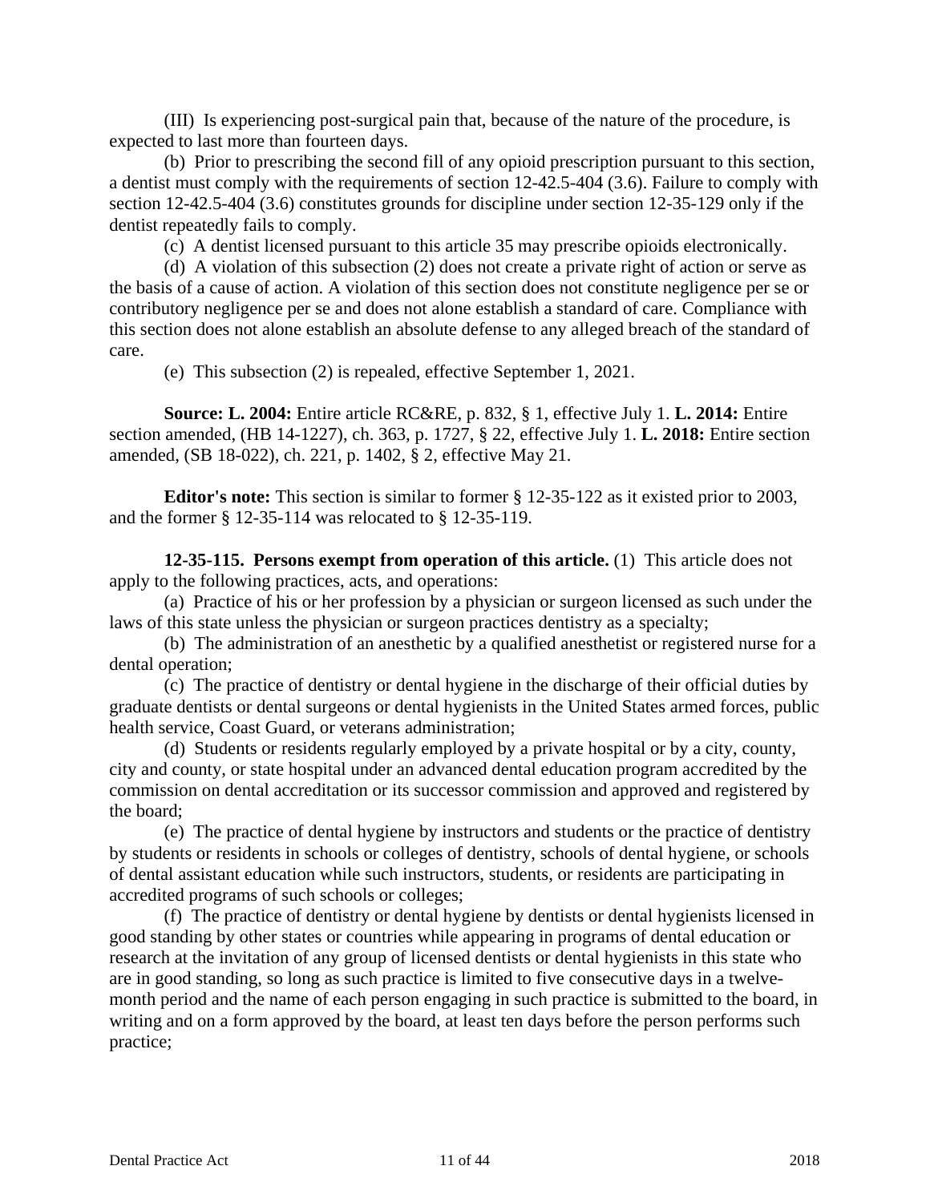(III) Is experiencing post-surgical pain that, because of the nature of the procedure, is expected to last more than fourteen days.

(b) Prior to prescribing the second fill of any opioid prescription pursuant to this section, a dentist must comply with the requirements of section 12-42.5-404 (3.6). Failure to comply with section 12-42.5-404 (3.6) constitutes grounds for discipline under section 12-35-129 only if the dentist repeatedly fails to comply.

(c) A dentist licensed pursuant to this article 35 may prescribe opioids electronically.

(d) A violation of this subsection (2) does not create a private right of action or serve as the basis of a cause of action. A violation of this section does not constitute negligence per se or contributory negligence per se and does not alone establish a standard of care. Compliance with this section does not alone establish an absolute defense to any alleged breach of the standard of care.

(e) This subsection (2) is repealed, effective September 1, 2021.

**Source: L. 2004:** Entire article RC&RE, p. 832, § 1, effective July 1. **L. 2014:** Entire section amended, (HB 14-1227), ch. 363, p. 1727, § 22, effective July 1. **L. 2018:** Entire section amended, (SB 18-022), ch. 221, p. 1402, § 2, effective May 21.

**Editor's note:** This section is similar to former § 12-35-122 as it existed prior to 2003, and the former § 12-35-114 was relocated to § 12-35-119.

**12-35-115. Persons exempt from operation of this article.** (1) This article does not apply to the following practices, acts, and operations:

(a) Practice of his or her profession by a physician or surgeon licensed as such under the laws of this state unless the physician or surgeon practices dentistry as a specialty;

(b) The administration of an anesthetic by a qualified anesthetist or registered nurse for a dental operation;

(c) The practice of dentistry or dental hygiene in the discharge of their official duties by graduate dentists or dental surgeons or dental hygienists in the United States armed forces, public health service, Coast Guard, or veterans administration;

(d) Students or residents regularly employed by a private hospital or by a city, county, city and county, or state hospital under an advanced dental education program accredited by the commission on dental accreditation or its successor commission and approved and registered by the board;

(e) The practice of dental hygiene by instructors and students or the practice of dentistry by students or residents in schools or colleges of dentistry, schools of dental hygiene, or schools of dental assistant education while such instructors, students, or residents are participating in accredited programs of such schools or colleges;

(f) The practice of dentistry or dental hygiene by dentists or dental hygienists licensed in good standing by other states or countries while appearing in programs of dental education or research at the invitation of any group of licensed dentists or dental hygienists in this state who are in good standing, so long as such practice is limited to five consecutive days in a twelve-month period and the name of each person engaging in such practice is submitted to the board, in writing and on a form approved by the board, at least ten days before the person performs such practice;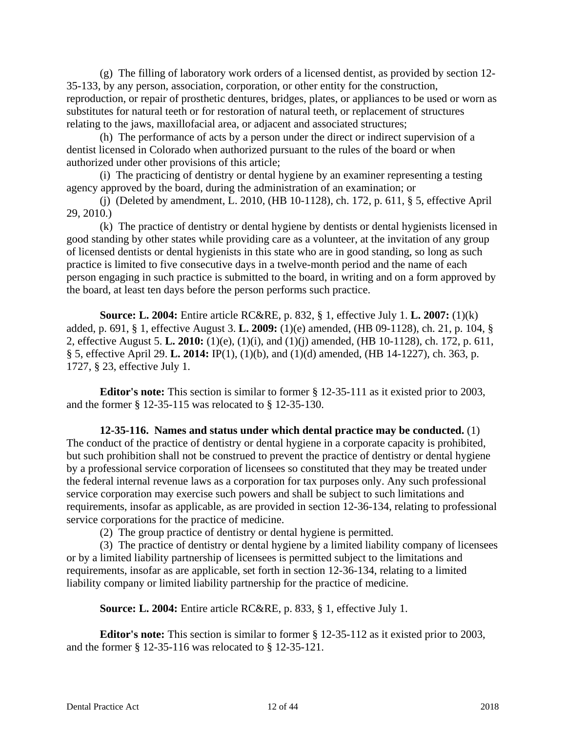(g) The filling of laboratory work orders of a licensed dentist, as provided by section 12-35-133, by any person, association, corporation, or other entity for the construction, reproduction, or repair of prosthetic dentures, bridges, plates, or appliances to be used or worn as substitutes for natural teeth or for restoration of natural teeth, or replacement of structures relating to the jaws, maxillofacial area, or adjacent and associated structures;

(h) The performance of acts by a person under the direct or indirect supervision of a dentist licensed in Colorado when authorized pursuant to the rules of the board or when authorized under other provisions of this article;

(i) The practicing of dentistry or dental hygiene by an examiner representing a testing agency approved by the board, during the administration of an examination; or

(j) (Deleted by amendment, L. 2010, (HB 10-1128), ch. 172, p. 611, § 5, effective April 29, 2010.)

(k) The practice of dentistry or dental hygiene by dentists or dental hygienists licensed in good standing by other states while providing care as a volunteer, at the invitation of any group of licensed dentists or dental hygienists in this state who are in good standing, so long as such practice is limited to five consecutive days in a twelve-month period and the name of each person engaging in such practice is submitted to the board, in writing and on a form approved by the board, at least ten days before the person performs such practice.

**Source: L. 2004:** Entire article RC&RE, p. 832, § 1, effective July 1. **L. 2007:** (1)(k) added, p. 691, § 1, effective August 3. **L. 2009:** (1)(e) amended, (HB 09-1128), ch. 21, p. 104, § 2, effective August 5. **L. 2010:** (1)(e), (1)(i), and (1)(j) amended, (HB 10-1128), ch. 172, p. 611, § 5, effective April 29. **L. 2014:** IP(1), (1)(b), and (1)(d) amended, (HB 14-1227), ch. 363, p. 1727, § 23, effective July 1.

**Editor's note:** This section is similar to former § 12-35-111 as it existed prior to 2003, and the former § 12-35-115 was relocated to § 12-35-130.

**12-35-116. Names and status under which dental practice may be conducted.** (1) The conduct of the practice of dentistry or dental hygiene in a corporate capacity is prohibited, but such prohibition shall not be construed to prevent the practice of dentistry or dental hygiene by a professional service corporation of licensees so constituted that they may be treated under the federal internal revenue laws as a corporation for tax purposes only. Any such professional service corporation may exercise such powers and shall be subject to such limitations and requirements, insofar as applicable, as are provided in section 12-36-134, relating to professional service corporations for the practice of medicine.

(2) The group practice of dentistry or dental hygiene is permitted.

(3) The practice of dentistry or dental hygiene by a limited liability company of licensees or by a limited liability partnership of licensees is permitted subject to the limitations and requirements, insofar as are applicable, set forth in section 12-36-134, relating to a limited liability company or limited liability partnership for the practice of medicine.

**Source: L. 2004:** Entire article RC&RE, p. 833, § 1, effective July 1.

**Editor's note:** This section is similar to former § 12-35-112 as it existed prior to 2003, and the former § 12-35-116 was relocated to § 12-35-121.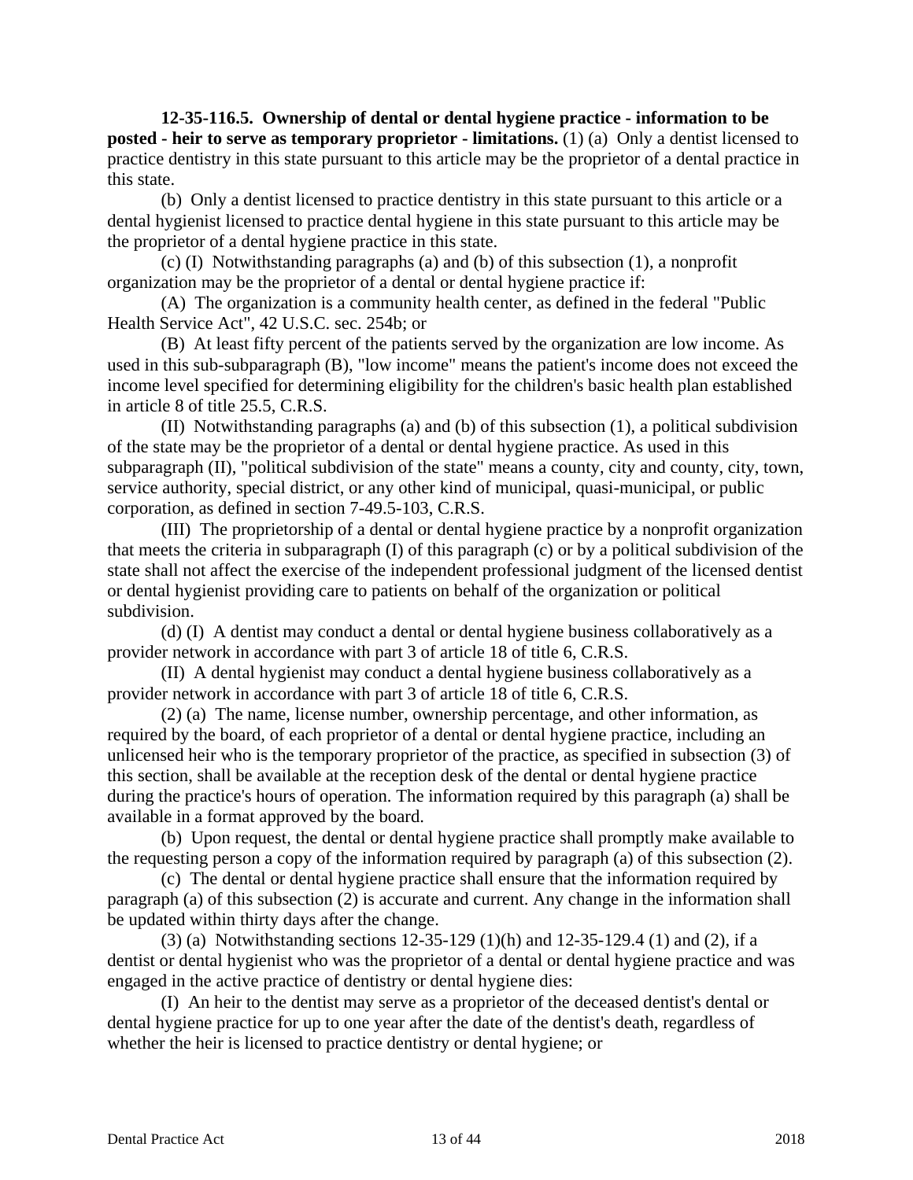**12-35-116.5. Ownership of dental or dental hygiene practice - information to be posted - heir to serve as temporary proprietor - limitations.** (1) (a) Only a dentist licensed to practice dentistry in this state pursuant to this article may be the proprietor of a dental practice in this state.

(b) Only a dentist licensed to practice dentistry in this state pursuant to this article or a dental hygienist licensed to practice dental hygiene in this state pursuant to this article may be the proprietor of a dental hygiene practice in this state.

(c) (I) Notwithstanding paragraphs (a) and (b) of this subsection (1), a nonprofit organization may be the proprietor of a dental or dental hygiene practice if:

(A) The organization is a community health center, as defined in the federal "Public Health Service Act", 42 U.S.C. sec. 254b; or

(B) At least fifty percent of the patients served by the organization are low income. As used in this sub-subparagraph (B), "low income" means the patient's income does not exceed the income level specified for determining eligibility for the children's basic health plan established in article 8 of title 25.5, C.R.S.

(II) Notwithstanding paragraphs (a) and (b) of this subsection (1), a political subdivision of the state may be the proprietor of a dental or dental hygiene practice. As used in this subparagraph (II), "political subdivision of the state" means a county, city and county, city, town, service authority, special district, or any other kind of municipal, quasi-municipal, or public corporation, as defined in section 7-49.5-103, C.R.S.

(III) The proprietorship of a dental or dental hygiene practice by a nonprofit organization that meets the criteria in subparagraph (I) of this paragraph (c) or by a political subdivision of the state shall not affect the exercise of the independent professional judgment of the licensed dentist or dental hygienist providing care to patients on behalf of the organization or political subdivision.

(d) (I) A dentist may conduct a dental or dental hygiene business collaboratively as a provider network in accordance with part 3 of article 18 of title 6, C.R.S.

(II) A dental hygienist may conduct a dental hygiene business collaboratively as a provider network in accordance with part 3 of article 18 of title 6, C.R.S.

(2) (a) The name, license number, ownership percentage, and other information, as required by the board, of each proprietor of a dental or dental hygiene practice, including an unlicensed heir who is the temporary proprietor of the practice, as specified in subsection (3) of this section, shall be available at the reception desk of the dental or dental hygiene practice during the practice's hours of operation. The information required by this paragraph (a) shall be available in a format approved by the board.

(b) Upon request, the dental or dental hygiene practice shall promptly make available to the requesting person a copy of the information required by paragraph (a) of this subsection (2).

(c) The dental or dental hygiene practice shall ensure that the information required by paragraph (a) of this subsection (2) is accurate and current. Any change in the information shall be updated within thirty days after the change.

(3) (a) Notwithstanding sections 12-35-129 (1)(h) and 12-35-129.4 (1) and (2), if a dentist or dental hygienist who was the proprietor of a dental or dental hygiene practice and was engaged in the active practice of dentistry or dental hygiene dies:

(I) An heir to the dentist may serve as a proprietor of the deceased dentist's dental or dental hygiene practice for up to one year after the date of the dentist's death, regardless of whether the heir is licensed to practice dentistry or dental hygiene; or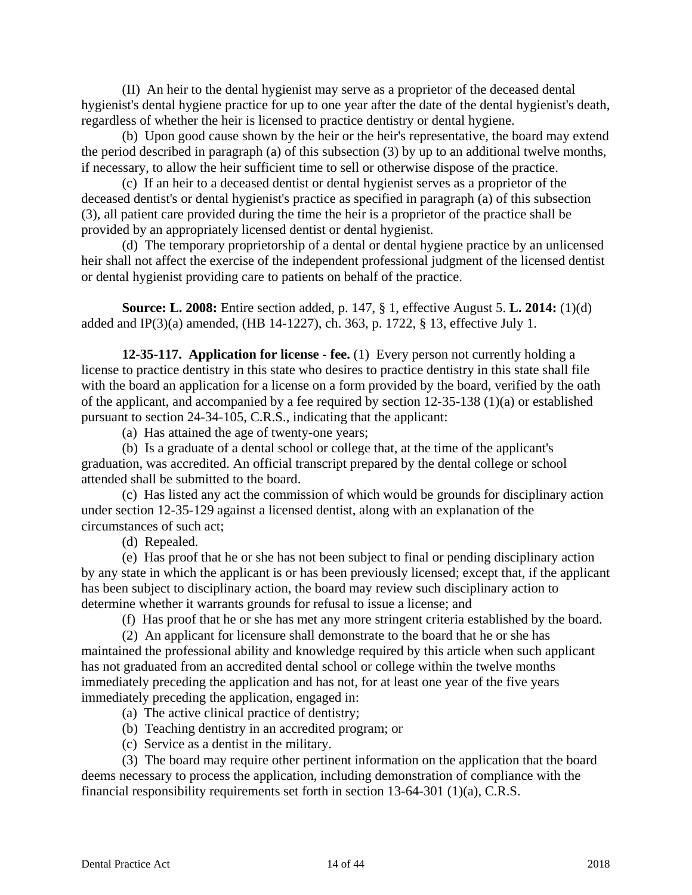(II) An heir to the dental hygienist may serve as a proprietor of the deceased dental hygienist's dental hygiene practice for up to one year after the date of the dental hygienist's death, regardless of whether the heir is licensed to practice dentistry or dental hygiene.

(b) Upon good cause shown by the heir or the heir's representative, the board may extend the period described in paragraph (a) of this subsection (3) by up to an additional twelve months, if necessary, to allow the heir sufficient time to sell or otherwise dispose of the practice.

(c) If an heir to a deceased dentist or dental hygienist serves as a proprietor of the deceased dentist's or dental hygienist's practice as specified in paragraph (a) of this subsection (3), all patient care provided during the time the heir is a proprietor of the practice shall be provided by an appropriately licensed dentist or dental hygienist.

(d) The temporary proprietorship of a dental or dental hygiene practice by an unlicensed heir shall not affect the exercise of the independent professional judgment of the licensed dentist or dental hygienist providing care to patients on behalf of the practice.

**Source: L. 2008:** Entire section added, p. 147, § 1, effective August 5. **L. 2014:** (1)(d) added and IP(3)(a) amended, (HB 14-1227), ch. 363, p. 1722, § 13, effective July 1.

**12-35-117. Application for license - fee.** (1) Every person not currently holding a license to practice dentistry in this state who desires to practice dentistry in this state shall file with the board an application for a license on a form provided by the board, verified by the oath of the applicant, and accompanied by a fee required by section 12-35-138 (1)(a) or established pursuant to section 24-34-105, C.R.S., indicating that the applicant:

(a) Has attained the age of twenty-one years;

(b) Is a graduate of a dental school or college that, at the time of the applicant's graduation, was accredited. An official transcript prepared by the dental college or school attended shall be submitted to the board.

(c) Has listed any act the commission of which would be grounds for disciplinary action under section 12-35-129 against a licensed dentist, along with an explanation of the circumstances of such act;

(d) Repealed.

(e) Has proof that he or she has not been subject to final or pending disciplinary action by any state in which the applicant is or has been previously licensed; except that, if the applicant has been subject to disciplinary action, the board may review such disciplinary action to determine whether it warrants grounds for refusal to issue a license; and

(f) Has proof that he or she has met any more stringent criteria established by the board.

(2) An applicant for licensure shall demonstrate to the board that he or she has maintained the professional ability and knowledge required by this article when such applicant has not graduated from an accredited dental school or college within the twelve months immediately preceding the application and has not, for at least one year of the five years immediately preceding the application, engaged in:

(a) The active clinical practice of dentistry;

(b) Teaching dentistry in an accredited program; or

(c) Service as a dentist in the military.

(3) The board may require other pertinent information on the application that the board deems necessary to process the application, including demonstration of compliance with the financial responsibility requirements set forth in section 13-64-301 (1)(a), C.R.S.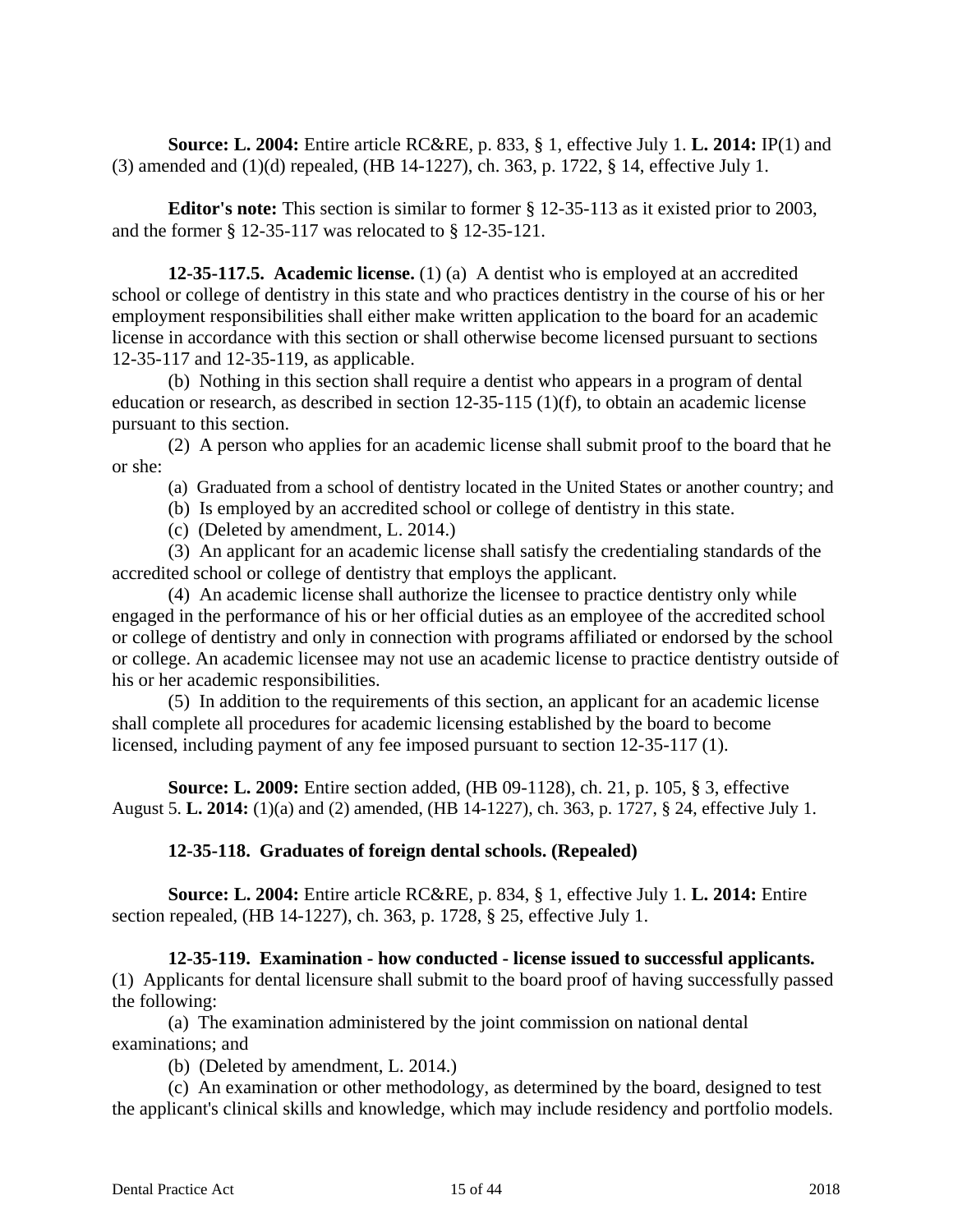**Source: L. 2004:** Entire article RC&RE, p. 833, § 1, effective July 1. **L. 2014:** IP(1) and (3) amended and (1)(d) repealed, (HB 14-1227), ch. 363, p. 1722, § 14, effective July 1.

**Editor's note:** This section is similar to former § 12-35-113 as it existed prior to 2003, and the former § 12-35-117 was relocated to § 12-35-121.

**12-35-117.5. Academic license.** (1) (a) A dentist who is employed at an accredited school or college of dentistry in this state and who practices dentistry in the course of his or her employment responsibilities shall either make written application to the board for an academic license in accordance with this section or shall otherwise become licensed pursuant to sections 12-35-117 and 12-35-119, as applicable.

(b) Nothing in this section shall require a dentist who appears in a program of dental education or research, as described in section 12-35-115 (1)(f), to obtain an academic license pursuant to this section.

(2) A person who applies for an academic license shall submit proof to the board that he or she:

(a) Graduated from a school of dentistry located in the United States or another country; and

(b) Is employed by an accredited school or college of dentistry in this state.

(c) (Deleted by amendment, L. 2014.)

(3) An applicant for an academic license shall satisfy the credentialing standards of the accredited school or college of dentistry that employs the applicant.

(4) An academic license shall authorize the licensee to practice dentistry only while engaged in the performance of his or her official duties as an employee of the accredited school or college of dentistry and only in connection with programs affiliated or endorsed by the school or college. An academic licensee may not use an academic license to practice dentistry outside of his or her academic responsibilities.

(5) In addition to the requirements of this section, an applicant for an academic license shall complete all procedures for academic licensing established by the board to become licensed, including payment of any fee imposed pursuant to section 12-35-117 (1).

**Source: L. 2009:** Entire section added, (HB 09-1128), ch. 21, p. 105, § 3, effective August 5. **L. 2014:** (1)(a) and (2) amended, (HB 14-1227), ch. 363, p. 1727, § 24, effective July 1.

**12-35-118. Graduates of foreign dental schools. (Repealed)**

**Source: L. 2004:** Entire article RC&RE, p. 834, § 1, effective July 1. **L. 2014:** Entire section repealed, (HB 14-1227), ch. 363, p. 1728, § 25, effective July 1.

**12-35-119. Examination - how conducted - license issued to successful applicants.** (1) Applicants for dental licensure shall submit to the board proof of having successfully passed the following:

(a) The examination administered by the joint commission on national dental examinations; and

(b) (Deleted by amendment, L. 2014.)

(c) An examination or other methodology, as determined by the board, designed to test the applicant's clinical skills and knowledge, which may include residency and portfolio models.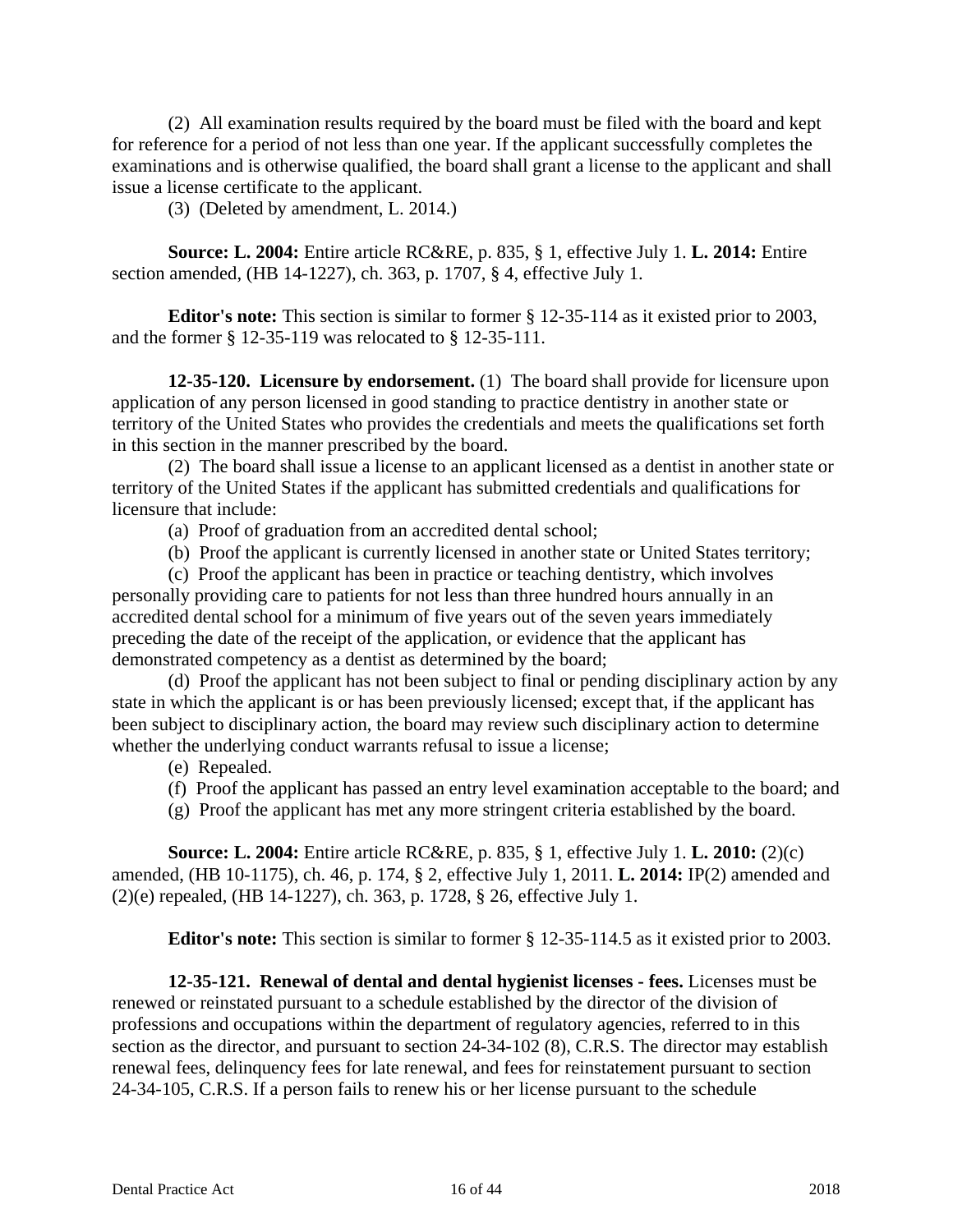(2) All examination results required by the board must be filed with the board and kept for reference for a period of not less than one year. If the applicant successfully completes the examinations and is otherwise qualified, the board shall grant a license to the applicant and shall issue a license certificate to the applicant.

(3) (Deleted by amendment, L. 2014.)

**Source: L. 2004:** Entire article RC&RE, p. 835, § 1, effective July 1. **L. 2014:** Entire section amended, (HB 14-1227), ch. 363, p. 1707, § 4, effective July 1.

**Editor's note:** This section is similar to former § 12-35-114 as it existed prior to 2003, and the former § 12-35-119 was relocated to § 12-35-111.

**12-35-120. Licensure by endorsement.** (1) The board shall provide for licensure upon application of any person licensed in good standing to practice dentistry in another state or territory of the United States who provides the credentials and meets the qualifications set forth in this section in the manner prescribed by the board.

(2) The board shall issue a license to an applicant licensed as a dentist in another state or territory of the United States if the applicant has submitted credentials and qualifications for licensure that include:

(a) Proof of graduation from an accredited dental school;

(b) Proof the applicant is currently licensed in another state or United States territory;

(c) Proof the applicant has been in practice or teaching dentistry, which involves personally providing care to patients for not less than three hundred hours annually in an accredited dental school for a minimum of five years out of the seven years immediately preceding the date of the receipt of the application, or evidence that the applicant has demonstrated competency as a dentist as determined by the board;

(d) Proof the applicant has not been subject to final or pending disciplinary action by any state in which the applicant is or has been previously licensed; except that, if the applicant has been subject to disciplinary action, the board may review such disciplinary action to determine whether the underlying conduct warrants refusal to issue a license;

(e) Repealed.

(f) Proof the applicant has passed an entry level examination acceptable to the board; and

(g) Proof the applicant has met any more stringent criteria established by the board.

**Source: L. 2004:** Entire article RC&RE, p. 835, § 1, effective July 1. **L. 2010:** (2)(c) amended, (HB 10-1175), ch. 46, p. 174, § 2, effective July 1, 2011. **L. 2014:** IP(2) amended and (2)(e) repealed, (HB 14-1227), ch. 363, p. 1728, § 26, effective July 1.

**Editor's note:** This section is similar to former § 12-35-114.5 as it existed prior to 2003.

**12-35-121. Renewal of dental and dental hygienist licenses - fees.** Licenses must be renewed or reinstated pursuant to a schedule established by the director of the division of professions and occupations within the department of regulatory agencies, referred to in this section as the director, and pursuant to section 24-34-102 (8), C.R.S. The director may establish renewal fees, delinquency fees for late renewal, and fees for reinstatement pursuant to section 24-34-105, C.R.S. If a person fails to renew his or her license pursuant to the schedule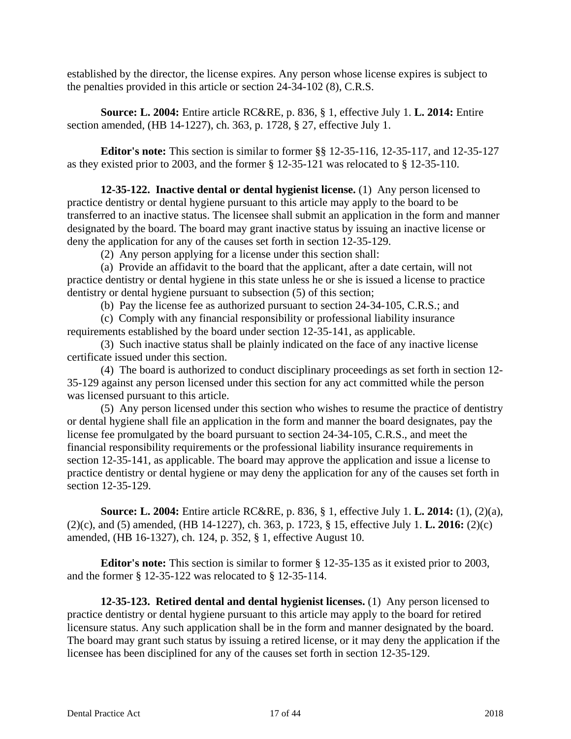established by the director, the license expires. Any person whose license expires is subject to the penalties provided in this article or section 24-34-102 (8), C.R.S.

**Source: L. 2004:** Entire article RC&RE, p. 836, § 1, effective July 1. **L. 2014:** Entire section amended, (HB 14-1227), ch. 363, p. 1728, § 27, effective July 1.

**Editor's note:** This section is similar to former §§ 12-35-116, 12-35-117, and 12-35-127 as they existed prior to 2003, and the former § 12-35-121 was relocated to § 12-35-110.

**12-35-122. Inactive dental or dental hygienist license.** (1) Any person licensed to practice dentistry or dental hygiene pursuant to this article may apply to the board to be transferred to an inactive status. The licensee shall submit an application in the form and manner designated by the board. The board may grant inactive status by issuing an inactive license or deny the application for any of the causes set forth in section 12-35-129.

(2) Any person applying for a license under this section shall:

(a) Provide an affidavit to the board that the applicant, after a date certain, will not practice dentistry or dental hygiene in this state unless he or she is issued a license to practice dentistry or dental hygiene pursuant to subsection (5) of this section;

(b) Pay the license fee as authorized pursuant to section 24-34-105, C.R.S.; and

(c) Comply with any financial responsibility or professional liability insurance requirements established by the board under section 12-35-141, as applicable.

(3) Such inactive status shall be plainly indicated on the face of any inactive license certificate issued under this section.

(4) The board is authorized to conduct disciplinary proceedings as set forth in section 12-35-129 against any person licensed under this section for any act committed while the person was licensed pursuant to this article.

(5) Any person licensed under this section who wishes to resume the practice of dentistry or dental hygiene shall file an application in the form and manner the board designates, pay the license fee promulgated by the board pursuant to section 24-34-105, C.R.S., and meet the financial responsibility requirements or the professional liability insurance requirements in section 12-35-141, as applicable. The board may approve the application and issue a license to practice dentistry or dental hygiene or may deny the application for any of the causes set forth in section 12-35-129.

**Source: L. 2004:** Entire article RC&RE, p. 836, § 1, effective July 1. **L. 2014:** (1), (2)(a), (2)(c), and (5) amended, (HB 14-1227), ch. 363, p. 1723, § 15, effective July 1. **L. 2016:** (2)(c) amended, (HB 16-1327), ch. 124, p. 352, § 1, effective August 10.

**Editor's note:** This section is similar to former § 12-35-135 as it existed prior to 2003, and the former § 12-35-122 was relocated to § 12-35-114.

**12-35-123. Retired dental and dental hygienist licenses.** (1) Any person licensed to practice dentistry or dental hygiene pursuant to this article may apply to the board for retired licensure status. Any such application shall be in the form and manner designated by the board. The board may grant such status by issuing a retired license, or it may deny the application if the licensee has been disciplined for any of the causes set forth in section 12-35-129.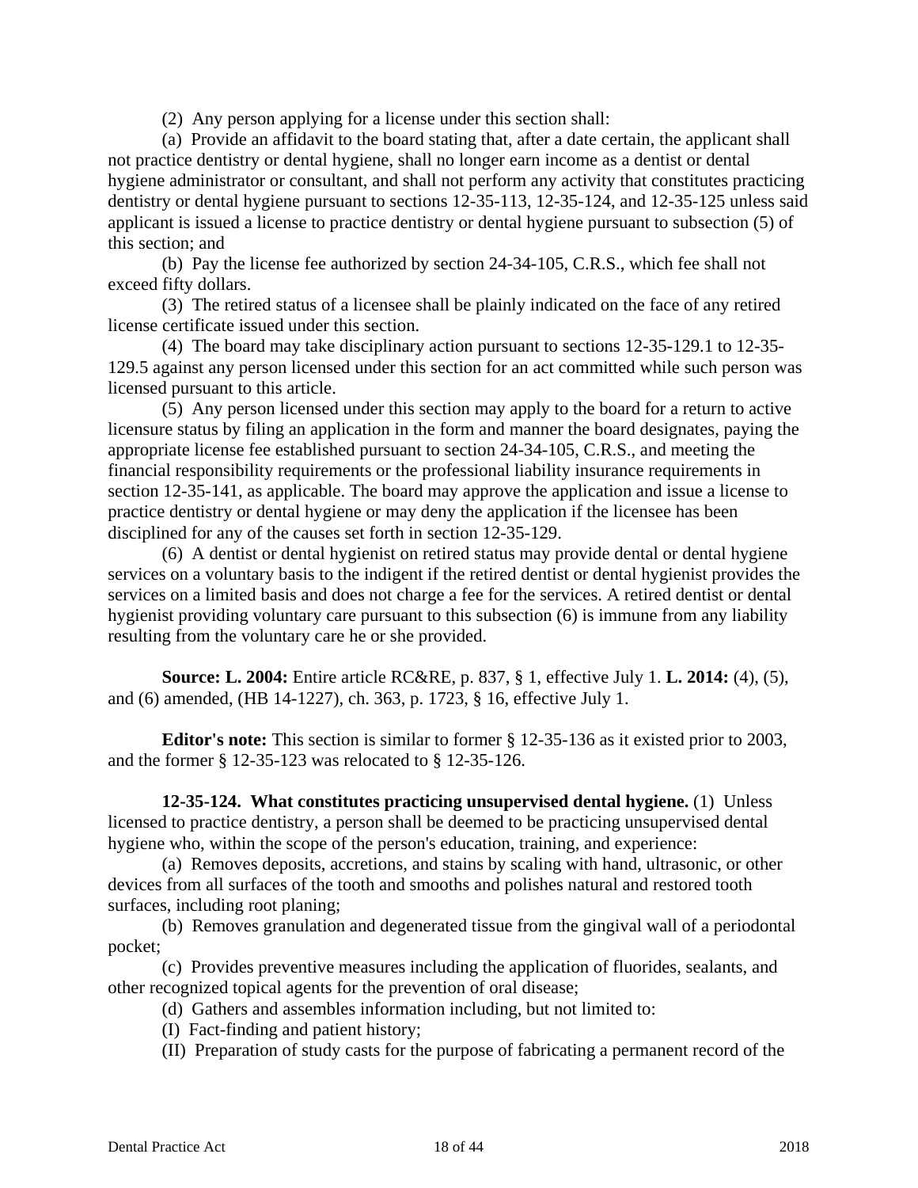(2) Any person applying for a license under this section shall:

(a) Provide an affidavit to the board stating that, after a date certain, the applicant shall not practice dentistry or dental hygiene, shall no longer earn income as a dentist or dental hygiene administrator or consultant, and shall not perform any activity that constitutes practicing dentistry or dental hygiene pursuant to sections 12-35-113, 12-35-124, and 12-35-125 unless said applicant is issued a license to practice dentistry or dental hygiene pursuant to subsection (5) of this section; and

(b) Pay the license fee authorized by section 24-34-105, C.R.S., which fee shall not exceed fifty dollars.

(3) The retired status of a licensee shall be plainly indicated on the face of any retired license certificate issued under this section.

(4) The board may take disciplinary action pursuant to sections 12-35-129.1 to 12-35-129.5 against any person licensed under this section for an act committed while such person was licensed pursuant to this article.

(5) Any person licensed under this section may apply to the board for a return to active licensure status by filing an application in the form and manner the board designates, paying the appropriate license fee established pursuant to section 24-34-105, C.R.S., and meeting the financial responsibility requirements or the professional liability insurance requirements in section 12-35-141, as applicable. The board may approve the application and issue a license to practice dentistry or dental hygiene or may deny the application if the licensee has been disciplined for any of the causes set forth in section 12-35-129.

(6) A dentist or dental hygienist on retired status may provide dental or dental hygiene services on a voluntary basis to the indigent if the retired dentist or dental hygienist provides the services on a limited basis and does not charge a fee for the services. A retired dentist or dental hygienist providing voluntary care pursuant to this subsection (6) is immune from any liability resulting from the voluntary care he or she provided.

**Source: L. 2004:** Entire article RC&RE, p. 837, § 1, effective July 1. **L. 2014:** (4), (5), and (6) amended, (HB 14-1227), ch. 363, p. 1723, § 16, effective July 1.

**Editor's note:** This section is similar to former § 12-35-136 as it existed prior to 2003, and the former § 12-35-123 was relocated to § 12-35-126.

**12-35-124. What constitutes practicing unsupervised dental hygiene.** (1) Unless licensed to practice dentistry, a person shall be deemed to be practicing unsupervised dental hygiene who, within the scope of the person's education, training, and experience:

(a) Removes deposits, accretions, and stains by scaling with hand, ultrasonic, or other devices from all surfaces of the tooth and smooths and polishes natural and restored tooth surfaces, including root planing;

(b) Removes granulation and degenerated tissue from the gingival wall of a periodontal pocket;

(c) Provides preventive measures including the application of fluorides, sealants, and other recognized topical agents for the prevention of oral disease;

(d) Gathers and assembles information including, but not limited to:

(I) Fact-finding and patient history;

(II) Preparation of study casts for the purpose of fabricating a permanent record of the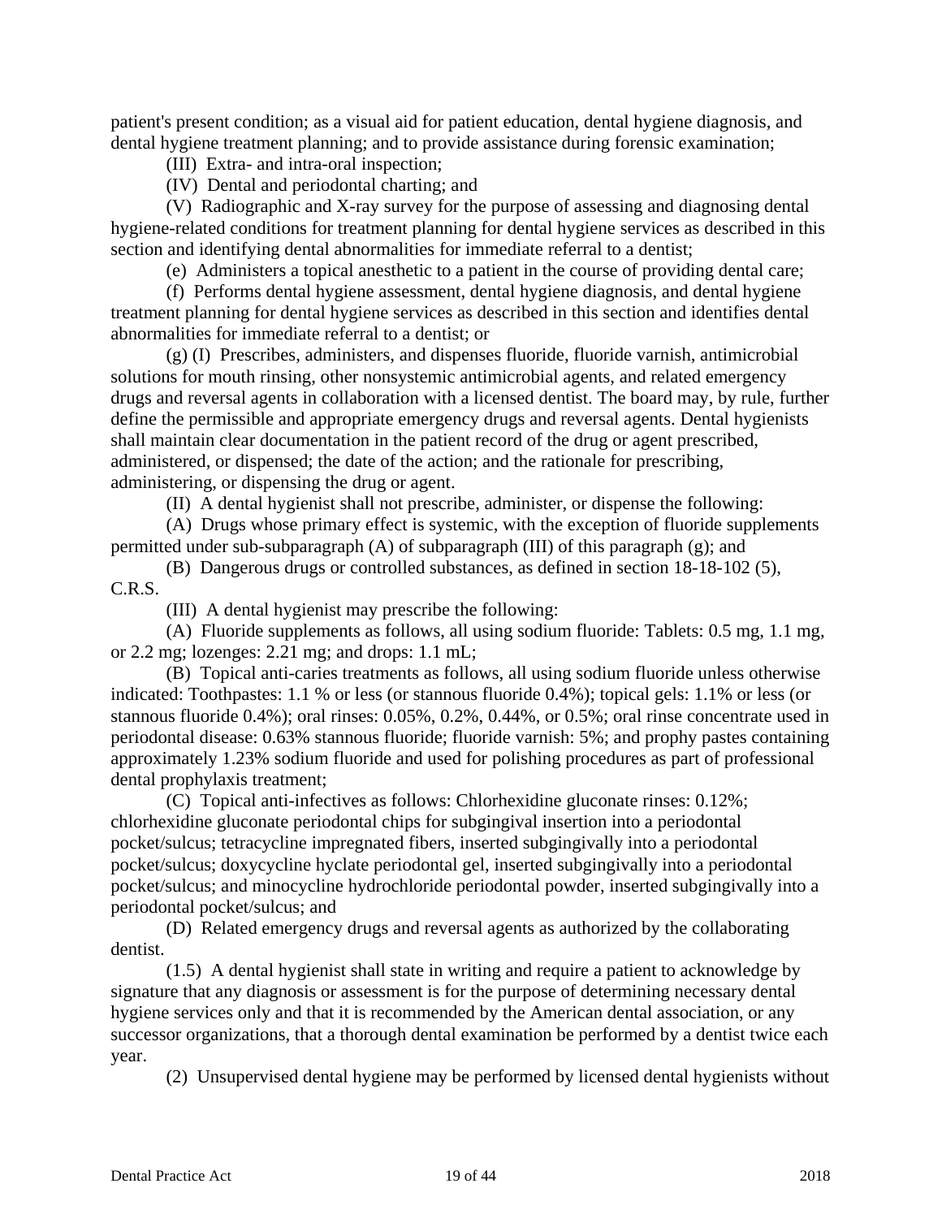patient's present condition; as a visual aid for patient education, dental hygiene diagnosis, and dental hygiene treatment planning; and to provide assistance during forensic examination;

(III) Extra- and intra-oral inspection;

(IV) Dental and periodontal charting; and

(V) Radiographic and X-ray survey for the purpose of assessing and diagnosing dental hygiene-related conditions for treatment planning for dental hygiene services as described in this section and identifying dental abnormalities for immediate referral to a dentist;

(e) Administers a topical anesthetic to a patient in the course of providing dental care;

(f) Performs dental hygiene assessment, dental hygiene diagnosis, and dental hygiene treatment planning for dental hygiene services as described in this section and identifies dental abnormalities for immediate referral to a dentist; or

(g) (I) Prescribes, administers, and dispenses fluoride, fluoride varnish, antimicrobial solutions for mouth rinsing, other nonsystemic antimicrobial agents, and related emergency drugs and reversal agents in collaboration with a licensed dentist. The board may, by rule, further define the permissible and appropriate emergency drugs and reversal agents. Dental hygienists shall maintain clear documentation in the patient record of the drug or agent prescribed, administered, or dispensed; the date of the action; and the rationale for prescribing, administering, or dispensing the drug or agent.

(II) A dental hygienist shall not prescribe, administer, or dispense the following:

(A) Drugs whose primary effect is systemic, with the exception of fluoride supplements permitted under sub-subparagraph (A) of subparagraph (III) of this paragraph (g); and

(B) Dangerous drugs or controlled substances, as defined in section 18-18-102 (5), C.R.S.

(III) A dental hygienist may prescribe the following:

(A) Fluoride supplements as follows, all using sodium fluoride: Tablets: 0.5 mg, 1.1 mg, or 2.2 mg; lozenges: 2.21 mg; and drops: 1.1 mL;

(B) Topical anti-caries treatments as follows, all using sodium fluoride unless otherwise indicated: Toothpastes: 1.1 % or less (or stannous fluoride 0.4%); topical gels: 1.1% or less (or stannous fluoride 0.4%); oral rinses: 0.05%, 0.2%, 0.44%, or 0.5%; oral rinse concentrate used in periodontal disease: 0.63% stannous fluoride; fluoride varnish: 5%; and prophy pastes containing approximately 1.23% sodium fluoride and used for polishing procedures as part of professional dental prophylaxis treatment;

(C) Topical anti-infectives as follows: Chlorhexidine gluconate rinses: 0.12%; chlorhexidine gluconate periodontal chips for subgingival insertion into a periodontal pocket/sulcus; tetracycline impregnated fibers, inserted subgingivally into a periodontal pocket/sulcus; doxycycline hyclate periodontal gel, inserted subgingivally into a periodontal pocket/sulcus; and minocycline hydrochloride periodontal powder, inserted subgingivally into a periodontal pocket/sulcus; and

(D) Related emergency drugs and reversal agents as authorized by the collaborating dentist.

(1.5) A dental hygienist shall state in writing and require a patient to acknowledge by signature that any diagnosis or assessment is for the purpose of determining necessary dental hygiene services only and that it is recommended by the American dental association, or any successor organizations, that a thorough dental examination be performed by a dentist twice each year.

(2) Unsupervised dental hygiene may be performed by licensed dental hygienists without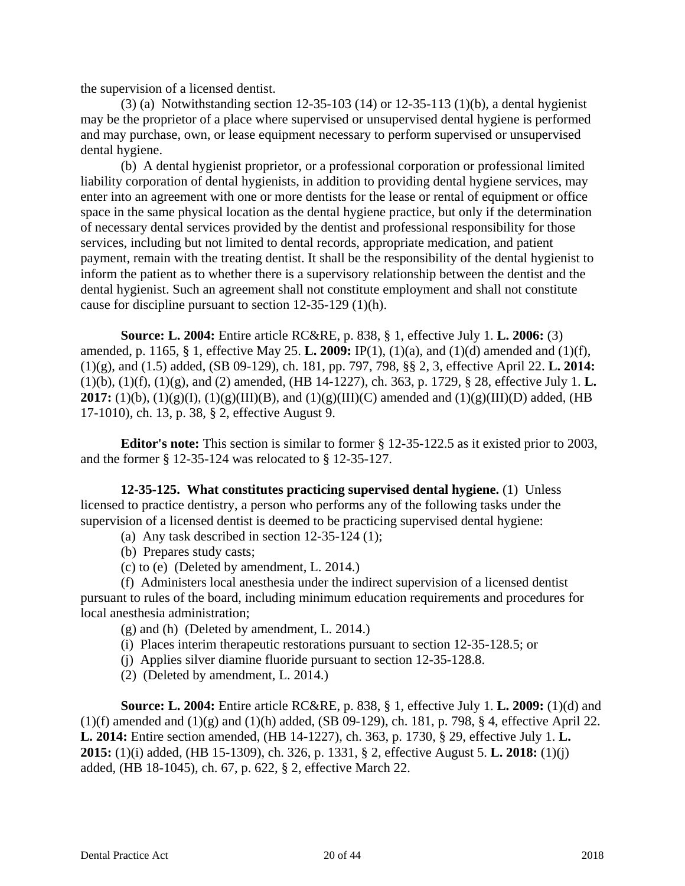the supervision of a licensed dentist.

(3) (a) Notwithstanding section 12-35-103 (14) or 12-35-113 (1)(b), a dental hygienist may be the proprietor of a place where supervised or unsupervised dental hygiene is performed and may purchase, own, or lease equipment necessary to perform supervised or unsupervised dental hygiene.

(b) A dental hygienist proprietor, or a professional corporation or professional limited liability corporation of dental hygienists, in addition to providing dental hygiene services, may enter into an agreement with one or more dentists for the lease or rental of equipment or office space in the same physical location as the dental hygiene practice, but only if the determination of necessary dental services provided by the dentist and professional responsibility for those services, including but not limited to dental records, appropriate medication, and patient payment, remain with the treating dentist. It shall be the responsibility of the dental hygienist to inform the patient as to whether there is a supervisory relationship between the dentist and the dental hygienist. Such an agreement shall not constitute employment and shall not constitute cause for discipline pursuant to section 12-35-129 (1)(h).

**Source: L. 2004:** Entire article RC&RE, p. 838, § 1, effective July 1. **L. 2006:** (3) amended, p. 1165, § 1, effective May 25. **L. 2009:** IP(1), (1)(a), and (1)(d) amended and (1)(f), (1)(g), and (1.5) added, (SB 09-129), ch. 181, pp. 797, 798, §§ 2, 3, effective April 22. **L. 2014:** (1)(b), (1)(f), (1)(g), and (2) amended, (HB 14-1227), ch. 363, p. 1729, § 28, effective July 1. **L. 2017:** (1)(b), (1)(g)(I), (1)(g)(III)(B), and (1)(g)(III)(C) amended and (1)(g)(III)(D) added, (HB 17-1010), ch. 13, p. 38, § 2, effective August 9.

**Editor's note:** This section is similar to former § 12-35-122.5 as it existed prior to 2003, and the former § 12-35-124 was relocated to § 12-35-127.

**12-35-125. What constitutes practicing supervised dental hygiene.** (1) Unless licensed to practice dentistry, a person who performs any of the following tasks under the supervision of a licensed dentist is deemed to be practicing supervised dental hygiene:

(a) Any task described in section 12-35-124 (1);

(b) Prepares study casts;

(c) to (e) (Deleted by amendment, L. 2014.)

(f) Administers local anesthesia under the indirect supervision of a licensed dentist pursuant to rules of the board, including minimum education requirements and procedures for local anesthesia administration;

(g) and (h) (Deleted by amendment, L. 2014.)

(i) Places interim therapeutic restorations pursuant to section 12-35-128.5; or

(j) Applies silver diamine fluoride pursuant to section 12-35-128.8.

(2) (Deleted by amendment, L. 2014.)

**Source: L. 2004:** Entire article RC&RE, p. 838, § 1, effective July 1. **L. 2009:** (1)(d) and (1)(f) amended and (1)(g) and (1)(h) added, (SB 09-129), ch. 181, p. 798, § 4, effective April 22. **L. 2014:** Entire section amended, (HB 14-1227), ch. 363, p. 1730, § 29, effective July 1. **L. 2015:** (1)(i) added, (HB 15-1309), ch. 326, p. 1331, § 2, effective August 5. **L. 2018:** (1)(j) added, (HB 18-1045), ch. 67, p. 622, § 2, effective March 22.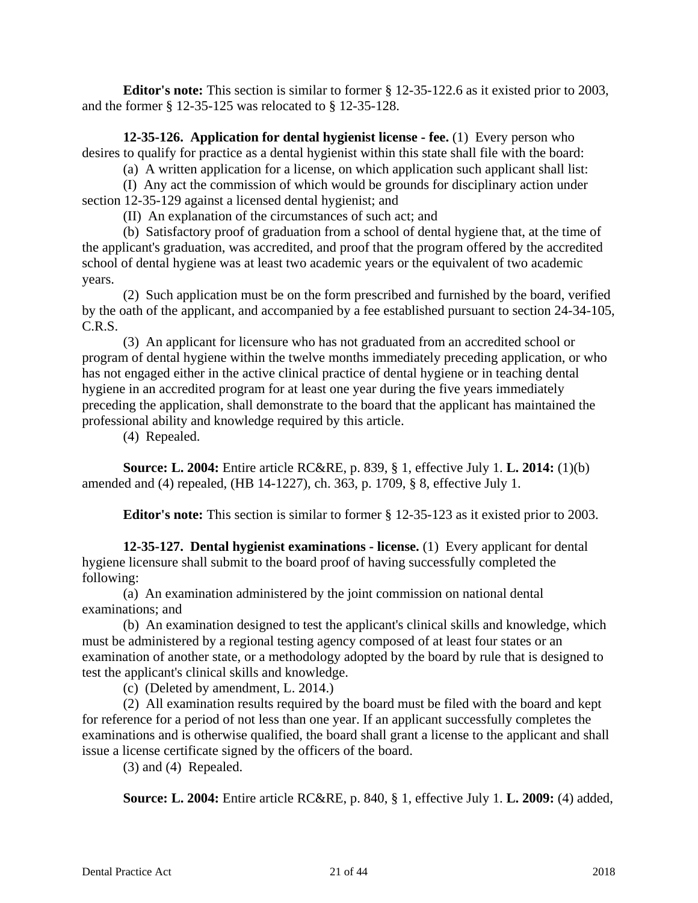**Editor's note:** This section is similar to former § 12-35-122.6 as it existed prior to 2003, and the former § 12-35-125 was relocated to § 12-35-128.

**12-35-126. Application for dental hygienist license - fee.** (1) Every person who desires to qualify for practice as a dental hygienist within this state shall file with the board:

(a) A written application for a license, on which application such applicant shall list:

(I) Any act the commission of which would be grounds for disciplinary action under section 12-35-129 against a licensed dental hygienist; and

(II) An explanation of the circumstances of such act; and

(b) Satisfactory proof of graduation from a school of dental hygiene that, at the time of the applicant's graduation, was accredited, and proof that the program offered by the accredited school of dental hygiene was at least two academic years or the equivalent of two academic years.

(2) Such application must be on the form prescribed and furnished by the board, verified by the oath of the applicant, and accompanied by a fee established pursuant to section 24-34-105, C.R.S.

(3) An applicant for licensure who has not graduated from an accredited school or program of dental hygiene within the twelve months immediately preceding application, or who has not engaged either in the active clinical practice of dental hygiene or in teaching dental hygiene in an accredited program for at least one year during the five years immediately preceding the application, shall demonstrate to the board that the applicant has maintained the professional ability and knowledge required by this article.

(4) Repealed.

**Source: L. 2004:** Entire article RC&RE, p. 839, § 1, effective July 1. **L. 2014:** (1)(b) amended and (4) repealed, (HB 14-1227), ch. 363, p. 1709, § 8, effective July 1.

**Editor's note:** This section is similar to former § 12-35-123 as it existed prior to 2003.

**12-35-127. Dental hygienist examinations - license.** (1) Every applicant for dental hygiene licensure shall submit to the board proof of having successfully completed the following:

(a) An examination administered by the joint commission on national dental examinations; and

(b) An examination designed to test the applicant's clinical skills and knowledge, which must be administered by a regional testing agency composed of at least four states or an examination of another state, or a methodology adopted by the board by rule that is designed to test the applicant's clinical skills and knowledge.

(c) (Deleted by amendment, L. 2014.)

(2) All examination results required by the board must be filed with the board and kept for reference for a period of not less than one year. If an applicant successfully completes the examinations and is otherwise qualified, the board shall grant a license to the applicant and shall issue a license certificate signed by the officers of the board.

(3) and (4) Repealed.

**Source: L. 2004:** Entire article RC&RE, p. 840, § 1, effective July 1. **L. 2009:** (4) added,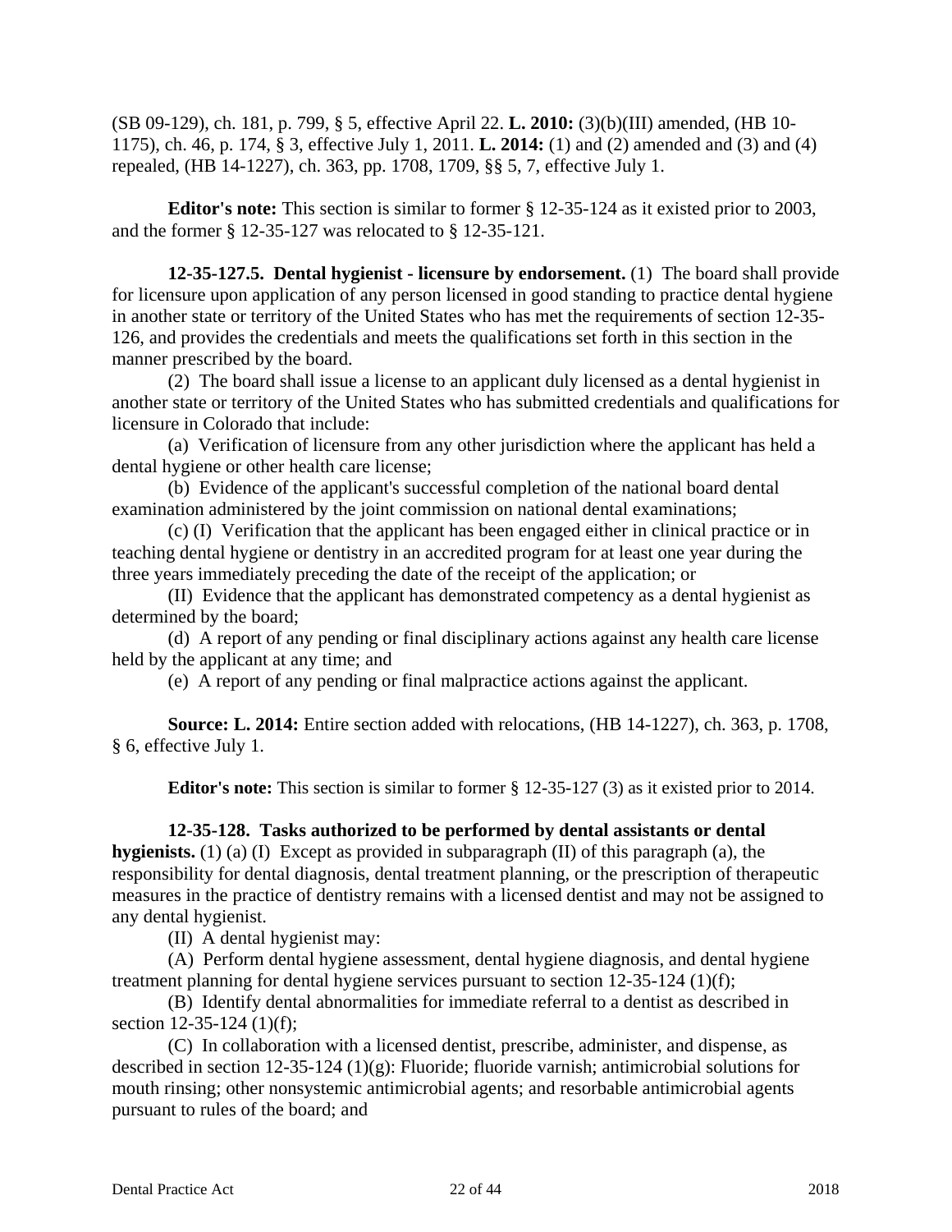(SB 09-129), ch. 181, p. 799, § 5, effective April 22. **L. 2010:** (3)(b)(III) amended, (HB 10-1175), ch. 46, p. 174, § 3, effective July 1, 2011. **L. 2014:** (1) and (2) amended and (3) and (4) repealed, (HB 14-1227), ch. 363, pp. 1708, 1709, §§ 5, 7, effective July 1.

**Editor's note:** This section is similar to former § 12-35-124 as it existed prior to 2003, and the former § 12-35-127 was relocated to § 12-35-121.

**12-35-127.5. Dental hygienist - licensure by endorsement.** (1) The board shall provide for licensure upon application of any person licensed in good standing to practice dental hygiene in another state or territory of the United States who has met the requirements of section 12-35-126, and provides the credentials and meets the qualifications set forth in this section in the manner prescribed by the board.

(2) The board shall issue a license to an applicant duly licensed as a dental hygienist in another state or territory of the United States who has submitted credentials and qualifications for licensure in Colorado that include:

(a) Verification of licensure from any other jurisdiction where the applicant has held a dental hygiene or other health care license;

(b) Evidence of the applicant's successful completion of the national board dental examination administered by the joint commission on national dental examinations;

(c) (I) Verification that the applicant has been engaged either in clinical practice or in teaching dental hygiene or dentistry in an accredited program for at least one year during the three years immediately preceding the date of the receipt of the application; or

(II) Evidence that the applicant has demonstrated competency as a dental hygienist as determined by the board;

(d) A report of any pending or final disciplinary actions against any health care license held by the applicant at any time; and

(e) A report of any pending or final malpractice actions against the applicant.

**Source: L. 2014:** Entire section added with relocations, (HB 14-1227), ch. 363, p. 1708, § 6, effective July 1.

**Editor's note:** This section is similar to former § 12-35-127 (3) as it existed prior to 2014.

**12-35-128. Tasks authorized to be performed by dental assistants or dental hygienists.** (1) (a) (I) Except as provided in subparagraph (II) of this paragraph (a), the responsibility for dental diagnosis, dental treatment planning, or the prescription of therapeutic measures in the practice of dentistry remains with a licensed dentist and may not be assigned to any dental hygienist.

(II) A dental hygienist may:

(A) Perform dental hygiene assessment, dental hygiene diagnosis, and dental hygiene treatment planning for dental hygiene services pursuant to section 12-35-124 (1)(f);

(B) Identify dental abnormalities for immediate referral to a dentist as described in section 12-35-124 (1)(f);

(C) In collaboration with a licensed dentist, prescribe, administer, and dispense, as described in section 12-35-124 (1)(g): Fluoride; fluoride varnish; antimicrobial solutions for mouth rinsing; other nonsystemic antimicrobial agents; and resorbable antimicrobial agents pursuant to rules of the board; and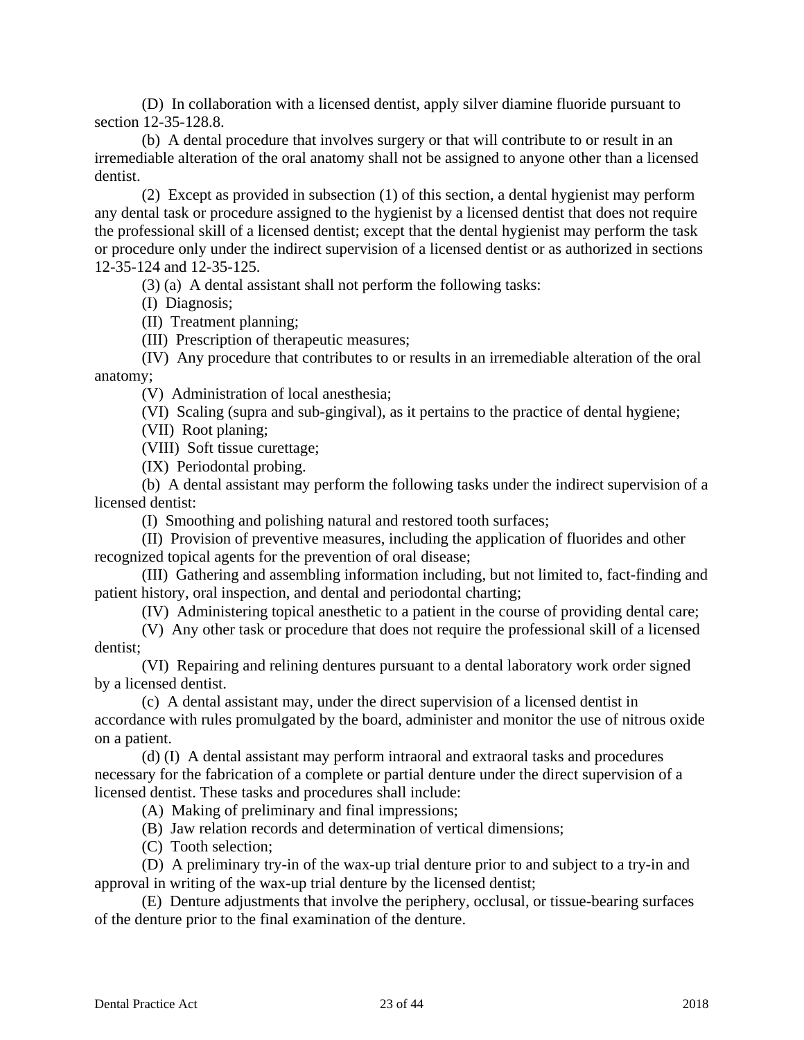(D) In collaboration with a licensed dentist, apply silver diamine fluoride pursuant to section 12-35-128.8.

(b) A dental procedure that involves surgery or that will contribute to or result in an irremediable alteration of the oral anatomy shall not be assigned to anyone other than a licensed dentist.

(2) Except as provided in subsection (1) of this section, a dental hygienist may perform any dental task or procedure assigned to the hygienist by a licensed dentist that does not require the professional skill of a licensed dentist; except that the dental hygienist may perform the task or procedure only under the indirect supervision of a licensed dentist or as authorized in sections 12-35-124 and 12-35-125.

(3) (a) A dental assistant shall not perform the following tasks:

(I) Diagnosis;

(II) Treatment planning;

(III) Prescription of therapeutic measures;

(IV) Any procedure that contributes to or results in an irremediable alteration of the oral anatomy;

(V) Administration of local anesthesia;

(VI) Scaling (supra and sub-gingival), as it pertains to the practice of dental hygiene;

(VII) Root planing;

(VIII) Soft tissue curettage;

(IX) Periodontal probing.

(b) A dental assistant may perform the following tasks under the indirect supervision of a licensed dentist:

(I) Smoothing and polishing natural and restored tooth surfaces;

(II) Provision of preventive measures, including the application of fluorides and other recognized topical agents for the prevention of oral disease;

(III) Gathering and assembling information including, but not limited to, fact-finding and patient history, oral inspection, and dental and periodontal charting;

(IV) Administering topical anesthetic to a patient in the course of providing dental care;

(V) Any other task or procedure that does not require the professional skill of a licensed dentist;

(VI) Repairing and relining dentures pursuant to a dental laboratory work order signed by a licensed dentist.

(c) A dental assistant may, under the direct supervision of a licensed dentist in accordance with rules promulgated by the board, administer and monitor the use of nitrous oxide on a patient.

(d) (I) A dental assistant may perform intraoral and extraoral tasks and procedures necessary for the fabrication of a complete or partial denture under the direct supervision of a licensed dentist. These tasks and procedures shall include:

(A) Making of preliminary and final impressions;

(B) Jaw relation records and determination of vertical dimensions;

(C) Tooth selection;

(D) A preliminary try-in of the wax-up trial denture prior to and subject to a try-in and approval in writing of the wax-up trial denture by the licensed dentist;

(E) Denture adjustments that involve the periphery, occlusal, or tissue-bearing surfaces of the denture prior to the final examination of the denture.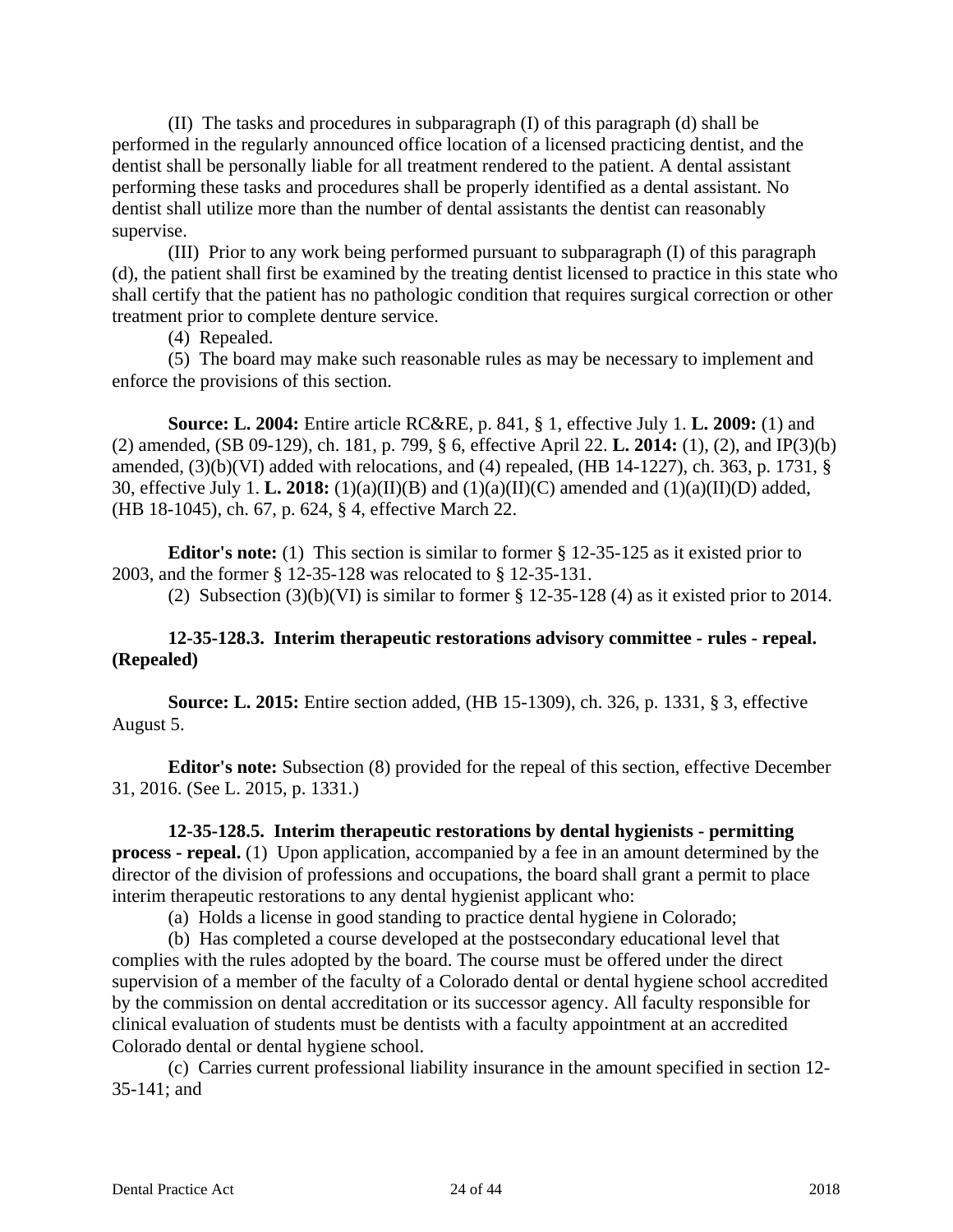(II) The tasks and procedures in subparagraph (I) of this paragraph (d) shall be performed in the regularly announced office location of a licensed practicing dentist, and the dentist shall be personally liable for all treatment rendered to the patient. A dental assistant performing these tasks and procedures shall be properly identified as a dental assistant. No dentist shall utilize more than the number of dental assistants the dentist can reasonably supervise.

(III) Prior to any work being performed pursuant to subparagraph (I) of this paragraph (d), the patient shall first be examined by the treating dentist licensed to practice in this state who shall certify that the patient has no pathologic condition that requires surgical correction or other treatment prior to complete denture service.

(4) Repealed.

(5) The board may make such reasonable rules as may be necessary to implement and enforce the provisions of this section.

**Source: L. 2004:** Entire article RC&RE, p. 841, § 1, effective July 1. **L. 2009:** (1) and (2) amended, (SB 09-129), ch. 181, p. 799, § 6, effective April 22. **L. 2014:** (1), (2), and IP(3)(b) amended, (3)(b)(VI) added with relocations, and (4) repealed, (HB 14-1227), ch. 363, p. 1731, § 30, effective July 1. **L. 2018:** (1)(a)(II)(B) and (1)(a)(II)(C) amended and (1)(a)(II)(D) added, (HB 18-1045), ch. 67, p. 624, § 4, effective March 22.

**Editor's note:** (1) This section is similar to former § 12-35-125 as it existed prior to 2003, and the former § 12-35-128 was relocated to § 12-35-131.

(2) Subsection (3)(b)(VI) is similar to former § 12-35-128 (4) as it existed prior to 2014.

**12-35-128.3. Interim therapeutic restorations advisory committee - rules - repeal. (Repealed)**

**Source: L. 2015:** Entire section added, (HB 15-1309), ch. 326, p. 1331, § 3, effective August 5.

**Editor's note:** Subsection (8) provided for the repeal of this section, effective December 31, 2016. (See L. 2015, p. 1331.)

**12-35-128.5. Interim therapeutic restorations by dental hygienists - permitting process - repeal.** (1) Upon application, accompanied by a fee in an amount determined by the director of the division of professions and occupations, the board shall grant a permit to place interim therapeutic restorations to any dental hygienist applicant who:

(a) Holds a license in good standing to practice dental hygiene in Colorado;

(b) Has completed a course developed at the postsecondary educational level that complies with the rules adopted by the board. The course must be offered under the direct supervision of a member of the faculty of a Colorado dental or dental hygiene school accredited by the commission on dental accreditation or its successor agency. All faculty responsible for clinical evaluation of students must be dentists with a faculty appointment at an accredited Colorado dental or dental hygiene school.

(c) Carries current professional liability insurance in the amount specified in section 12-35-141; and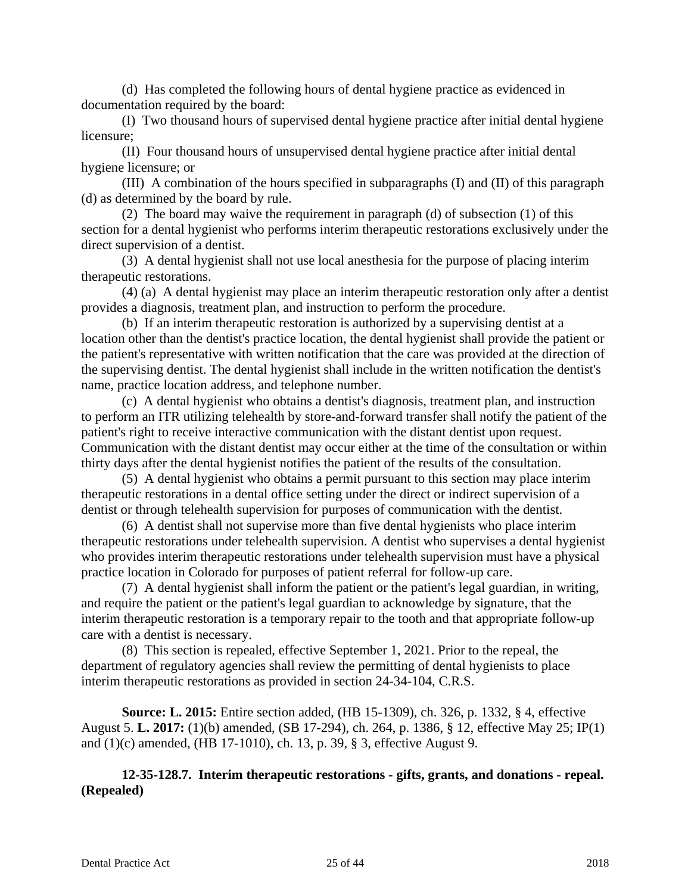(d) Has completed the following hours of dental hygiene practice as evidenced in documentation required by the board:

(I) Two thousand hours of supervised dental hygiene practice after initial dental hygiene licensure;

(II) Four thousand hours of unsupervised dental hygiene practice after initial dental hygiene licensure; or

(III) A combination of the hours specified in subparagraphs (I) and (II) of this paragraph (d) as determined by the board by rule.

(2) The board may waive the requirement in paragraph (d) of subsection (1) of this section for a dental hygienist who performs interim therapeutic restorations exclusively under the direct supervision of a dentist.

(3) A dental hygienist shall not use local anesthesia for the purpose of placing interim therapeutic restorations.

(4) (a) A dental hygienist may place an interim therapeutic restoration only after a dentist provides a diagnosis, treatment plan, and instruction to perform the procedure.

(b) If an interim therapeutic restoration is authorized by a supervising dentist at a location other than the dentist's practice location, the dental hygienist shall provide the patient or the patient's representative with written notification that the care was provided at the direction of the supervising dentist. The dental hygienist shall include in the written notification the dentist's name, practice location address, and telephone number.

(c) A dental hygienist who obtains a dentist's diagnosis, treatment plan, and instruction to perform an ITR utilizing telehealth by store-and-forward transfer shall notify the patient of the patient's right to receive interactive communication with the distant dentist upon request. Communication with the distant dentist may occur either at the time of the consultation or within thirty days after the dental hygienist notifies the patient of the results of the consultation.

(5) A dental hygienist who obtains a permit pursuant to this section may place interim therapeutic restorations in a dental office setting under the direct or indirect supervision of a dentist or through telehealth supervision for purposes of communication with the dentist.

(6) A dentist shall not supervise more than five dental hygienists who place interim therapeutic restorations under telehealth supervision. A dentist who supervises a dental hygienist who provides interim therapeutic restorations under telehealth supervision must have a physical practice location in Colorado for purposes of patient referral for follow-up care.

(7) A dental hygienist shall inform the patient or the patient's legal guardian, in writing, and require the patient or the patient's legal guardian to acknowledge by signature, that the interim therapeutic restoration is a temporary repair to the tooth and that appropriate follow-up care with a dentist is necessary.

(8) This section is repealed, effective September 1, 2021. Prior to the repeal, the department of regulatory agencies shall review the permitting of dental hygienists to place interim therapeutic restorations as provided in section 24-34-104, C.R.S.

**Source: L. 2015:** Entire section added, (HB 15-1309), ch. 326, p. 1332, § 4, effective August 5. **L. 2017:** (1)(b) amended, (SB 17-294), ch. 264, p. 1386, § 12, effective May 25; IP(1) and (1)(c) amended, (HB 17-1010), ch. 13, p. 39, § 3, effective August 9.

**12-35-128.7. Interim therapeutic restorations - gifts, grants, and donations - repeal. (Repealed)**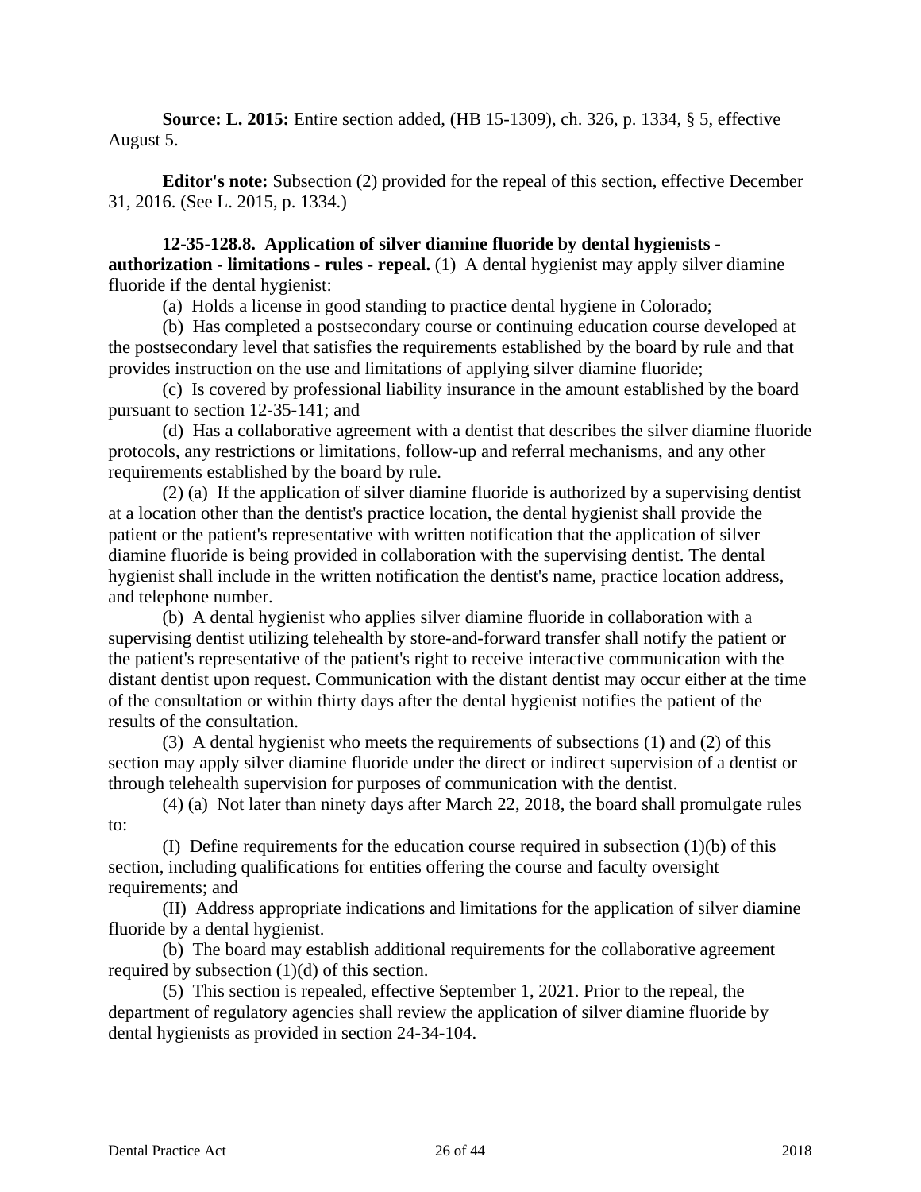**Source: L. 2015:** Entire section added, (HB 15-1309), ch. 326, p. 1334, § 5, effective August 5.

**Editor's note:** Subsection (2) provided for the repeal of this section, effective December 31, 2016. (See L. 2015, p. 1334.)

**12-35-128.8. Application of silver diamine fluoride by dental hygienists - authorization - limitations - rules - repeal.** (1) A dental hygienist may apply silver diamine fluoride if the dental hygienist:

(a) Holds a license in good standing to practice dental hygiene in Colorado;

(b) Has completed a postsecondary course or continuing education course developed at the postsecondary level that satisfies the requirements established by the board by rule and that provides instruction on the use and limitations of applying silver diamine fluoride;

(c) Is covered by professional liability insurance in the amount established by the board pursuant to section 12-35-141; and

(d) Has a collaborative agreement with a dentist that describes the silver diamine fluoride protocols, any restrictions or limitations, follow-up and referral mechanisms, and any other requirements established by the board by rule.

(2) (a) If the application of silver diamine fluoride is authorized by a supervising dentist at a location other than the dentist's practice location, the dental hygienist shall provide the patient or the patient's representative with written notification that the application of silver diamine fluoride is being provided in collaboration with the supervising dentist. The dental hygienist shall include in the written notification the dentist's name, practice location address, and telephone number.

(b) A dental hygienist who applies silver diamine fluoride in collaboration with a supervising dentist utilizing telehealth by store-and-forward transfer shall notify the patient or the patient's representative of the patient's right to receive interactive communication with the distant dentist upon request. Communication with the distant dentist may occur either at the time of the consultation or within thirty days after the dental hygienist notifies the patient of the results of the consultation.

(3) A dental hygienist who meets the requirements of subsections (1) and (2) of this section may apply silver diamine fluoride under the direct or indirect supervision of a dentist or through telehealth supervision for purposes of communication with the dentist.

(4) (a) Not later than ninety days after March 22, 2018, the board shall promulgate rules to:

(I) Define requirements for the education course required in subsection (1)(b) of this section, including qualifications for entities offering the course and faculty oversight requirements; and

(II) Address appropriate indications and limitations for the application of silver diamine fluoride by a dental hygienist.

(b) The board may establish additional requirements for the collaborative agreement required by subsection (1)(d) of this section.

(5) This section is repealed, effective September 1, 2021. Prior to the repeal, the department of regulatory agencies shall review the application of silver diamine fluoride by dental hygienists as provided in section 24-34-104.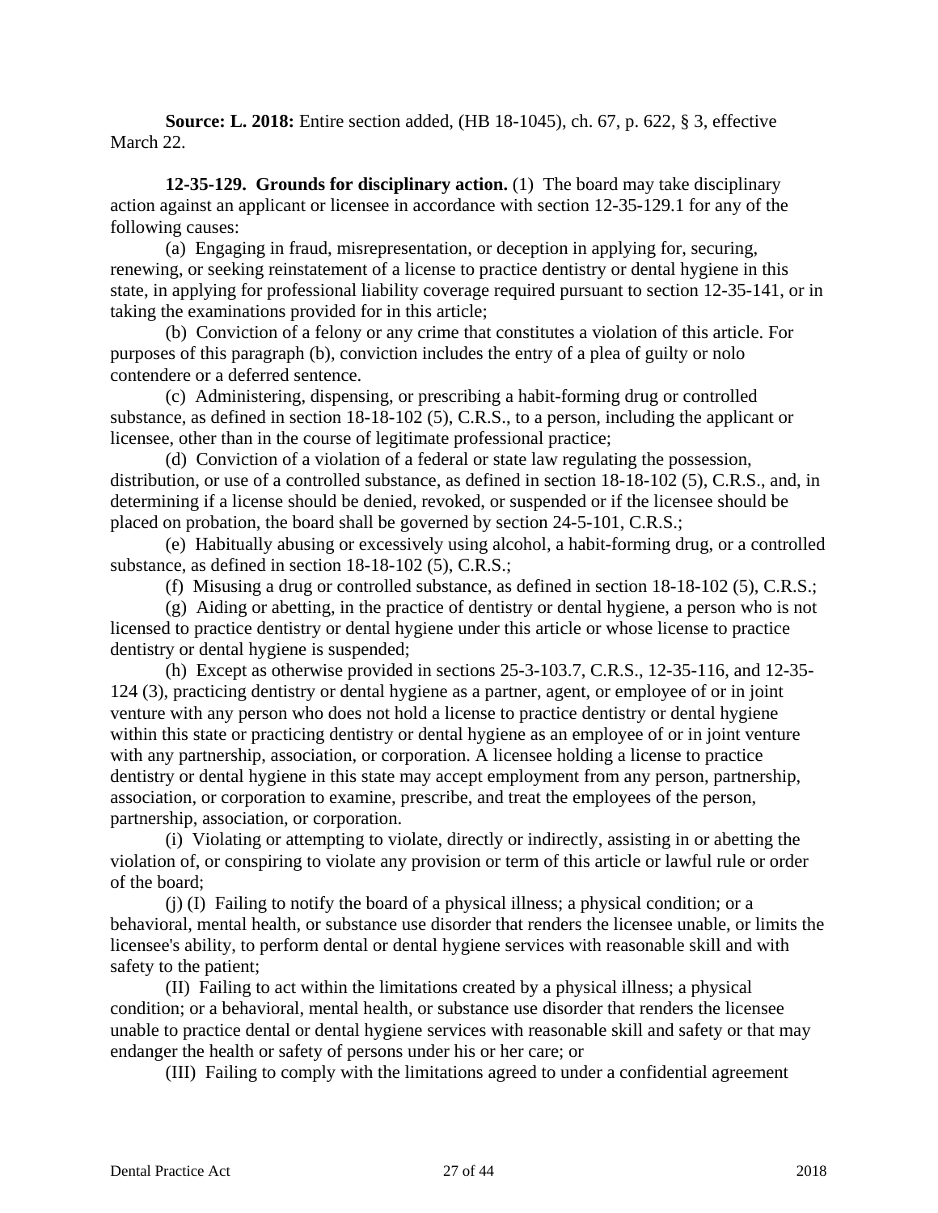**Source: L. 2018:** Entire section added, (HB 18-1045), ch. 67, p. 622, § 3, effective March 22.

**12-35-129. Grounds for disciplinary action.** (1) The board may take disciplinary action against an applicant or licensee in accordance with section 12-35-129.1 for any of the following causes:

(a) Engaging in fraud, misrepresentation, or deception in applying for, securing, renewing, or seeking reinstatement of a license to practice dentistry or dental hygiene in this state, in applying for professional liability coverage required pursuant to section 12-35-141, or in taking the examinations provided for in this article;

(b) Conviction of a felony or any crime that constitutes a violation of this article. For purposes of this paragraph (b), conviction includes the entry of a plea of guilty or nolo contendere or a deferred sentence.

(c) Administering, dispensing, or prescribing a habit-forming drug or controlled substance, as defined in section 18-18-102 (5), C.R.S., to a person, including the applicant or licensee, other than in the course of legitimate professional practice;

(d) Conviction of a violation of a federal or state law regulating the possession, distribution, or use of a controlled substance, as defined in section 18-18-102 (5), C.R.S., and, in determining if a license should be denied, revoked, or suspended or if the licensee should be placed on probation, the board shall be governed by section 24-5-101, C.R.S.;

(e) Habitually abusing or excessively using alcohol, a habit-forming drug, or a controlled substance, as defined in section 18-18-102 (5), C.R.S.;

(f) Misusing a drug or controlled substance, as defined in section 18-18-102 (5), C.R.S.;

(g) Aiding or abetting, in the practice of dentistry or dental hygiene, a person who is not licensed to practice dentistry or dental hygiene under this article or whose license to practice dentistry or dental hygiene is suspended;

(h) Except as otherwise provided in sections 25-3-103.7, C.R.S., 12-35-116, and 12-35-124 (3), practicing dentistry or dental hygiene as a partner, agent, or employee of or in joint venture with any person who does not hold a license to practice dentistry or dental hygiene within this state or practicing dentistry or dental hygiene as an employee of or in joint venture with any partnership, association, or corporation. A licensee holding a license to practice dentistry or dental hygiene in this state may accept employment from any person, partnership, association, or corporation to examine, prescribe, and treat the employees of the person, partnership, association, or corporation.

(i) Violating or attempting to violate, directly or indirectly, assisting in or abetting the violation of, or conspiring to violate any provision or term of this article or lawful rule or order of the board;

(j) (I) Failing to notify the board of a physical illness; a physical condition; or a behavioral, mental health, or substance use disorder that renders the licensee unable, or limits the licensee's ability, to perform dental or dental hygiene services with reasonable skill and with safety to the patient;

(II) Failing to act within the limitations created by a physical illness; a physical condition; or a behavioral, mental health, or substance use disorder that renders the licensee unable to practice dental or dental hygiene services with reasonable skill and safety or that may endanger the health or safety of persons under his or her care; or

(III) Failing to comply with the limitations agreed to under a confidential agreement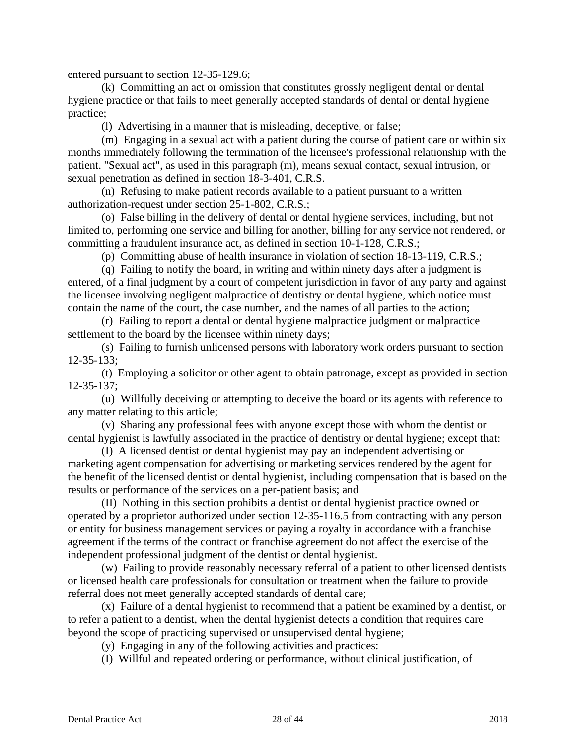entered pursuant to section 12-35-129.6;

(k) Committing an act or omission that constitutes grossly negligent dental or dental hygiene practice or that fails to meet generally accepted standards of dental or dental hygiene practice;

(l) Advertising in a manner that is misleading, deceptive, or false;

(m) Engaging in a sexual act with a patient during the course of patient care or within six months immediately following the termination of the licensee's professional relationship with the patient. "Sexual act", as used in this paragraph (m), means sexual contact, sexual intrusion, or sexual penetration as defined in section 18-3-401, C.R.S.

(n) Refusing to make patient records available to a patient pursuant to a written authorization-request under section 25-1-802, C.R.S.;

(o) False billing in the delivery of dental or dental hygiene services, including, but not limited to, performing one service and billing for another, billing for any service not rendered, or committing a fraudulent insurance act, as defined in section 10-1-128, C.R.S.;

(p) Committing abuse of health insurance in violation of section 18-13-119, C.R.S.;

(q) Failing to notify the board, in writing and within ninety days after a judgment is entered, of a final judgment by a court of competent jurisdiction in favor of any party and against the licensee involving negligent malpractice of dentistry or dental hygiene, which notice must contain the name of the court, the case number, and the names of all parties to the action;

(r) Failing to report a dental or dental hygiene malpractice judgment or malpractice settlement to the board by the licensee within ninety days;

(s) Failing to furnish unlicensed persons with laboratory work orders pursuant to section 12-35-133;

(t) Employing a solicitor or other agent to obtain patronage, except as provided in section 12-35-137;

(u) Willfully deceiving or attempting to deceive the board or its agents with reference to any matter relating to this article;

(v) Sharing any professional fees with anyone except those with whom the dentist or dental hygienist is lawfully associated in the practice of dentistry or dental hygiene; except that:

(I) A licensed dentist or dental hygienist may pay an independent advertising or marketing agent compensation for advertising or marketing services rendered by the agent for the benefit of the licensed dentist or dental hygienist, including compensation that is based on the results or performance of the services on a per-patient basis; and

(II) Nothing in this section prohibits a dentist or dental hygienist practice owned or operated by a proprietor authorized under section 12-35-116.5 from contracting with any person or entity for business management services or paying a royalty in accordance with a franchise agreement if the terms of the contract or franchise agreement do not affect the exercise of the independent professional judgment of the dentist or dental hygienist.

(w) Failing to provide reasonably necessary referral of a patient to other licensed dentists or licensed health care professionals for consultation or treatment when the failure to provide referral does not meet generally accepted standards of dental care;

(x) Failure of a dental hygienist to recommend that a patient be examined by a dentist, or to refer a patient to a dentist, when the dental hygienist detects a condition that requires care beyond the scope of practicing supervised or unsupervised dental hygiene;

(y) Engaging in any of the following activities and practices:

(I) Willful and repeated ordering or performance, without clinical justification, of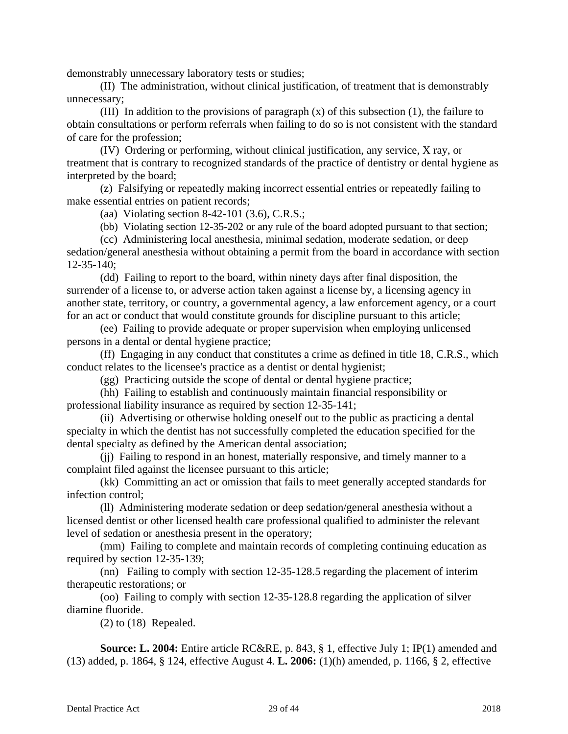demonstrably unnecessary laboratory tests or studies;

(II) The administration, without clinical justification, of treatment that is demonstrably unnecessary;

(III) In addition to the provisions of paragraph (x) of this subsection (1), the failure to obtain consultations or perform referrals when failing to do so is not consistent with the standard of care for the profession;

(IV) Ordering or performing, without clinical justification, any service, X ray, or treatment that is contrary to recognized standards of the practice of dentistry or dental hygiene as interpreted by the board;

(z) Falsifying or repeatedly making incorrect essential entries or repeatedly failing to make essential entries on patient records;

(aa) Violating section 8-42-101 (3.6), C.R.S.;

(bb) Violating section 12-35-202 or any rule of the board adopted pursuant to that section;

(cc) Administering local anesthesia, minimal sedation, moderate sedation, or deep sedation/general anesthesia without obtaining a permit from the board in accordance with section 12-35-140;

(dd) Failing to report to the board, within ninety days after final disposition, the surrender of a license to, or adverse action taken against a license by, a licensing agency in another state, territory, or country, a governmental agency, a law enforcement agency, or a court for an act or conduct that would constitute grounds for discipline pursuant to this article;

(ee) Failing to provide adequate or proper supervision when employing unlicensed persons in a dental or dental hygiene practice;

(ff) Engaging in any conduct that constitutes a crime as defined in title 18, C.R.S., which conduct relates to the licensee's practice as a dentist or dental hygienist;

(gg) Practicing outside the scope of dental or dental hygiene practice;

(hh) Failing to establish and continuously maintain financial responsibility or professional liability insurance as required by section 12-35-141;

(ii) Advertising or otherwise holding oneself out to the public as practicing a dental specialty in which the dentist has not successfully completed the education specified for the dental specialty as defined by the American dental association;

(jj) Failing to respond in an honest, materially responsive, and timely manner to a complaint filed against the licensee pursuant to this article;

(kk) Committing an act or omission that fails to meet generally accepted standards for infection control;

(ll) Administering moderate sedation or deep sedation/general anesthesia without a licensed dentist or other licensed health care professional qualified to administer the relevant level of sedation or anesthesia present in the operatory;

(mm) Failing to complete and maintain records of completing continuing education as required by section 12-35-139;

(nn) Failing to comply with section 12-35-128.5 regarding the placement of interim therapeutic restorations; or

(oo) Failing to comply with section 12-35-128.8 regarding the application of silver diamine fluoride.

(2) to (18) Repealed.

**Source: L. 2004:** Entire article RC&RE, p. 843, § 1, effective July 1; IP(1) amended and (13) added, p. 1864, § 124, effective August 4. **L. 2006:** (1)(h) amended, p. 1166, § 2, effective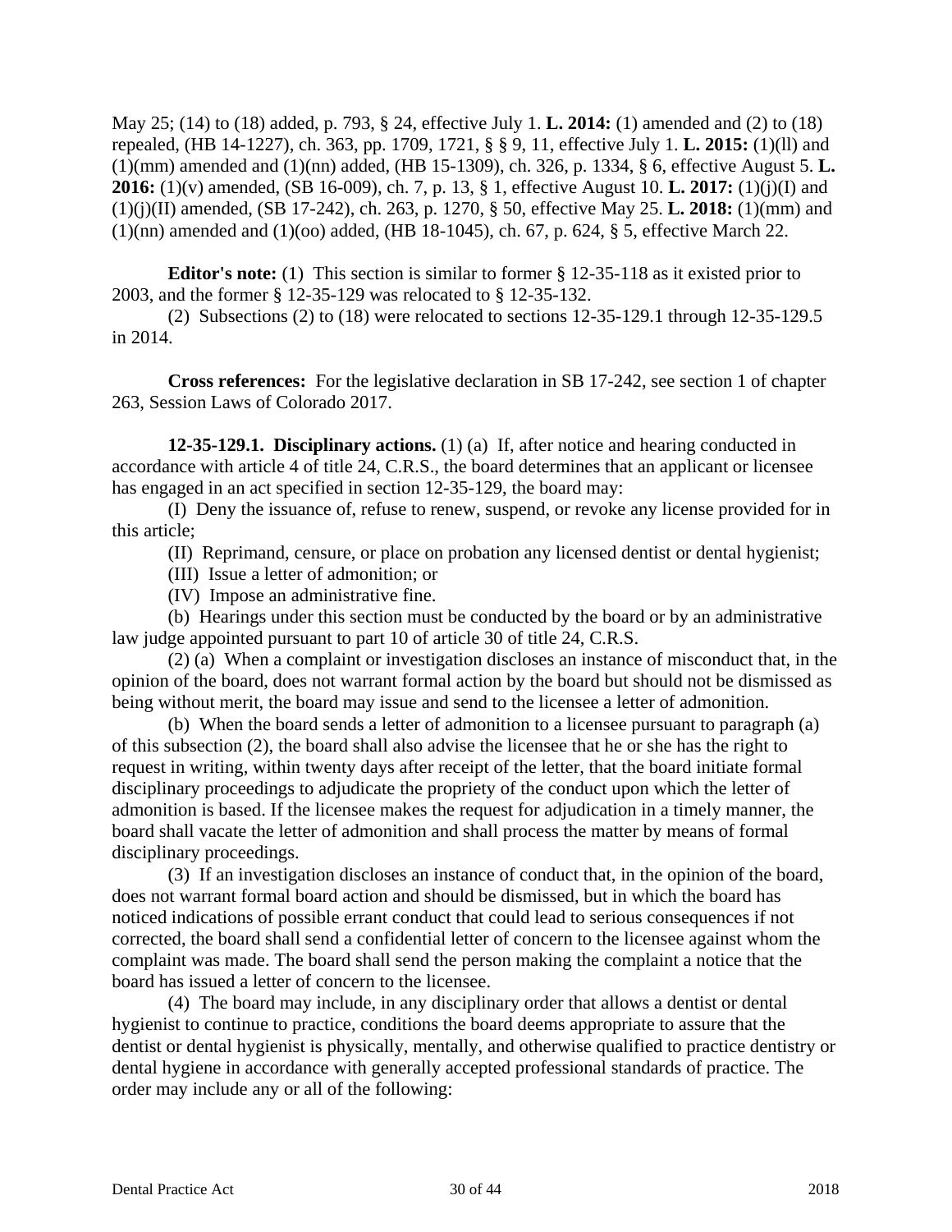May 25; (14) to (18) added, p. 793, § 24, effective July 1. **L. 2014:** (1) amended and (2) to (18) repealed, (HB 14-1227), ch. 363, pp. 1709, 1721, § § 9, 11, effective July 1. **L. 2015:** (1)(ll) and (1)(mm) amended and (1)(nn) added, (HB 15-1309), ch. 326, p. 1334, § 6, effective August 5. **L. 2016:** (1)(v) amended, (SB 16-009), ch. 7, p. 13, § 1, effective August 10. **L. 2017:** (1)(j)(I) and (1)(j)(II) amended, (SB 17-242), ch. 263, p. 1270, § 50, effective May 25. **L. 2018:** (1)(mm) and (1)(nn) amended and (1)(oo) added, (HB 18-1045), ch. 67, p. 624, § 5, effective March 22.

**Editor's note:** (1) This section is similar to former § 12-35-118 as it existed prior to 2003, and the former § 12-35-129 was relocated to § 12-35-132.

(2) Subsections (2) to (18) were relocated to sections 12-35-129.1 through 12-35-129.5 in 2014.

**Cross references:** For the legislative declaration in SB 17-242, see section 1 of chapter 263, Session Laws of Colorado 2017.

**12-35-129.1. Disciplinary actions.** (1) (a) If, after notice and hearing conducted in accordance with article 4 of title 24, C.R.S., the board determines that an applicant or licensee has engaged in an act specified in section 12-35-129, the board may:

(I) Deny the issuance of, refuse to renew, suspend, or revoke any license provided for in this article;

(II) Reprimand, censure, or place on probation any licensed dentist or dental hygienist;

(III) Issue a letter of admonition; or

(IV) Impose an administrative fine.

(b) Hearings under this section must be conducted by the board or by an administrative law judge appointed pursuant to part 10 of article 30 of title 24, C.R.S.

(2) (a) When a complaint or investigation discloses an instance of misconduct that, in the opinion of the board, does not warrant formal action by the board but should not be dismissed as being without merit, the board may issue and send to the licensee a letter of admonition.

(b) When the board sends a letter of admonition to a licensee pursuant to paragraph (a) of this subsection (2), the board shall also advise the licensee that he or she has the right to request in writing, within twenty days after receipt of the letter, that the board initiate formal disciplinary proceedings to adjudicate the propriety of the conduct upon which the letter of admonition is based. If the licensee makes the request for adjudication in a timely manner, the board shall vacate the letter of admonition and shall process the matter by means of formal disciplinary proceedings.

(3) If an investigation discloses an instance of conduct that, in the opinion of the board, does not warrant formal board action and should be dismissed, but in which the board has noticed indications of possible errant conduct that could lead to serious consequences if not corrected, the board shall send a confidential letter of concern to the licensee against whom the complaint was made. The board shall send the person making the complaint a notice that the board has issued a letter of concern to the licensee.

(4) The board may include, in any disciplinary order that allows a dentist or dental hygienist to continue to practice, conditions the board deems appropriate to assure that the dentist or dental hygienist is physically, mentally, and otherwise qualified to practice dentistry or dental hygiene in accordance with generally accepted professional standards of practice. The order may include any or all of the following: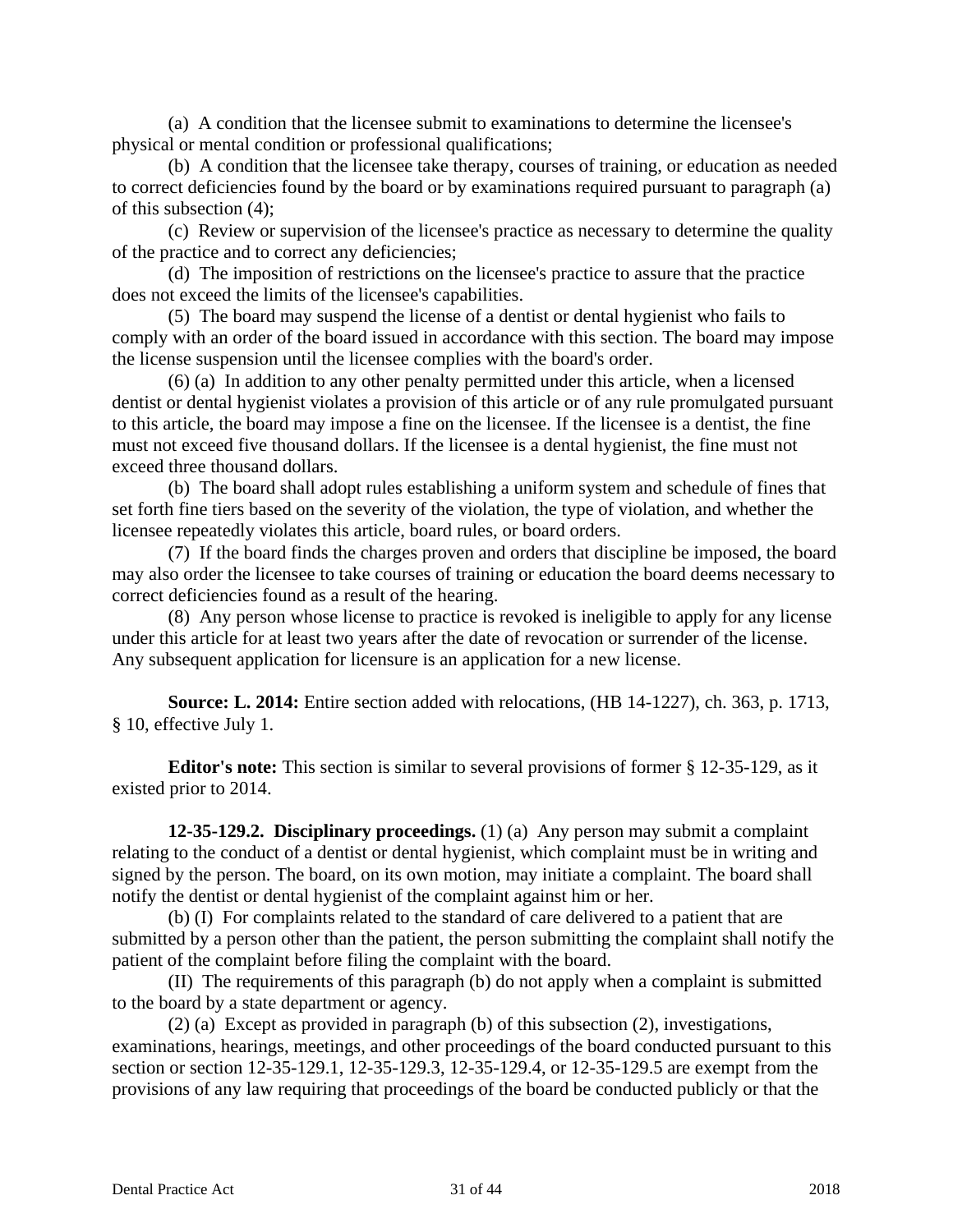(a) A condition that the licensee submit to examinations to determine the licensee's physical or mental condition or professional qualifications;

(b) A condition that the licensee take therapy, courses of training, or education as needed to correct deficiencies found by the board or by examinations required pursuant to paragraph (a) of this subsection (4);

(c) Review or supervision of the licensee's practice as necessary to determine the quality of the practice and to correct any deficiencies;

(d) The imposition of restrictions on the licensee's practice to assure that the practice does not exceed the limits of the licensee's capabilities.

(5) The board may suspend the license of a dentist or dental hygienist who fails to comply with an order of the board issued in accordance with this section. The board may impose the license suspension until the licensee complies with the board's order.

(6) (a) In addition to any other penalty permitted under this article, when a licensed dentist or dental hygienist violates a provision of this article or of any rule promulgated pursuant to this article, the board may impose a fine on the licensee. If the licensee is a dentist, the fine must not exceed five thousand dollars. If the licensee is a dental hygienist, the fine must not exceed three thousand dollars.

(b) The board shall adopt rules establishing a uniform system and schedule of fines that set forth fine tiers based on the severity of the violation, the type of violation, and whether the licensee repeatedly violates this article, board rules, or board orders.

(7) If the board finds the charges proven and orders that discipline be imposed, the board may also order the licensee to take courses of training or education the board deems necessary to correct deficiencies found as a result of the hearing.

(8) Any person whose license to practice is revoked is ineligible to apply for any license under this article for at least two years after the date of revocation or surrender of the license. Any subsequent application for licensure is an application for a new license.

**Source: L. 2014:** Entire section added with relocations, (HB 14-1227), ch. 363, p. 1713, § 10, effective July 1.

**Editor's note:** This section is similar to several provisions of former § 12-35-129, as it existed prior to 2014.

**12-35-129.2. Disciplinary proceedings.** (1) (a) Any person may submit a complaint relating to the conduct of a dentist or dental hygienist, which complaint must be in writing and signed by the person. The board, on its own motion, may initiate a complaint. The board shall notify the dentist or dental hygienist of the complaint against him or her.

(b) (I) For complaints related to the standard of care delivered to a patient that are submitted by a person other than the patient, the person submitting the complaint shall notify the patient of the complaint before filing the complaint with the board.

(II) The requirements of this paragraph (b) do not apply when a complaint is submitted to the board by a state department or agency.

(2) (a) Except as provided in paragraph (b) of this subsection (2), investigations, examinations, hearings, meetings, and other proceedings of the board conducted pursuant to this section or section 12-35-129.1, 12-35-129.3, 12-35-129.4, or 12-35-129.5 are exempt from the provisions of any law requiring that proceedings of the board be conducted publicly or that the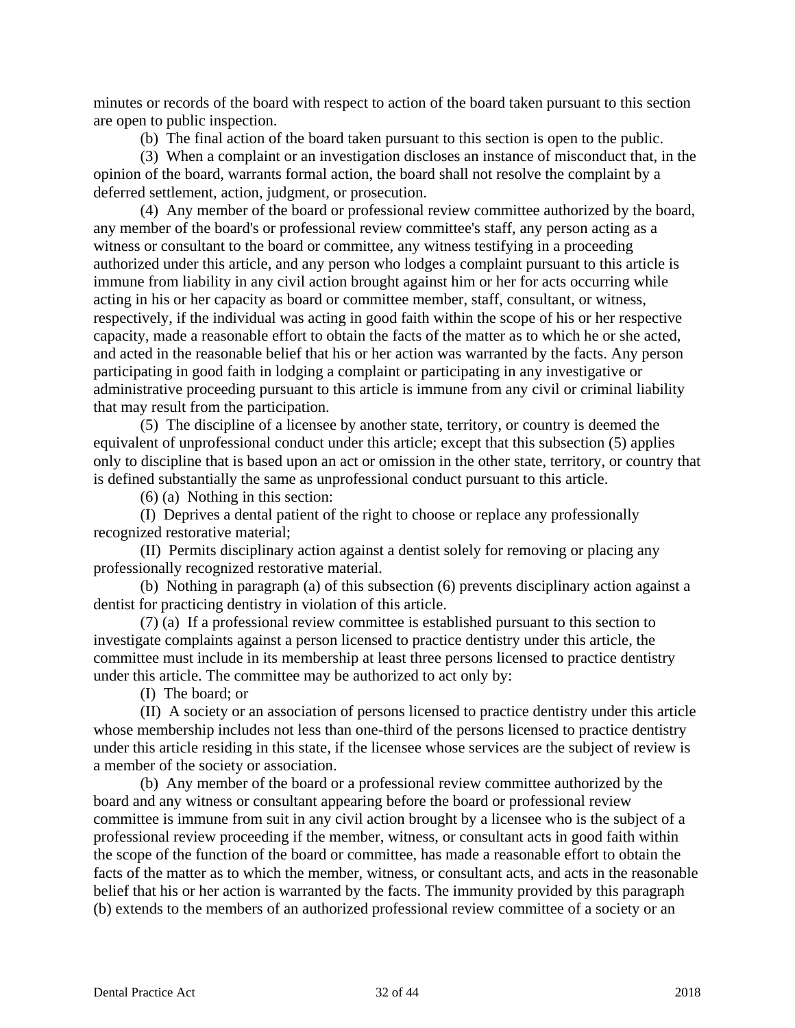minutes or records of the board with respect to action of the board taken pursuant to this section are open to public inspection.

(b) The final action of the board taken pursuant to this section is open to the public.

(3) When a complaint or an investigation discloses an instance of misconduct that, in the opinion of the board, warrants formal action, the board shall not resolve the complaint by a deferred settlement, action, judgment, or prosecution.

(4) Any member of the board or professional review committee authorized by the board, any member of the board's or professional review committee's staff, any person acting as a witness or consultant to the board or committee, any witness testifying in a proceeding authorized under this article, and any person who lodges a complaint pursuant to this article is immune from liability in any civil action brought against him or her for acts occurring while acting in his or her capacity as board or committee member, staff, consultant, or witness, respectively, if the individual was acting in good faith within the scope of his or her respective capacity, made a reasonable effort to obtain the facts of the matter as to which he or she acted, and acted in the reasonable belief that his or her action was warranted by the facts. Any person participating in good faith in lodging a complaint or participating in any investigative or administrative proceeding pursuant to this article is immune from any civil or criminal liability that may result from the participation.

(5) The discipline of a licensee by another state, territory, or country is deemed the equivalent of unprofessional conduct under this article; except that this subsection (5) applies only to discipline that is based upon an act or omission in the other state, territory, or country that is defined substantially the same as unprofessional conduct pursuant to this article.

(6) (a) Nothing in this section:

(I) Deprives a dental patient of the right to choose or replace any professionally recognized restorative material;

(II) Permits disciplinary action against a dentist solely for removing or placing any professionally recognized restorative material.

(b) Nothing in paragraph (a) of this subsection (6) prevents disciplinary action against a dentist for practicing dentistry in violation of this article.

(7) (a) If a professional review committee is established pursuant to this section to investigate complaints against a person licensed to practice dentistry under this article, the committee must include in its membership at least three persons licensed to practice dentistry under this article. The committee may be authorized to act only by:

(I) The board; or

(II) A society or an association of persons licensed to practice dentistry under this article whose membership includes not less than one-third of the persons licensed to practice dentistry under this article residing in this state, if the licensee whose services are the subject of review is a member of the society or association.

(b) Any member of the board or a professional review committee authorized by the board and any witness or consultant appearing before the board or professional review committee is immune from suit in any civil action brought by a licensee who is the subject of a professional review proceeding if the member, witness, or consultant acts in good faith within the scope of the function of the board or committee, has made a reasonable effort to obtain the facts of the matter as to which the member, witness, or consultant acts, and acts in the reasonable belief that his or her action is warranted by the facts. The immunity provided by this paragraph (b) extends to the members of an authorized professional review committee of a society or an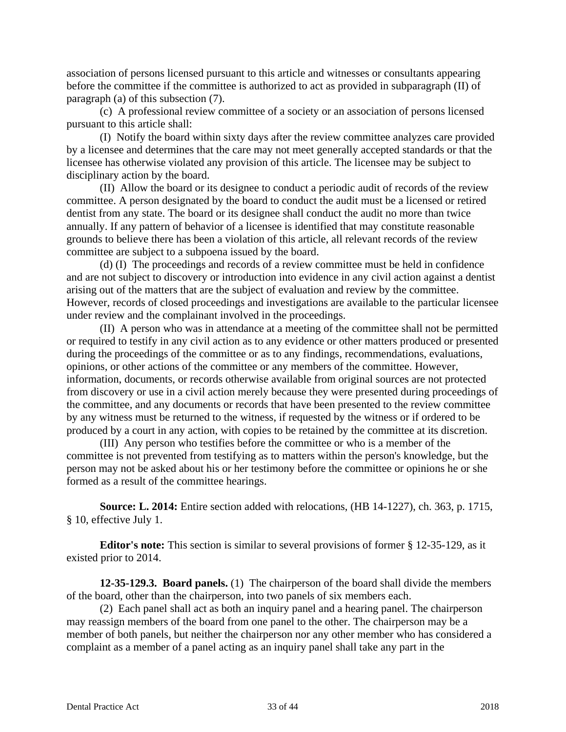association of persons licensed pursuant to this article and witnesses or consultants appearing before the committee if the committee is authorized to act as provided in subparagraph (II) of paragraph (a) of this subsection (7).

(c) A professional review committee of a society or an association of persons licensed pursuant to this article shall:

(I) Notify the board within sixty days after the review committee analyzes care provided by a licensee and determines that the care may not meet generally accepted standards or that the licensee has otherwise violated any provision of this article. The licensee may be subject to disciplinary action by the board.

(II) Allow the board or its designee to conduct a periodic audit of records of the review committee. A person designated by the board to conduct the audit must be a licensed or retired dentist from any state. The board or its designee shall conduct the audit no more than twice annually. If any pattern of behavior of a licensee is identified that may constitute reasonable grounds to believe there has been a violation of this article, all relevant records of the review committee are subject to a subpoena issued by the board.

(d) (I) The proceedings and records of a review committee must be held in confidence and are not subject to discovery or introduction into evidence in any civil action against a dentist arising out of the matters that are the subject of evaluation and review by the committee. However, records of closed proceedings and investigations are available to the particular licensee under review and the complainant involved in the proceedings.

(II) A person who was in attendance at a meeting of the committee shall not be permitted or required to testify in any civil action as to any evidence or other matters produced or presented during the proceedings of the committee or as to any findings, recommendations, evaluations, opinions, or other actions of the committee or any members of the committee. However, information, documents, or records otherwise available from original sources are not protected from discovery or use in a civil action merely because they were presented during proceedings of the committee, and any documents or records that have been presented to the review committee by any witness must be returned to the witness, if requested by the witness or if ordered to be produced by a court in any action, with copies to be retained by the committee at its discretion.

(III) Any person who testifies before the committee or who is a member of the committee is not prevented from testifying as to matters within the person's knowledge, but the person may not be asked about his or her testimony before the committee or opinions he or she formed as a result of the committee hearings.

**Source: L. 2014:** Entire section added with relocations, (HB 14-1227), ch. 363, p. 1715, § 10, effective July 1.

**Editor's note:** This section is similar to several provisions of former § 12-35-129, as it existed prior to 2014.

**12-35-129.3. Board panels.** (1) The chairperson of the board shall divide the members of the board, other than the chairperson, into two panels of six members each.

(2) Each panel shall act as both an inquiry panel and a hearing panel. The chairperson may reassign members of the board from one panel to the other. The chairperson may be a member of both panels, but neither the chairperson nor any other member who has considered a complaint as a member of a panel acting as an inquiry panel shall take any part in the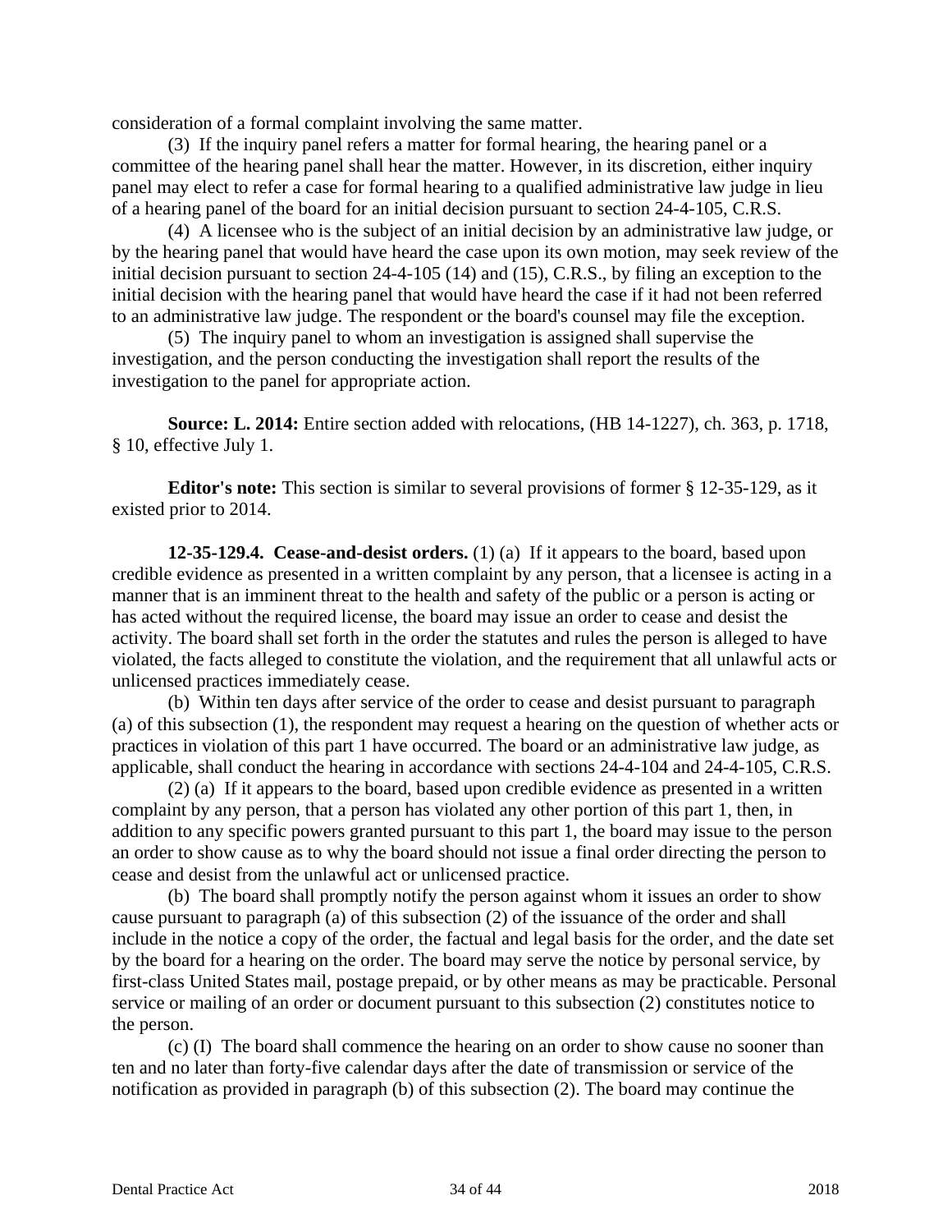consideration of a formal complaint involving the same matter.

(3) If the inquiry panel refers a matter for formal hearing, the hearing panel or a committee of the hearing panel shall hear the matter. However, in its discretion, either inquiry panel may elect to refer a case for formal hearing to a qualified administrative law judge in lieu of a hearing panel of the board for an initial decision pursuant to section 24-4-105, C.R.S.

(4) A licensee who is the subject of an initial decision by an administrative law judge, or by the hearing panel that would have heard the case upon its own motion, may seek review of the initial decision pursuant to section 24-4-105 (14) and (15), C.R.S., by filing an exception to the initial decision with the hearing panel that would have heard the case if it had not been referred to an administrative law judge. The respondent or the board's counsel may file the exception.

(5) The inquiry panel to whom an investigation is assigned shall supervise the investigation, and the person conducting the investigation shall report the results of the investigation to the panel for appropriate action.

**Source: L. 2014:** Entire section added with relocations, (HB 14-1227), ch. 363, p. 1718, § 10, effective July 1.

**Editor's note:** This section is similar to several provisions of former § 12-35-129, as it existed prior to 2014.

**12-35-129.4. Cease-and-desist orders.** (1) (a) If it appears to the board, based upon credible evidence as presented in a written complaint by any person, that a licensee is acting in a manner that is an imminent threat to the health and safety of the public or a person is acting or has acted without the required license, the board may issue an order to cease and desist the activity. The board shall set forth in the order the statutes and rules the person is alleged to have violated, the facts alleged to constitute the violation, and the requirement that all unlawful acts or unlicensed practices immediately cease.

(b) Within ten days after service of the order to cease and desist pursuant to paragraph (a) of this subsection (1), the respondent may request a hearing on the question of whether acts or practices in violation of this part 1 have occurred. The board or an administrative law judge, as applicable, shall conduct the hearing in accordance with sections 24-4-104 and 24-4-105, C.R.S.

(2) (a) If it appears to the board, based upon credible evidence as presented in a written complaint by any person, that a person has violated any other portion of this part 1, then, in addition to any specific powers granted pursuant to this part 1, the board may issue to the person an order to show cause as to why the board should not issue a final order directing the person to cease and desist from the unlawful act or unlicensed practice.

(b) The board shall promptly notify the person against whom it issues an order to show cause pursuant to paragraph (a) of this subsection (2) of the issuance of the order and shall include in the notice a copy of the order, the factual and legal basis for the order, and the date set by the board for a hearing on the order. The board may serve the notice by personal service, by first-class United States mail, postage prepaid, or by other means as may be practicable. Personal service or mailing of an order or document pursuant to this subsection (2) constitutes notice to the person.

(c) (I) The board shall commence the hearing on an order to show cause no sooner than ten and no later than forty-five calendar days after the date of transmission or service of the notification as provided in paragraph (b) of this subsection (2). The board may continue the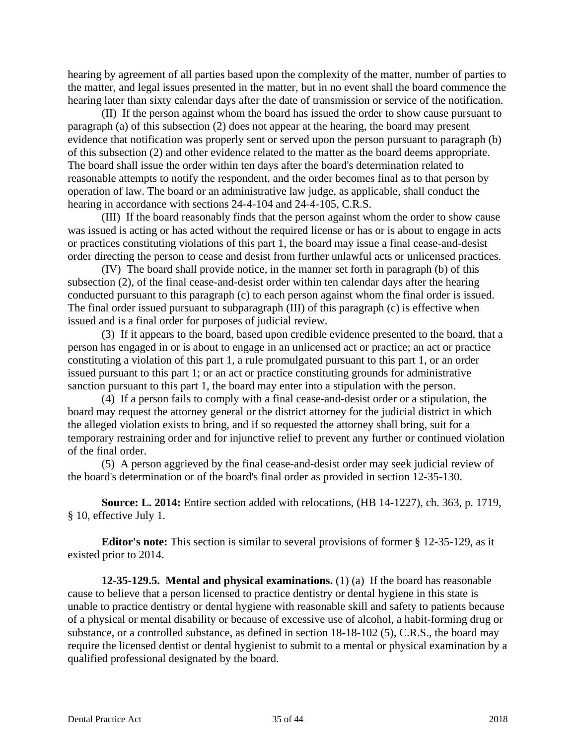hearing by agreement of all parties based upon the complexity of the matter, number of parties to the matter, and legal issues presented in the matter, but in no event shall the board commence the hearing later than sixty calendar days after the date of transmission or service of the notification.

(II) If the person against whom the board has issued the order to show cause pursuant to paragraph (a) of this subsection (2) does not appear at the hearing, the board may present evidence that notification was properly sent or served upon the person pursuant to paragraph (b) of this subsection (2) and other evidence related to the matter as the board deems appropriate. The board shall issue the order within ten days after the board's determination related to reasonable attempts to notify the respondent, and the order becomes final as to that person by operation of law. The board or an administrative law judge, as applicable, shall conduct the hearing in accordance with sections 24-4-104 and 24-4-105, C.R.S.

(III) If the board reasonably finds that the person against whom the order to show cause was issued is acting or has acted without the required license or has or is about to engage in acts or practices constituting violations of this part 1, the board may issue a final cease-and-desist order directing the person to cease and desist from further unlawful acts or unlicensed practices.

(IV) The board shall provide notice, in the manner set forth in paragraph (b) of this subsection (2), of the final cease-and-desist order within ten calendar days after the hearing conducted pursuant to this paragraph (c) to each person against whom the final order is issued. The final order issued pursuant to subparagraph (III) of this paragraph (c) is effective when issued and is a final order for purposes of judicial review.

(3) If it appears to the board, based upon credible evidence presented to the board, that a person has engaged in or is about to engage in an unlicensed act or practice; an act or practice constituting a violation of this part 1, a rule promulgated pursuant to this part 1, or an order issued pursuant to this part 1; or an act or practice constituting grounds for administrative sanction pursuant to this part 1, the board may enter into a stipulation with the person.

(4) If a person fails to comply with a final cease-and-desist order or a stipulation, the board may request the attorney general or the district attorney for the judicial district in which the alleged violation exists to bring, and if so requested the attorney shall bring, suit for a temporary restraining order and for injunctive relief to prevent any further or continued violation of the final order.

(5) A person aggrieved by the final cease-and-desist order may seek judicial review of the board's determination or of the board's final order as provided in section 12-35-130.

**Source: L. 2014:** Entire section added with relocations, (HB 14-1227), ch. 363, p. 1719, § 10, effective July 1.

**Editor's note:** This section is similar to several provisions of former § 12-35-129, as it existed prior to 2014.

**12-35-129.5. Mental and physical examinations.** (1) (a) If the board has reasonable cause to believe that a person licensed to practice dentistry or dental hygiene in this state is unable to practice dentistry or dental hygiene with reasonable skill and safety to patients because of a physical or mental disability or because of excessive use of alcohol, a habit-forming drug or substance, or a controlled substance, as defined in section 18-18-102 (5), C.R.S., the board may require the licensed dentist or dental hygienist to submit to a mental or physical examination by a qualified professional designated by the board.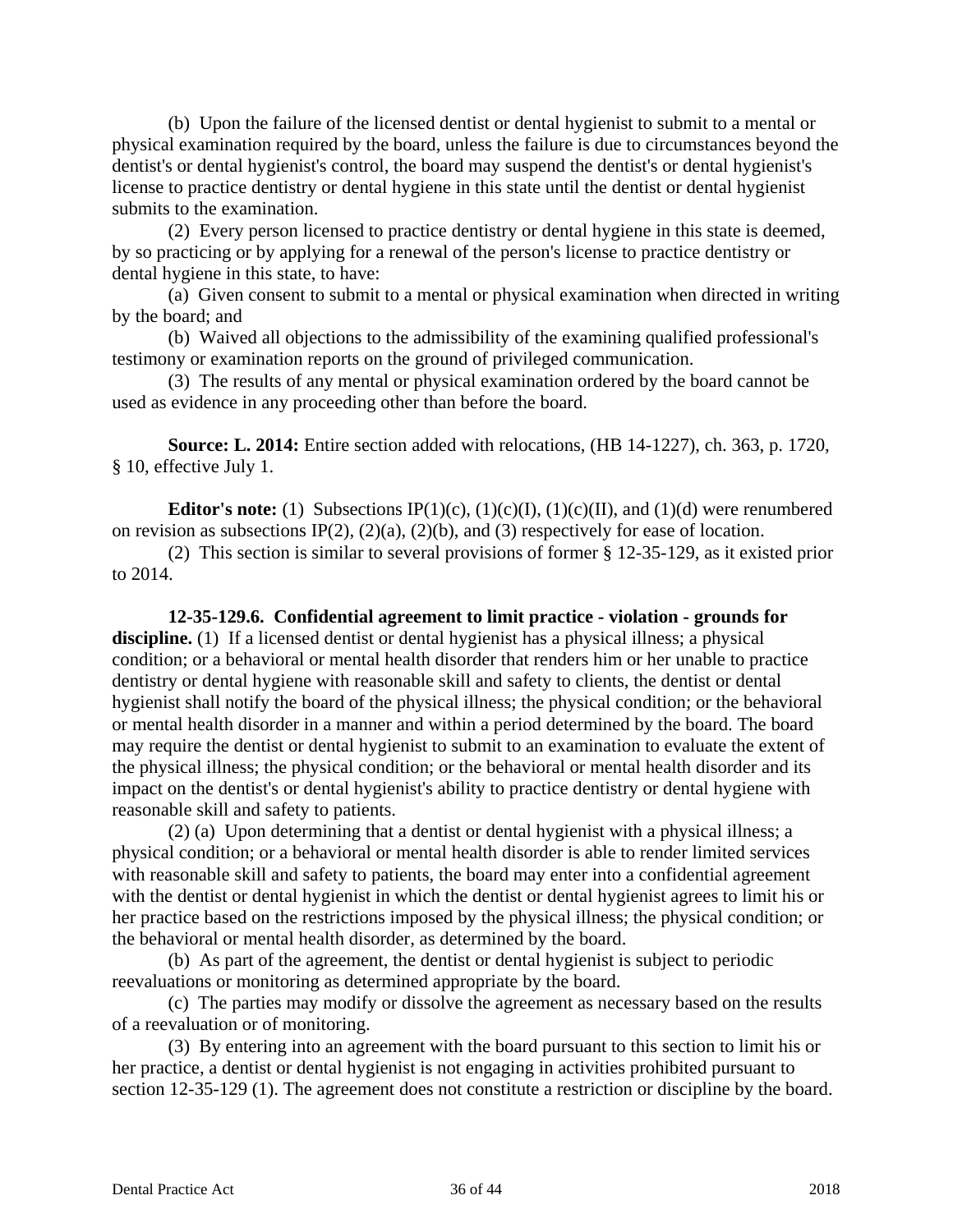(b) Upon the failure of the licensed dentist or dental hygienist to submit to a mental or physical examination required by the board, unless the failure is due to circumstances beyond the dentist's or dental hygienist's control, the board may suspend the dentist's or dental hygienist's license to practice dentistry or dental hygiene in this state until the dentist or dental hygienist submits to the examination.

(2) Every person licensed to practice dentistry or dental hygiene in this state is deemed, by so practicing or by applying for a renewal of the person's license to practice dentistry or dental hygiene in this state, to have:

(a) Given consent to submit to a mental or physical examination when directed in writing by the board; and

(b) Waived all objections to the admissibility of the examining qualified professional's testimony or examination reports on the ground of privileged communication.

(3) The results of any mental or physical examination ordered by the board cannot be used as evidence in any proceeding other than before the board.

**Source: L. 2014:** Entire section added with relocations, (HB 14-1227), ch. 363, p. 1720, § 10, effective July 1.

**Editor's note:** (1) Subsections IP(1)(c), (1)(c)(I), (1)(c)(II), and (1)(d) were renumbered on revision as subsections IP(2), (2)(a), (2)(b), and (3) respectively for ease of location.

(2) This section is similar to several provisions of former § 12-35-129, as it existed prior to 2014.

**12-35-129.6. Confidential agreement to limit practice - violation - grounds for discipline.** (1) If a licensed dentist or dental hygienist has a physical illness; a physical condition; or a behavioral or mental health disorder that renders him or her unable to practice dentistry or dental hygiene with reasonable skill and safety to clients, the dentist or dental hygienist shall notify the board of the physical illness; the physical condition; or the behavioral or mental health disorder in a manner and within a period determined by the board. The board may require the dentist or dental hygienist to submit to an examination to evaluate the extent of the physical illness; the physical condition; or the behavioral or mental health disorder and its impact on the dentist's or dental hygienist's ability to practice dentistry or dental hygiene with reasonable skill and safety to patients.

(2) (a) Upon determining that a dentist or dental hygienist with a physical illness; a physical condition; or a behavioral or mental health disorder is able to render limited services with reasonable skill and safety to patients, the board may enter into a confidential agreement with the dentist or dental hygienist in which the dentist or dental hygienist agrees to limit his or her practice based on the restrictions imposed by the physical illness; the physical condition; or the behavioral or mental health disorder, as determined by the board.

(b) As part of the agreement, the dentist or dental hygienist is subject to periodic reevaluations or monitoring as determined appropriate by the board.

(c) The parties may modify or dissolve the agreement as necessary based on the results of a reevaluation or of monitoring.

(3) By entering into an agreement with the board pursuant to this section to limit his or her practice, a dentist or dental hygienist is not engaging in activities prohibited pursuant to section 12-35-129 (1). The agreement does not constitute a restriction or discipline by the board.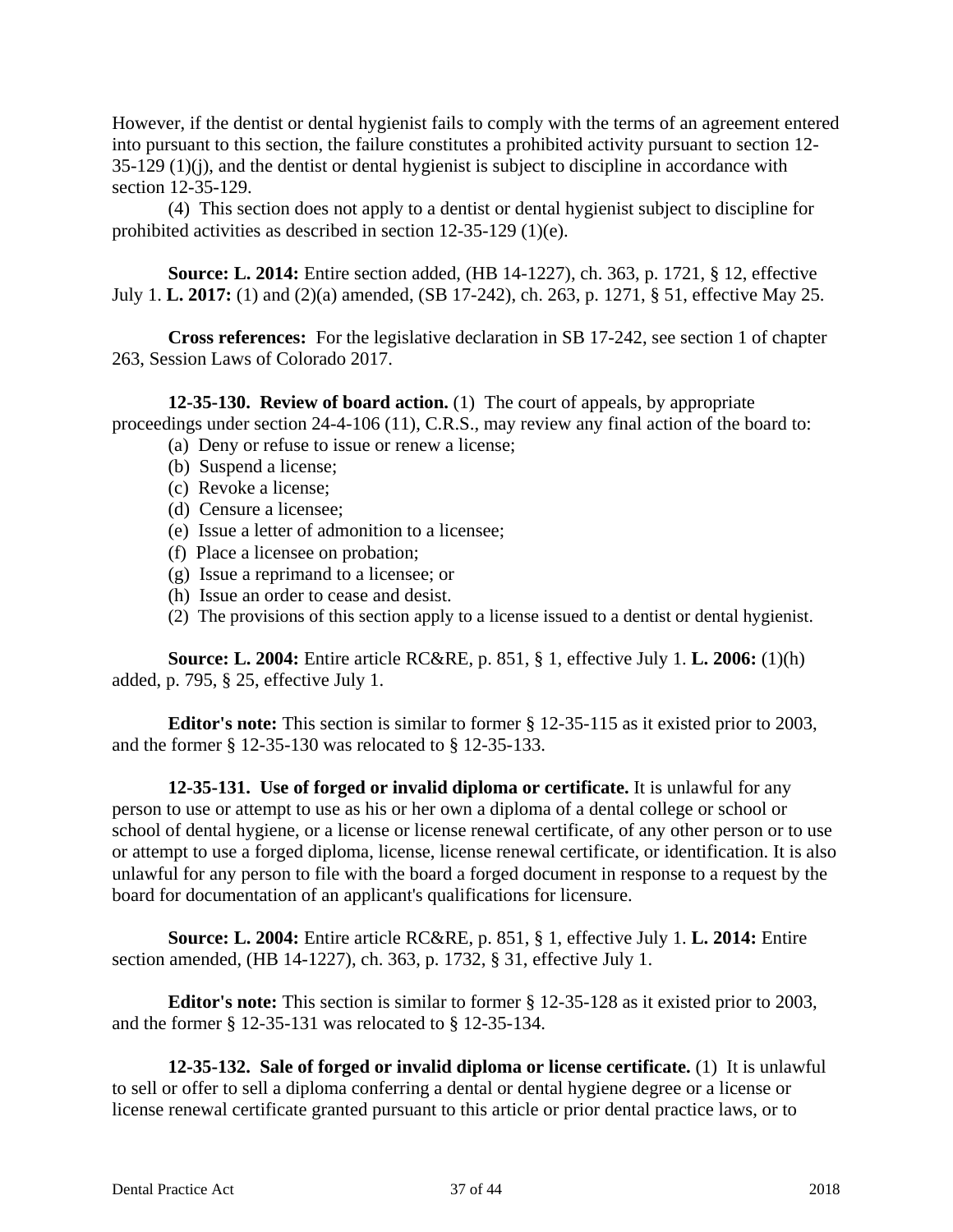However, if the dentist or dental hygienist fails to comply with the terms of an agreement entered into pursuant to this section, the failure constitutes a prohibited activity pursuant to section 12-35-129 (1)(j), and the dentist or dental hygienist is subject to discipline in accordance with section 12-35-129.

(4) This section does not apply to a dentist or dental hygienist subject to discipline for prohibited activities as described in section 12-35-129 (1)(e).

**Source: L. 2014:** Entire section added, (HB 14-1227), ch. 363, p. 1721, § 12, effective July 1. **L. 2017:** (1) and (2)(a) amended, (SB 17-242), ch. 263, p. 1271, § 51, effective May 25.

**Cross references:** For the legislative declaration in SB 17-242, see section 1 of chapter 263, Session Laws of Colorado 2017.

**12-35-130. Review of board action.** (1) The court of appeals, by appropriate proceedings under section 24-4-106 (11), C.R.S., may review any final action of the board to:

(a) Deny or refuse to issue or renew a license;

(b) Suspend a license;

(c) Revoke a license;

(d) Censure a licensee;

(e) Issue a letter of admonition to a licensee;

(f) Place a licensee on probation;

(g) Issue a reprimand to a licensee; or

(h) Issue an order to cease and desist.

(2) The provisions of this section apply to a license issued to a dentist or dental hygienist.

**Source: L. 2004:** Entire article RC&RE, p. 851, § 1, effective July 1. **L. 2006:** (1)(h) added, p. 795, § 25, effective July 1.

**Editor's note:** This section is similar to former § 12-35-115 as it existed prior to 2003, and the former § 12-35-130 was relocated to § 12-35-133.

**12-35-131. Use of forged or invalid diploma or certificate.** It is unlawful for any person to use or attempt to use as his or her own a diploma of a dental college or school or school of dental hygiene, or a license or license renewal certificate, of any other person or to use or attempt to use a forged diploma, license, license renewal certificate, or identification. It is also unlawful for any person to file with the board a forged document in response to a request by the board for documentation of an applicant's qualifications for licensure.

**Source: L. 2004:** Entire article RC&RE, p. 851, § 1, effective July 1. **L. 2014:** Entire section amended, (HB 14-1227), ch. 363, p. 1732, § 31, effective July 1.

**Editor's note:** This section is similar to former § 12-35-128 as it existed prior to 2003, and the former § 12-35-131 was relocated to § 12-35-134.

**12-35-132. Sale of forged or invalid diploma or license certificate.** (1) It is unlawful to sell or offer to sell a diploma conferring a dental or dental hygiene degree or a license or license renewal certificate granted pursuant to this article or prior dental practice laws, or to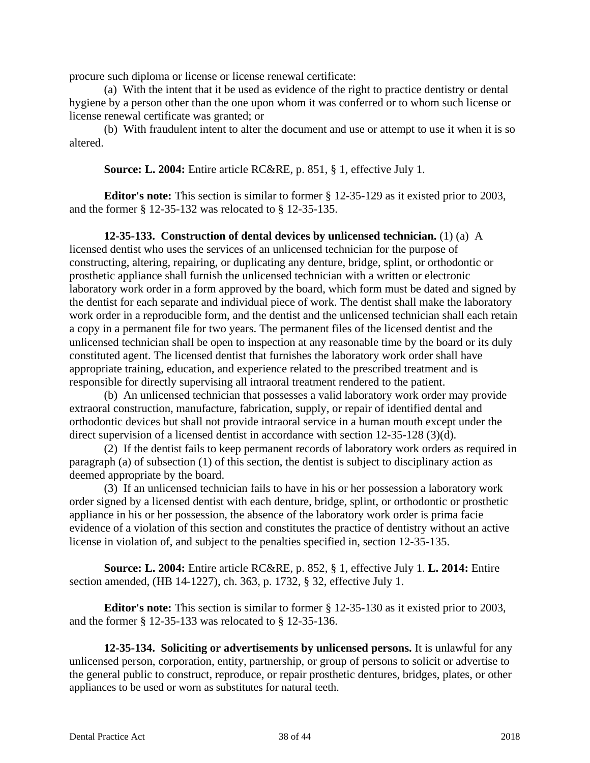procure such diploma or license or license renewal certificate:

(a) With the intent that it be used as evidence of the right to practice dentistry or dental hygiene by a person other than the one upon whom it was conferred or to whom such license or license renewal certificate was granted; or

(b) With fraudulent intent to alter the document and use or attempt to use it when it is so altered.

**Source: L. 2004:** Entire article RC&RE, p. 851, § 1, effective July 1.

**Editor's note:** This section is similar to former § 12-35-129 as it existed prior to 2003, and the former § 12-35-132 was relocated to § 12-35-135.

**12-35-133. Construction of dental devices by unlicensed technician.** (1) (a) A licensed dentist who uses the services of an unlicensed technician for the purpose of constructing, altering, repairing, or duplicating any denture, bridge, splint, or orthodontic or prosthetic appliance shall furnish the unlicensed technician with a written or electronic laboratory work order in a form approved by the board, which form must be dated and signed by the dentist for each separate and individual piece of work. The dentist shall make the laboratory work order in a reproducible form, and the dentist and the unlicensed technician shall each retain a copy in a permanent file for two years. The permanent files of the licensed dentist and the unlicensed technician shall be open to inspection at any reasonable time by the board or its duly constituted agent. The licensed dentist that furnishes the laboratory work order shall have appropriate training, education, and experience related to the prescribed treatment and is responsible for directly supervising all intraoral treatment rendered to the patient.

(b) An unlicensed technician that possesses a valid laboratory work order may provide extraoral construction, manufacture, fabrication, supply, or repair of identified dental and orthodontic devices but shall not provide intraoral service in a human mouth except under the direct supervision of a licensed dentist in accordance with section 12-35-128 (3)(d).

(2) If the dentist fails to keep permanent records of laboratory work orders as required in paragraph (a) of subsection (1) of this section, the dentist is subject to disciplinary action as deemed appropriate by the board.

(3) If an unlicensed technician fails to have in his or her possession a laboratory work order signed by a licensed dentist with each denture, bridge, splint, or orthodontic or prosthetic appliance in his or her possession, the absence of the laboratory work order is prima facie evidence of a violation of this section and constitutes the practice of dentistry without an active license in violation of, and subject to the penalties specified in, section 12-35-135.

**Source: L. 2004:** Entire article RC&RE, p. 852, § 1, effective July 1. **L. 2014:** Entire section amended, (HB 14-1227), ch. 363, p. 1732, § 32, effective July 1.

**Editor's note:** This section is similar to former § 12-35-130 as it existed prior to 2003, and the former § 12-35-133 was relocated to § 12-35-136.

**12-35-134. Soliciting or advertisements by unlicensed persons.** It is unlawful for any unlicensed person, corporation, entity, partnership, or group of persons to solicit or advertise to the general public to construct, reproduce, or repair prosthetic dentures, bridges, plates, or other appliances to be used or worn as substitutes for natural teeth.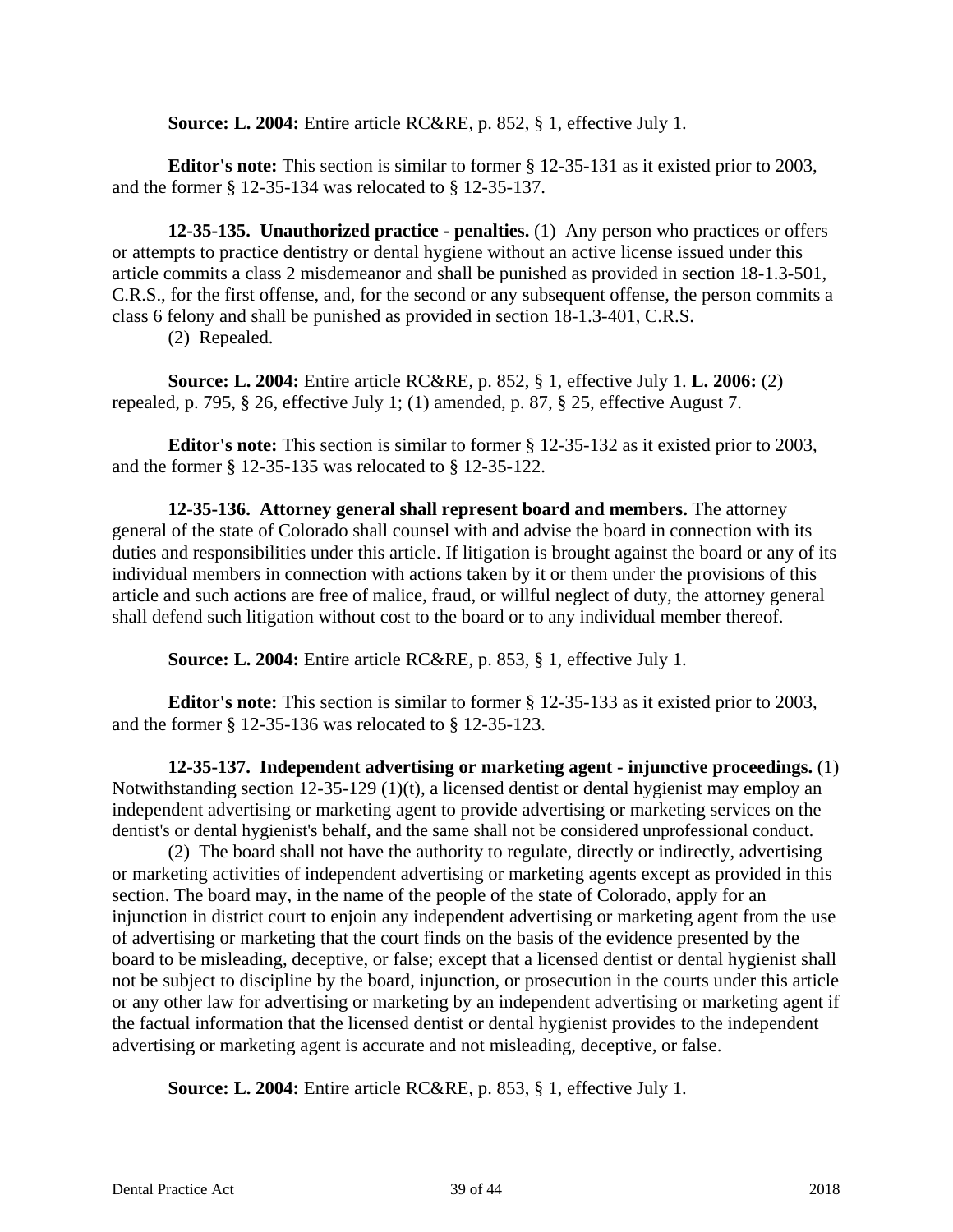**Source: L. 2004:** Entire article RC&RE, p. 852, § 1, effective July 1.

**Editor's note:** This section is similar to former § 12-35-131 as it existed prior to 2003, and the former § 12-35-134 was relocated to § 12-35-137.

**12-35-135. Unauthorized practice - penalties.** (1) Any person who practices or offers or attempts to practice dentistry or dental hygiene without an active license issued under this article commits a class 2 misdemeanor and shall be punished as provided in section 18-1.3-501, C.R.S., for the first offense, and, for the second or any subsequent offense, the person commits a class 6 felony and shall be punished as provided in section 18-1.3-401, C.R.S.

(2) Repealed.

**Source: L. 2004:** Entire article RC&RE, p. 852, § 1, effective July 1. **L. 2006:** (2) repealed, p. 795, § 26, effective July 1; (1) amended, p. 87, § 25, effective August 7.

**Editor's note:** This section is similar to former § 12-35-132 as it existed prior to 2003, and the former § 12-35-135 was relocated to § 12-35-122.

**12-35-136. Attorney general shall represent board and members.** The attorney general of the state of Colorado shall counsel with and advise the board in connection with its duties and responsibilities under this article. If litigation is brought against the board or any of its individual members in connection with actions taken by it or them under the provisions of this article and such actions are free of malice, fraud, or willful neglect of duty, the attorney general shall defend such litigation without cost to the board or to any individual member thereof.

**Source: L. 2004:** Entire article RC&RE, p. 853, § 1, effective July 1.

**Editor's note:** This section is similar to former § 12-35-133 as it existed prior to 2003, and the former § 12-35-136 was relocated to § 12-35-123.

**12-35-137. Independent advertising or marketing agent - injunctive proceedings.** (1) Notwithstanding section 12-35-129 (1)(t), a licensed dentist or dental hygienist may employ an independent advertising or marketing agent to provide advertising or marketing services on the dentist's or dental hygienist's behalf, and the same shall not be considered unprofessional conduct.

(2) The board shall not have the authority to regulate, directly or indirectly, advertising or marketing activities of independent advertising or marketing agents except as provided in this section. The board may, in the name of the people of the state of Colorado, apply for an injunction in district court to enjoin any independent advertising or marketing agent from the use of advertising or marketing that the court finds on the basis of the evidence presented by the board to be misleading, deceptive, or false; except that a licensed dentist or dental hygienist shall not be subject to discipline by the board, injunction, or prosecution in the courts under this article or any other law for advertising or marketing by an independent advertising or marketing agent if the factual information that the licensed dentist or dental hygienist provides to the independent advertising or marketing agent is accurate and not misleading, deceptive, or false.

**Source: L. 2004:** Entire article RC&RE, p. 853, § 1, effective July 1.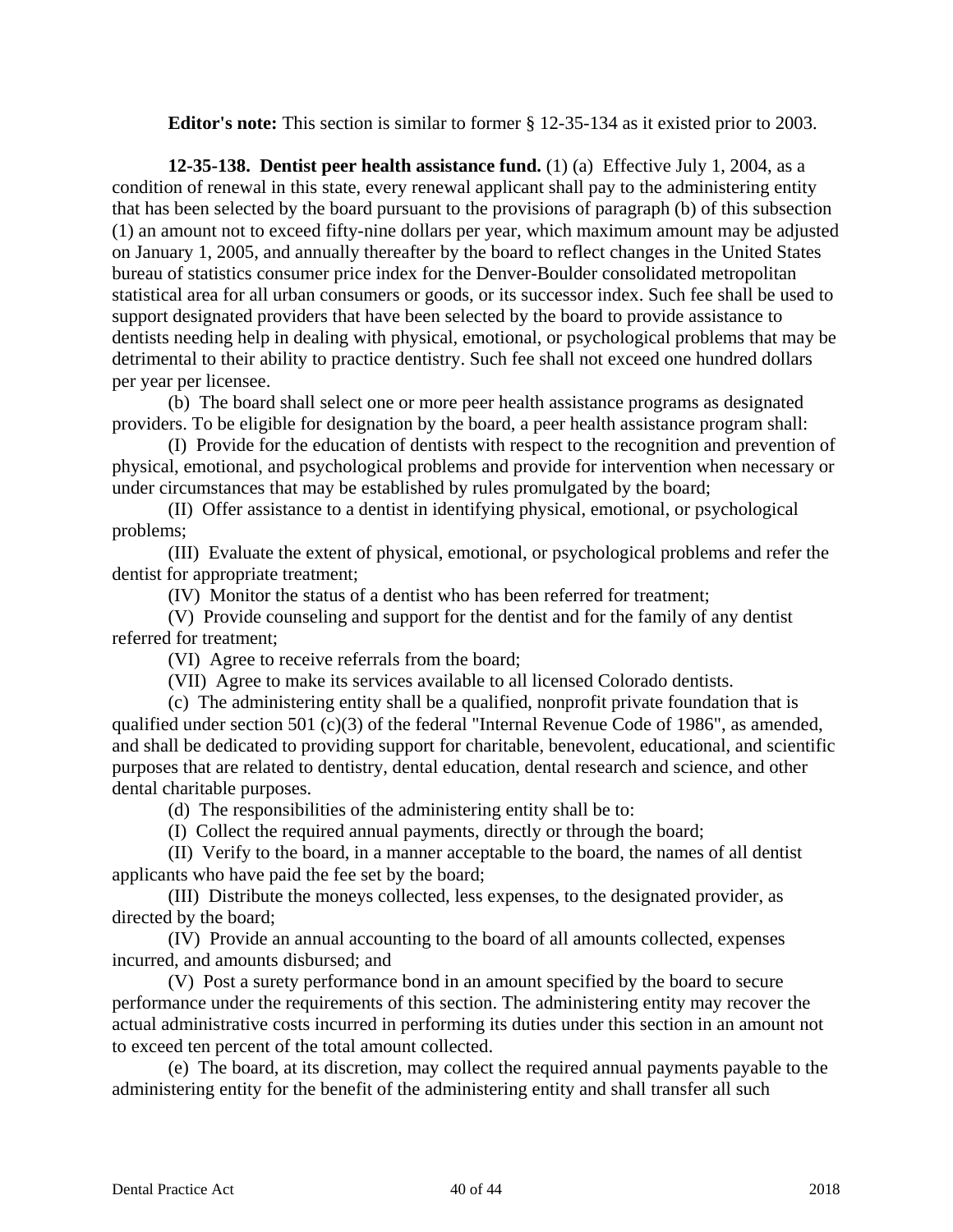**Editor's note:** This section is similar to former § 12-35-134 as it existed prior to 2003.

**12-35-138. Dentist peer health assistance fund.** (1) (a) Effective July 1, 2004, as a condition of renewal in this state, every renewal applicant shall pay to the administering entity that has been selected by the board pursuant to the provisions of paragraph (b) of this subsection (1) an amount not to exceed fifty-nine dollars per year, which maximum amount may be adjusted on January 1, 2005, and annually thereafter by the board to reflect changes in the United States bureau of statistics consumer price index for the Denver-Boulder consolidated metropolitan statistical area for all urban consumers or goods, or its successor index. Such fee shall be used to support designated providers that have been selected by the board to provide assistance to dentists needing help in dealing with physical, emotional, or psychological problems that may be detrimental to their ability to practice dentistry. Such fee shall not exceed one hundred dollars per year per licensee.

(b) The board shall select one or more peer health assistance programs as designated providers. To be eligible for designation by the board, a peer health assistance program shall:

(I) Provide for the education of dentists with respect to the recognition and prevention of physical, emotional, and psychological problems and provide for intervention when necessary or under circumstances that may be established by rules promulgated by the board;

(II) Offer assistance to a dentist in identifying physical, emotional, or psychological problems;

(III) Evaluate the extent of physical, emotional, or psychological problems and refer the dentist for appropriate treatment;

(IV) Monitor the status of a dentist who has been referred for treatment;

(V) Provide counseling and support for the dentist and for the family of any dentist referred for treatment;

(VI) Agree to receive referrals from the board;

(VII) Agree to make its services available to all licensed Colorado dentists.

(c) The administering entity shall be a qualified, nonprofit private foundation that is qualified under section 501 (c)(3) of the federal "Internal Revenue Code of 1986", as amended, and shall be dedicated to providing support for charitable, benevolent, educational, and scientific purposes that are related to dentistry, dental education, dental research and science, and other dental charitable purposes.

(d) The responsibilities of the administering entity shall be to:

(I) Collect the required annual payments, directly or through the board;

(II) Verify to the board, in a manner acceptable to the board, the names of all dentist applicants who have paid the fee set by the board;

(III) Distribute the moneys collected, less expenses, to the designated provider, as directed by the board;

(IV) Provide an annual accounting to the board of all amounts collected, expenses incurred, and amounts disbursed; and

(V) Post a surety performance bond in an amount specified by the board to secure performance under the requirements of this section. The administering entity may recover the actual administrative costs incurred in performing its duties under this section in an amount not to exceed ten percent of the total amount collected.

(e) The board, at its discretion, may collect the required annual payments payable to the administering entity for the benefit of the administering entity and shall transfer all such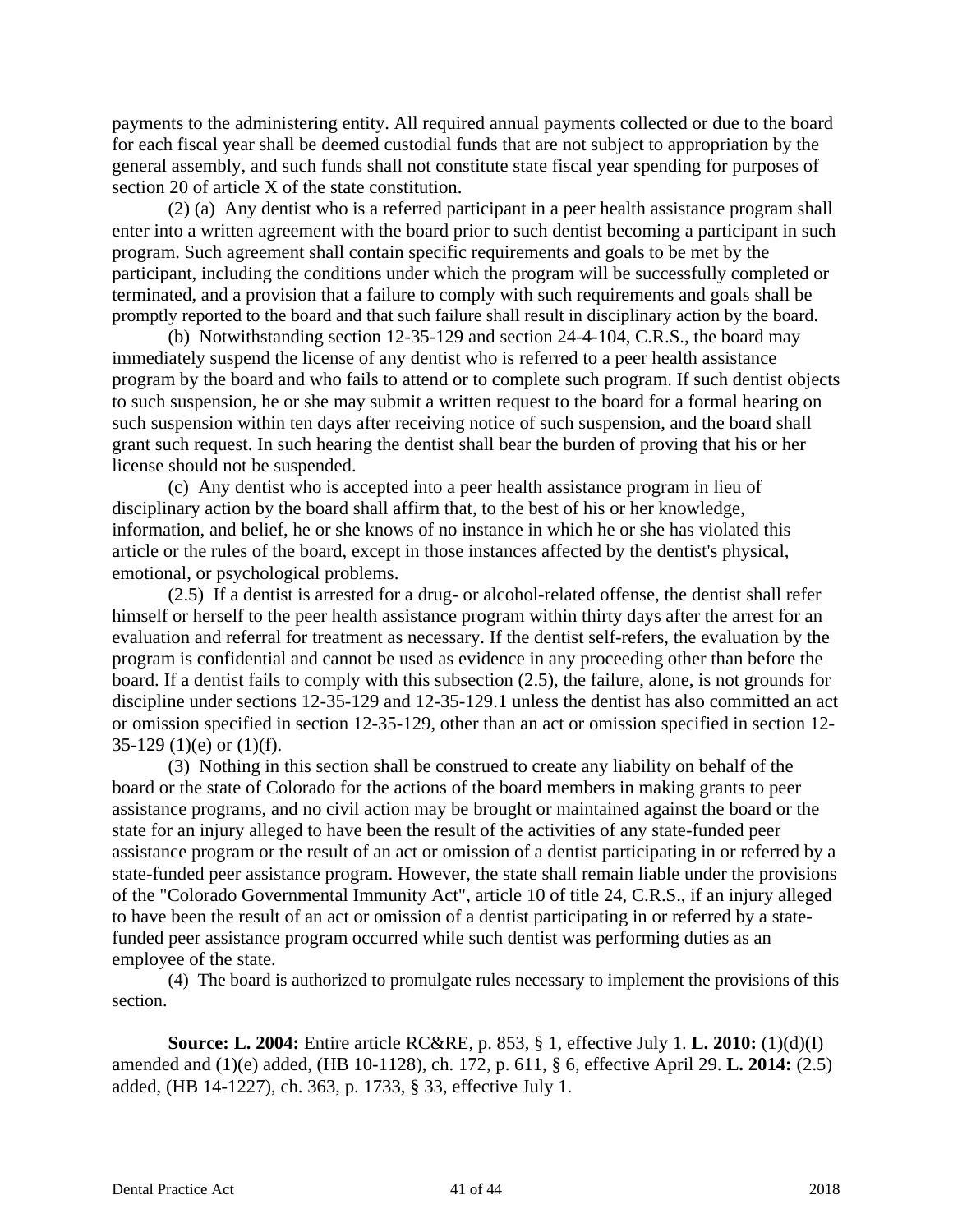payments to the administering entity. All required annual payments collected or due to the board for each fiscal year shall be deemed custodial funds that are not subject to appropriation by the general assembly, and such funds shall not constitute state fiscal year spending for purposes of section 20 of article X of the state constitution.

(2) (a) Any dentist who is a referred participant in a peer health assistance program shall enter into a written agreement with the board prior to such dentist becoming a participant in such program. Such agreement shall contain specific requirements and goals to be met by the participant, including the conditions under which the program will be successfully completed or terminated, and a provision that a failure to comply with such requirements and goals shall be promptly reported to the board and that such failure shall result in disciplinary action by the board.

(b) Notwithstanding section 12-35-129 and section 24-4-104, C.R.S., the board may immediately suspend the license of any dentist who is referred to a peer health assistance program by the board and who fails to attend or to complete such program. If such dentist objects to such suspension, he or she may submit a written request to the board for a formal hearing on such suspension within ten days after receiving notice of such suspension, and the board shall grant such request. In such hearing the dentist shall bear the burden of proving that his or her license should not be suspended.

(c) Any dentist who is accepted into a peer health assistance program in lieu of disciplinary action by the board shall affirm that, to the best of his or her knowledge, information, and belief, he or she knows of no instance in which he or she has violated this article or the rules of the board, except in those instances affected by the dentist's physical, emotional, or psychological problems.

(2.5) If a dentist is arrested for a drug- or alcohol-related offense, the dentist shall refer himself or herself to the peer health assistance program within thirty days after the arrest for an evaluation and referral for treatment as necessary. If the dentist self-refers, the evaluation by the program is confidential and cannot be used as evidence in any proceeding other than before the board. If a dentist fails to comply with this subsection (2.5), the failure, alone, is not grounds for discipline under sections 12-35-129 and 12-35-129.1 unless the dentist has also committed an act or omission specified in section 12-35-129, other than an act or omission specified in section 12-35-129 (1)(e) or (1)(f).

(3) Nothing in this section shall be construed to create any liability on behalf of the board or the state of Colorado for the actions of the board members in making grants to peer assistance programs, and no civil action may be brought or maintained against the board or the state for an injury alleged to have been the result of the activities of any state-funded peer assistance program or the result of an act or omission of a dentist participating in or referred by a state-funded peer assistance program. However, the state shall remain liable under the provisions of the "Colorado Governmental Immunity Act", article 10 of title 24, C.R.S., if an injury alleged to have been the result of an act or omission of a dentist participating in or referred by a state-funded peer assistance program occurred while such dentist was performing duties as an employee of the state.

(4) The board is authorized to promulgate rules necessary to implement the provisions of this section.

**Source: L. 2004:** Entire article RC&RE, p. 853, § 1, effective July 1. **L. 2010:** (1)(d)(I) amended and (1)(e) added, (HB 10-1128), ch. 172, p. 611, § 6, effective April 29. **L. 2014:** (2.5) added, (HB 14-1227), ch. 363, p. 1733, § 33, effective July 1.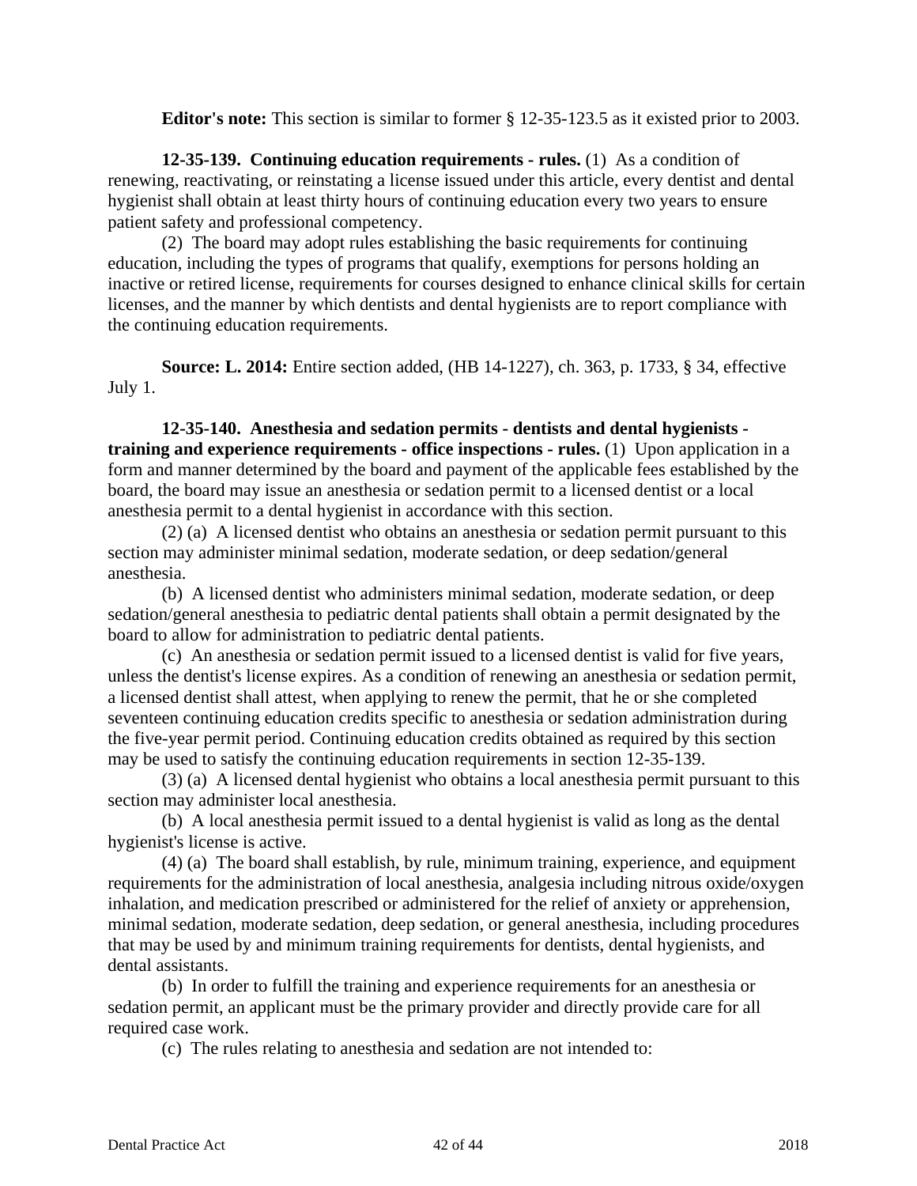**Editor's note:** This section is similar to former § 12-35-123.5 as it existed prior to 2003.

**12-35-139. Continuing education requirements - rules.** (1) As a condition of renewing, reactivating, or reinstating a license issued under this article, every dentist and dental hygienist shall obtain at least thirty hours of continuing education every two years to ensure patient safety and professional competency.

(2) The board may adopt rules establishing the basic requirements for continuing education, including the types of programs that qualify, exemptions for persons holding an inactive or retired license, requirements for courses designed to enhance clinical skills for certain licenses, and the manner by which dentists and dental hygienists are to report compliance with the continuing education requirements.

**Source: L. 2014:** Entire section added, (HB 14-1227), ch. 363, p. 1733, § 34, effective July 1.

**12-35-140. Anesthesia and sedation permits - dentists and dental hygienists - training and experience requirements - office inspections - rules.** (1) Upon application in a form and manner determined by the board and payment of the applicable fees established by the board, the board may issue an anesthesia or sedation permit to a licensed dentist or a local anesthesia permit to a dental hygienist in accordance with this section.

(2) (a) A licensed dentist who obtains an anesthesia or sedation permit pursuant to this section may administer minimal sedation, moderate sedation, or deep sedation/general anesthesia.

(b) A licensed dentist who administers minimal sedation, moderate sedation, or deep sedation/general anesthesia to pediatric dental patients shall obtain a permit designated by the board to allow for administration to pediatric dental patients.

(c) An anesthesia or sedation permit issued to a licensed dentist is valid for five years, unless the dentist's license expires. As a condition of renewing an anesthesia or sedation permit, a licensed dentist shall attest, when applying to renew the permit, that he or she completed seventeen continuing education credits specific to anesthesia or sedation administration during the five-year permit period. Continuing education credits obtained as required by this section may be used to satisfy the continuing education requirements in section 12-35-139.

(3) (a) A licensed dental hygienist who obtains a local anesthesia permit pursuant to this section may administer local anesthesia.

(b) A local anesthesia permit issued to a dental hygienist is valid as long as the dental hygienist's license is active.

(4) (a) The board shall establish, by rule, minimum training, experience, and equipment requirements for the administration of local anesthesia, analgesia including nitrous oxide/oxygen inhalation, and medication prescribed or administered for the relief of anxiety or apprehension, minimal sedation, moderate sedation, deep sedation, or general anesthesia, including procedures that may be used by and minimum training requirements for dentists, dental hygienists, and dental assistants.

(b) In order to fulfill the training and experience requirements for an anesthesia or sedation permit, an applicant must be the primary provider and directly provide care for all required case work.

(c) The rules relating to anesthesia and sedation are not intended to: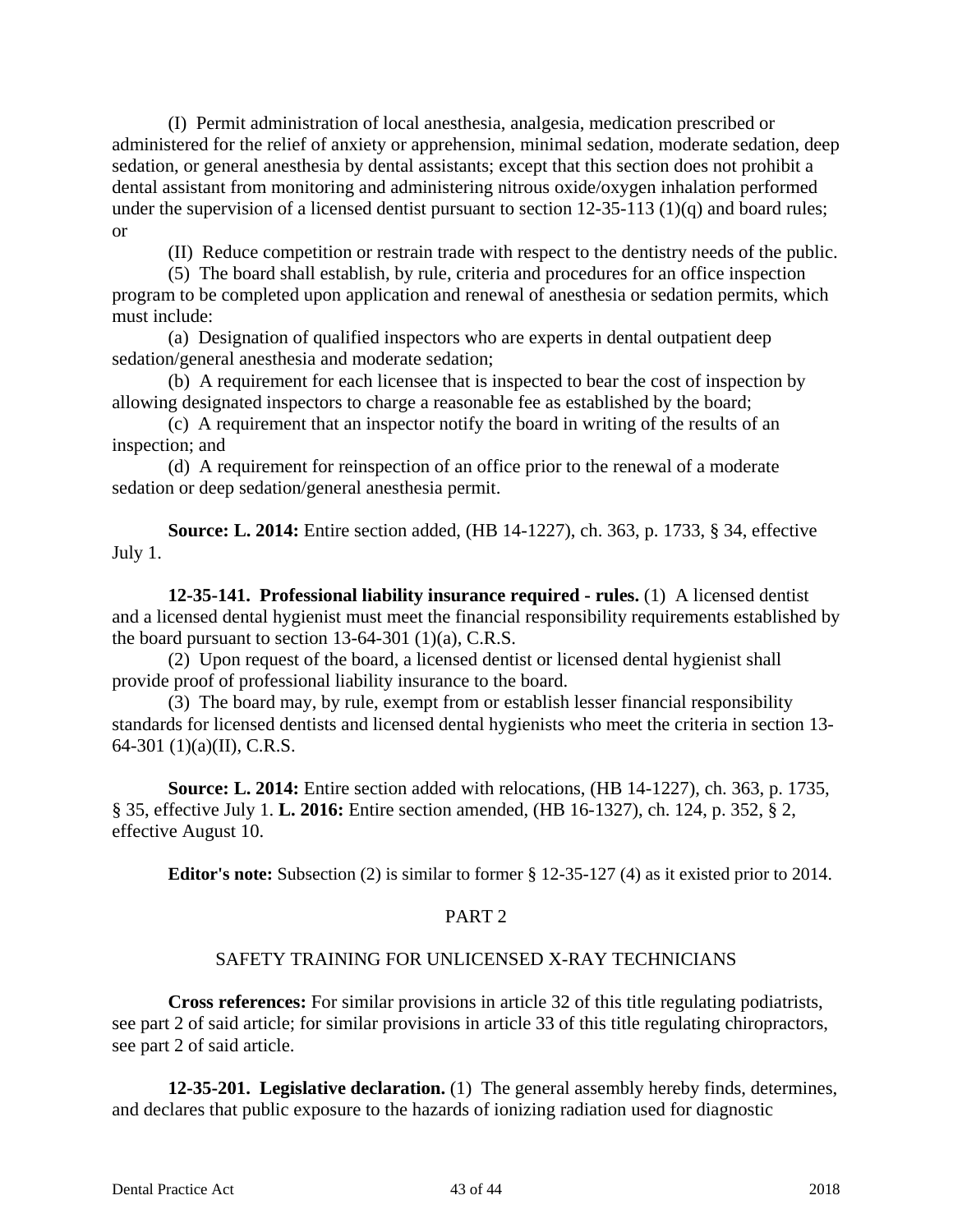(I) Permit administration of local anesthesia, analgesia, medication prescribed or administered for the relief of anxiety or apprehension, minimal sedation, moderate sedation, deep sedation, or general anesthesia by dental assistants; except that this section does not prohibit a dental assistant from monitoring and administering nitrous oxide/oxygen inhalation performed under the supervision of a licensed dentist pursuant to section 12-35-113 (1)(q) and board rules; or

(II) Reduce competition or restrain trade with respect to the dentistry needs of the public.

(5) The board shall establish, by rule, criteria and procedures for an office inspection program to be completed upon application and renewal of anesthesia or sedation permits, which must include:

(a) Designation of qualified inspectors who are experts in dental outpatient deep sedation/general anesthesia and moderate sedation;

(b) A requirement for each licensee that is inspected to bear the cost of inspection by allowing designated inspectors to charge a reasonable fee as established by the board;

(c) A requirement that an inspector notify the board in writing of the results of an inspection; and

(d) A requirement for reinspection of an office prior to the renewal of a moderate sedation or deep sedation/general anesthesia permit.

**Source: L. 2014:** Entire section added, (HB 14-1227), ch. 363, p. 1733, § 34, effective July 1.

**12-35-141. Professional liability insurance required - rules.** (1) A licensed dentist and a licensed dental hygienist must meet the financial responsibility requirements established by the board pursuant to section 13-64-301 (1)(a), C.R.S.

(2) Upon request of the board, a licensed dentist or licensed dental hygienist shall provide proof of professional liability insurance to the board.

(3) The board may, by rule, exempt from or establish lesser financial responsibility standards for licensed dentists and licensed dental hygienists who meet the criteria in section 13-64-301 (1)(a)(II), C.R.S.

**Source: L. 2014:** Entire section added with relocations, (HB 14-1227), ch. 363, p. 1735, § 35, effective July 1. **L. 2016:** Entire section amended, (HB 16-1327), ch. 124, p. 352, § 2, effective August 10.

**Editor's note:** Subsection (2) is similar to former § 12-35-127 (4) as it existed prior to 2014.

## PART 2

## SAFETY TRAINING FOR UNLICENSED X-RAY TECHNICIANS

**Cross references:** For similar provisions in article 32 of this title regulating podiatrists, see part 2 of said article; for similar provisions in article 33 of this title regulating chiropractors, see part 2 of said article.

**12-35-201. Legislative declaration.** (1) The general assembly hereby finds, determines, and declares that public exposure to the hazards of ionizing radiation used for diagnostic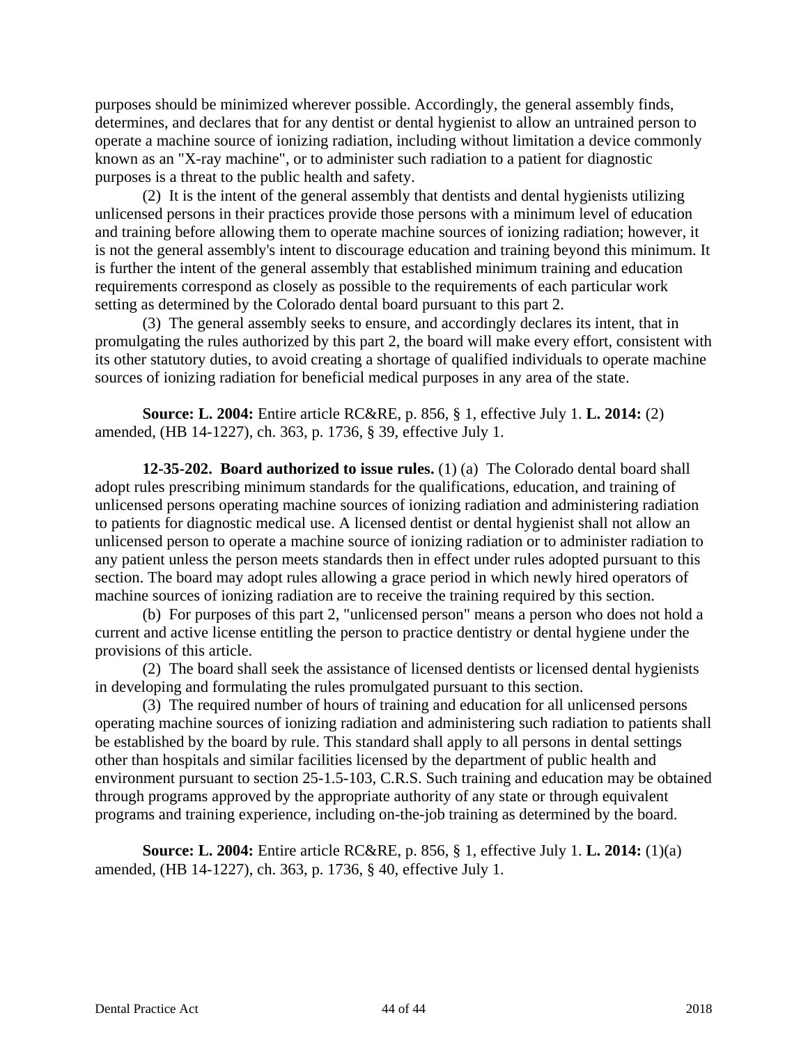purposes should be minimized wherever possible. Accordingly, the general assembly finds, determines, and declares that for any dentist or dental hygienist to allow an untrained person to operate a machine source of ionizing radiation, including without limitation a device commonly known as an "X-ray machine", or to administer such radiation to a patient for diagnostic purposes is a threat to the public health and safety.

(2) It is the intent of the general assembly that dentists and dental hygienists utilizing unlicensed persons in their practices provide those persons with a minimum level of education and training before allowing them to operate machine sources of ionizing radiation; however, it is not the general assembly's intent to discourage education and training beyond this minimum. It is further the intent of the general assembly that established minimum training and education requirements correspond as closely as possible to the requirements of each particular work setting as determined by the Colorado dental board pursuant to this part 2.

(3) The general assembly seeks to ensure, and accordingly declares its intent, that in promulgating the rules authorized by this part 2, the board will make every effort, consistent with its other statutory duties, to avoid creating a shortage of qualified individuals to operate machine sources of ionizing radiation for beneficial medical purposes in any area of the state.

**Source: L. 2004:** Entire article RC&RE, p. 856, § 1, effective July 1. **L. 2014:** (2) amended, (HB 14-1227), ch. 363, p. 1736, § 39, effective July 1.

**12-35-202. Board authorized to issue rules.** (1) (a) The Colorado dental board shall adopt rules prescribing minimum standards for the qualifications, education, and training of unlicensed persons operating machine sources of ionizing radiation and administering radiation to patients for diagnostic medical use. A licensed dentist or dental hygienist shall not allow an unlicensed person to operate a machine source of ionizing radiation or to administer radiation to any patient unless the person meets standards then in effect under rules adopted pursuant to this section. The board may adopt rules allowing a grace period in which newly hired operators of machine sources of ionizing radiation are to receive the training required by this section.

(b) For purposes of this part 2, "unlicensed person" means a person who does not hold a current and active license entitling the person to practice dentistry or dental hygiene under the provisions of this article.

(2) The board shall seek the assistance of licensed dentists or licensed dental hygienists in developing and formulating the rules promulgated pursuant to this section.

(3) The required number of hours of training and education for all unlicensed persons operating machine sources of ionizing radiation and administering such radiation to patients shall be established by the board by rule. This standard shall apply to all persons in dental settings other than hospitals and similar facilities licensed by the department of public health and environment pursuant to section 25-1.5-103, C.R.S. Such training and education may be obtained through programs approved by the appropriate authority of any state or through equivalent programs and training experience, including on-the-job training as determined by the board.

**Source: L. 2004:** Entire article RC&RE, p. 856, § 1, effective July 1. **L. 2014:** (1)(a) amended, (HB 14-1227), ch. 363, p. 1736, § 40, effective July 1.